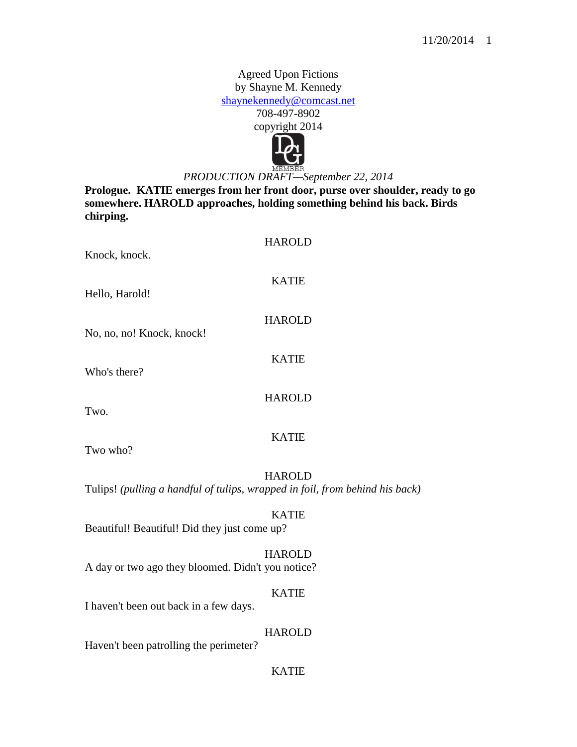Agreed Upon Fictions
by Shayne M. Kennedy
shaynekennedy@comcast.net
708-497-8902
copyright 2014

MEMBER

*PRODUCTION DRAFT—September 22, 2014*

**Prologue. KATIE emerges from her front door, purse over shoulder, ready to go somewhere. HAROLD approaches, holding something behind his back. Birds chirping.**

HAROLD
Knock, knock.

KATIE
Hello, Harold!

HAROLD
No, no, no! Knock, knock!

KATIE
Who's there?

HAROLD
Two.

KATIE
Two who?

HAROLD
Tulips! *(pulling a handful of tulips, wrapped in foil, from behind his back)*

KATIE
Beautiful! Beautiful! Did they just come up?

HAROLD
A day or two ago they bloomed. Didn't you notice?

KATIE
I haven't been out back in a few days.

HAROLD
Haven't been patrolling the perimeter?

KATIE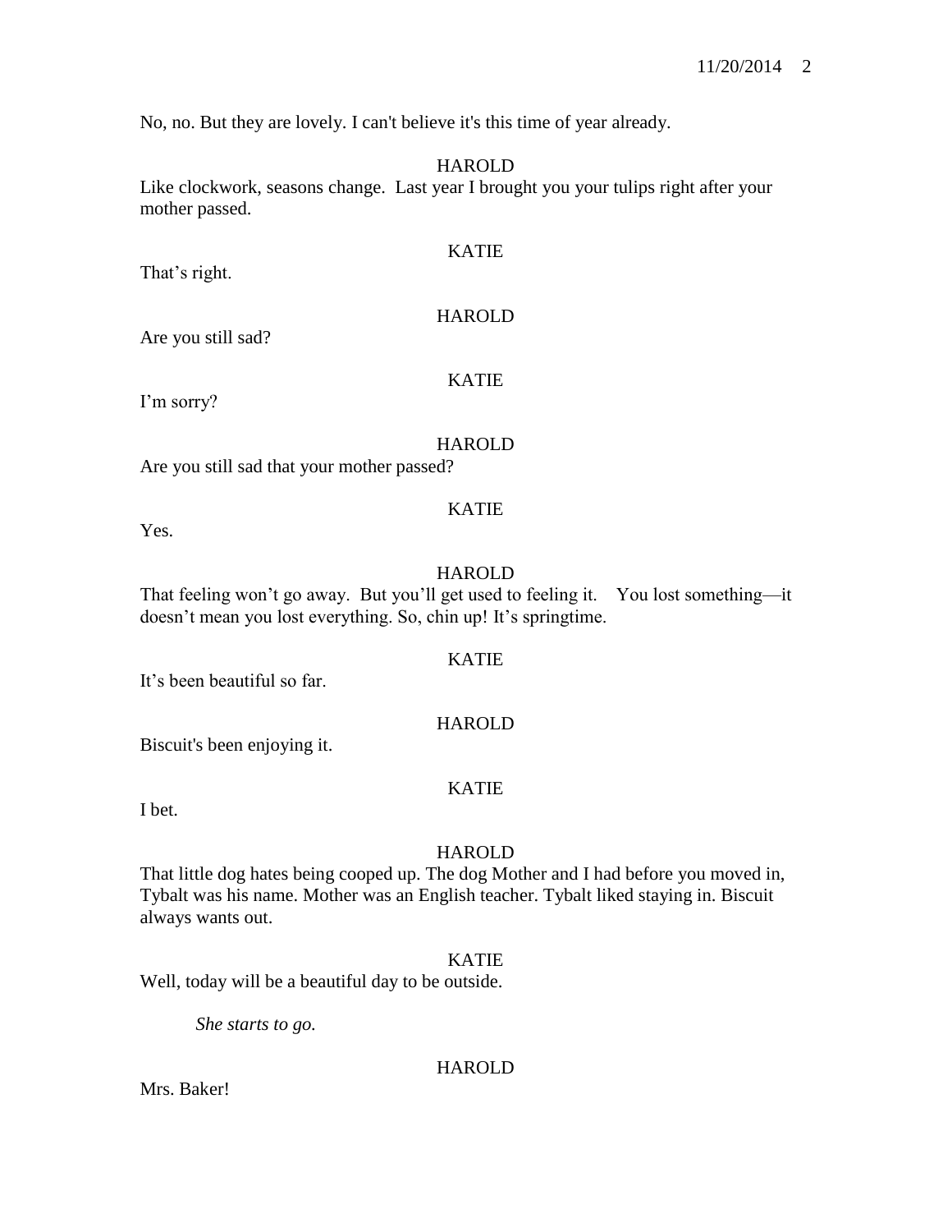No, no. But they are lovely. I can't believe it's this time of year already.

HAROLD

Like clockwork, seasons change. Last year I brought you your tulips right after your mother passed.

KATIE

That's right.

HAROLD

Are you still sad?

KATIE

I'm sorry?

HAROLD

Are you still sad that your mother passed?

KATIE

Yes.

HAROLD

That feeling won't go away. But you'll get used to feeling it. You lost something—it doesn't mean you lost everything. So, chin up! It's springtime.

KATIE

It's been beautiful so far.

HAROLD

Biscuit's been enjoying it.

KATIE

I bet.

HAROLD

That little dog hates being cooped up. The dog Mother and I had before you moved in, Tybalt was his name. Mother was an English teacher. Tybalt liked staying in. Biscuit always wants out.

KATIE

Well, today will be a beautiful day to be outside.

*She starts to go.*

HAROLD

Mrs. Baker!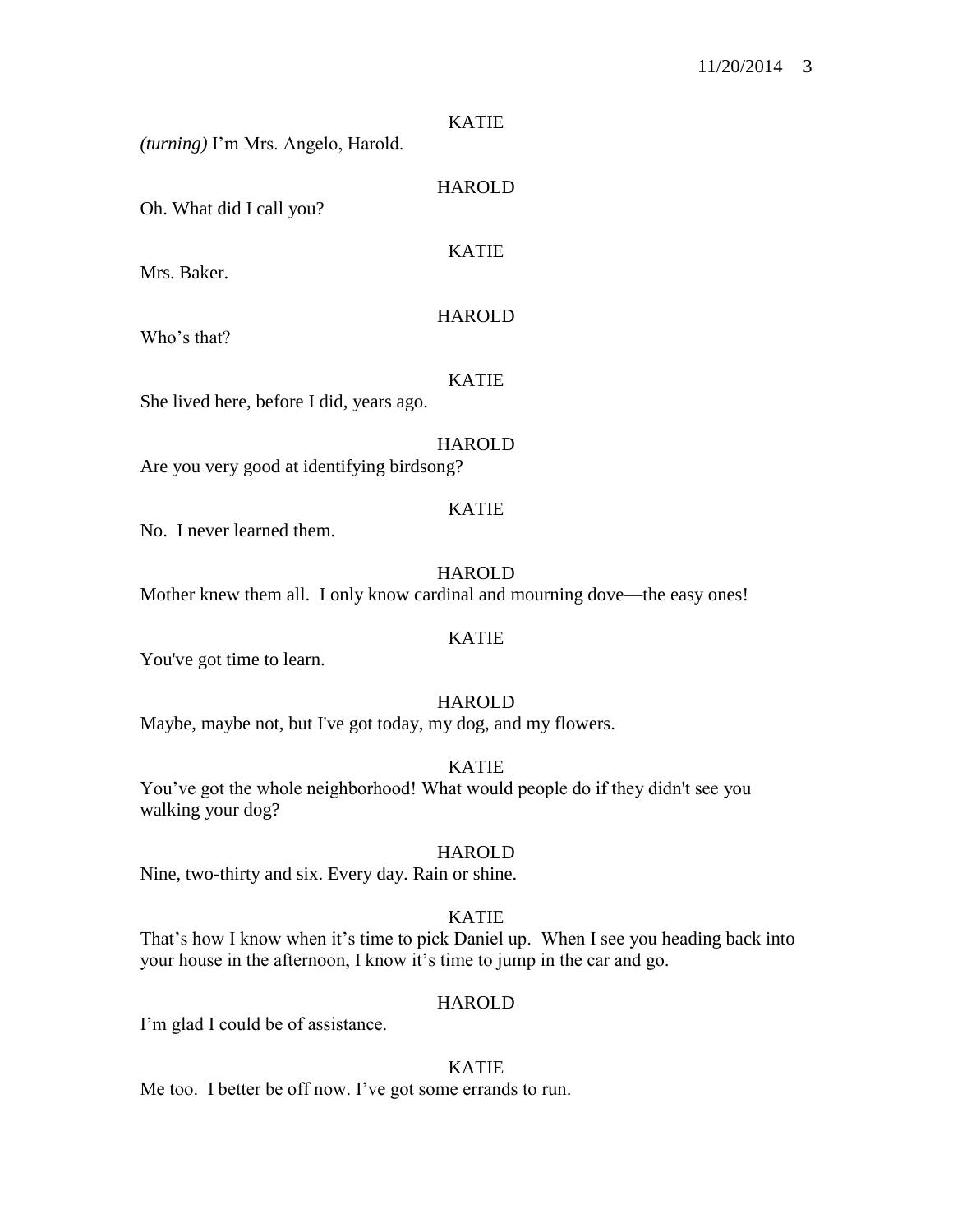KATIE

*(turning)* I'm Mrs. Angelo, Harold.

HAROLD

Oh. What did I call you?

KATIE

Mrs. Baker.

HAROLD

Who's that?

KATIE

She lived here, before I did, years ago.

HAROLD

Are you very good at identifying birdsong?

KATIE

No. I never learned them.

HAROLD

Mother knew them all. I only know cardinal and mourning dove—the easy ones!

KATIE

You've got time to learn.

HAROLD

Maybe, maybe not, but I've got today, my dog, and my flowers.

KATIE

You've got the whole neighborhood! What would people do if they didn't see you walking your dog?

HAROLD

Nine, two-thirty and six. Every day. Rain or shine.

KATIE

That's how I know when it's time to pick Daniel up. When I see you heading back into your house in the afternoon, I know it's time to jump in the car and go.

HAROLD

I'm glad I could be of assistance.

KATIE

Me too. I better be off now. I've got some errands to run.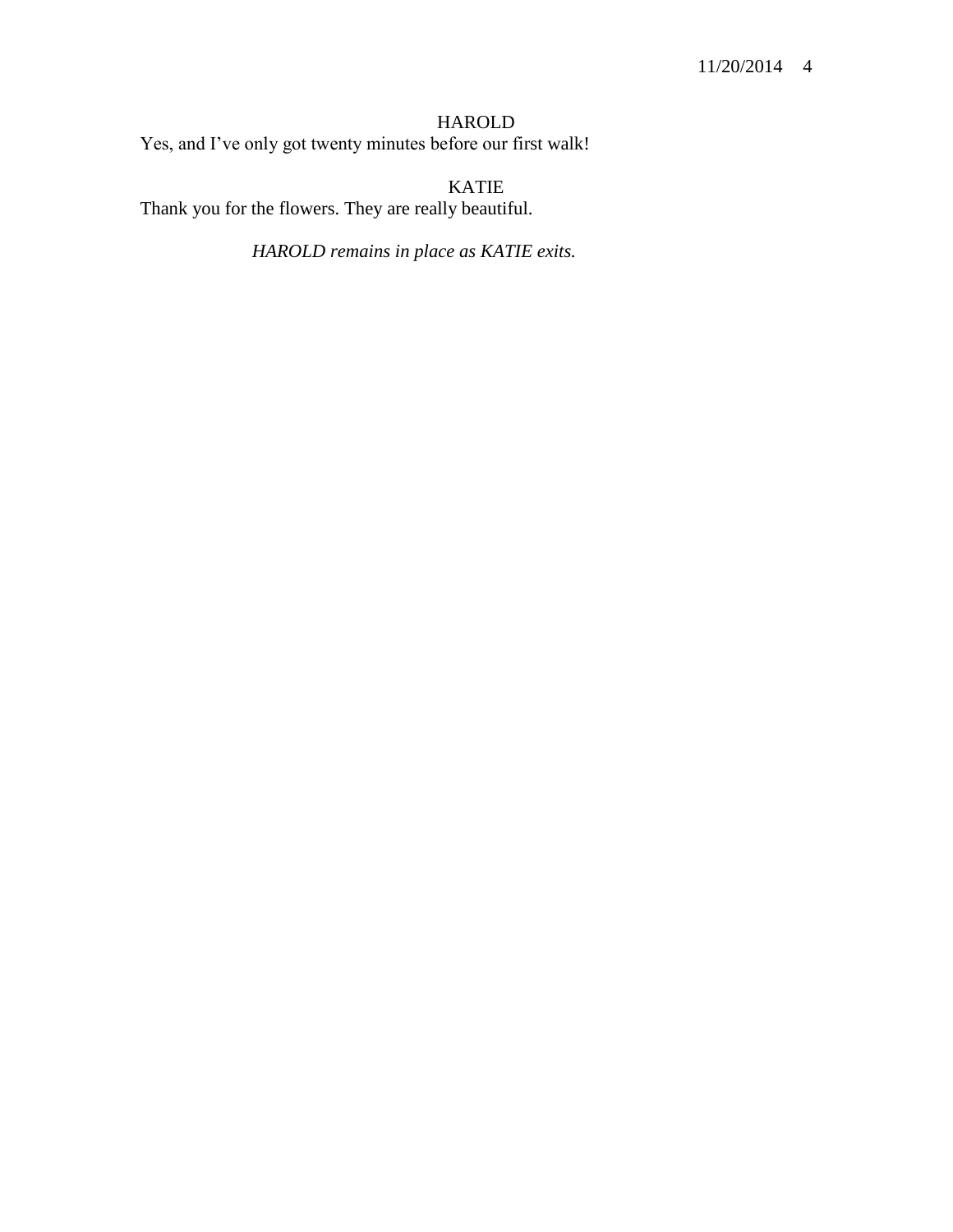HAROLD

Yes, and I've only got twenty minutes before our first walk!

KATIE

Thank you for the flowers. They are really beautiful.

*HAROLD remains in place as KATIE exits.*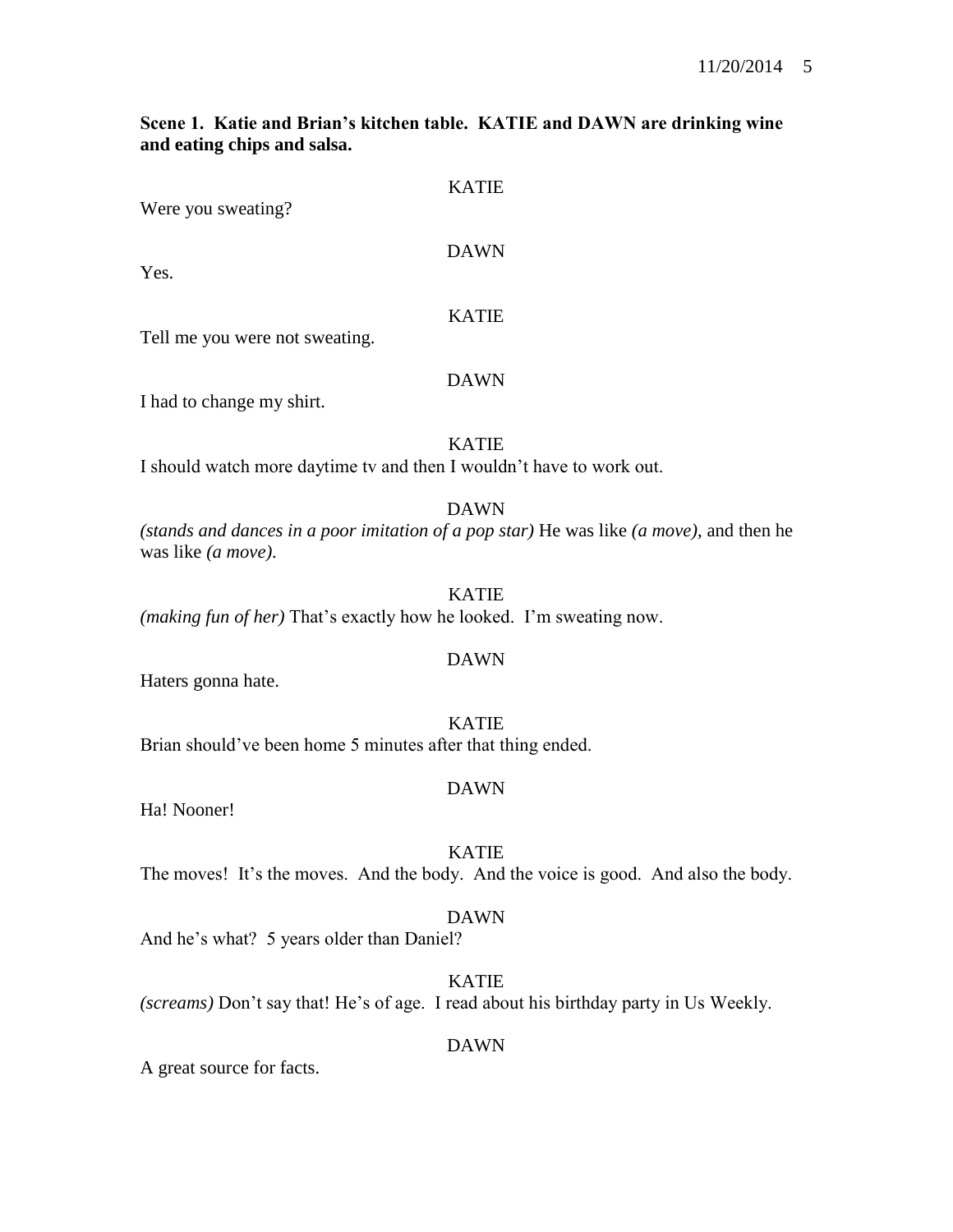**Scene 1. Katie and Brian's kitchen table. KATIE and DAWN are drinking wine and eating chips and salsa.**

KATIE

Were you sweating?

DAWN

Yes.

KATIE

Tell me you were not sweating.

DAWN

I had to change my shirt.

KATIE

I should watch more daytime tv and then I wouldn't have to work out.

DAWN

*(stands and dances in a poor imitation of a pop star)* He was like *(a move)*, and then he was like *(a move)*.

KATIE

*(making fun of her)* That's exactly how he looked. I'm sweating now.

DAWN

Haters gonna hate.

KATIE

Brian should've been home 5 minutes after that thing ended.

DAWN

Ha! Nooner!

KATIE

The moves! It's the moves. And the body. And the voice is good. And also the body.

DAWN

And he's what? 5 years older than Daniel?

KATIE

*(screams)* Don't say that! He's of age. I read about his birthday party in Us Weekly.

DAWN

A great source for facts.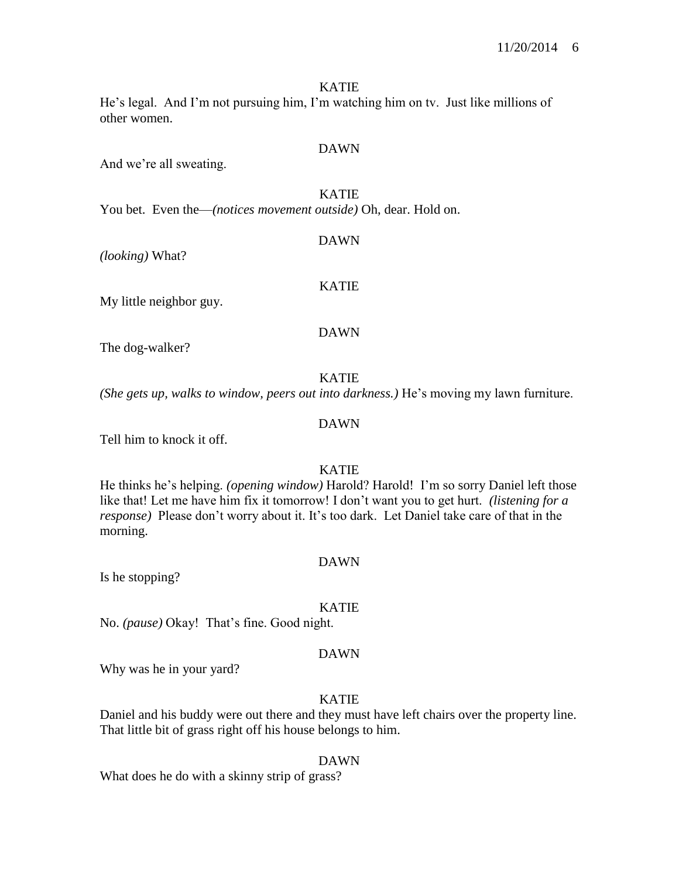KATIE

He's legal. And I'm not pursuing him, I'm watching him on tv. Just like millions of other women.

DAWN

And we're all sweating.

KATIE

You bet. Even the—*(notices movement outside)* Oh, dear. Hold on.

DAWN

*(looking)* What?

KATIE

My little neighbor guy.

DAWN

The dog-walker?

KATIE

*(She gets up, walks to window, peers out into darkness.)* He's moving my lawn furniture.

DAWN

Tell him to knock it off.

KATIE

He thinks he's helping. *(opening window)* Harold? Harold! I'm so sorry Daniel left those like that! Let me have him fix it tomorrow! I don't want you to get hurt. *(listening for a response)* Please don't worry about it. It's too dark. Let Daniel take care of that in the morning.

DAWN

Is he stopping?

KATIE

No. *(pause)* Okay! That's fine. Good night.

DAWN

Why was he in your yard?

KATIE

Daniel and his buddy were out there and they must have left chairs over the property line. That little bit of grass right off his house belongs to him.

DAWN

What does he do with a skinny strip of grass?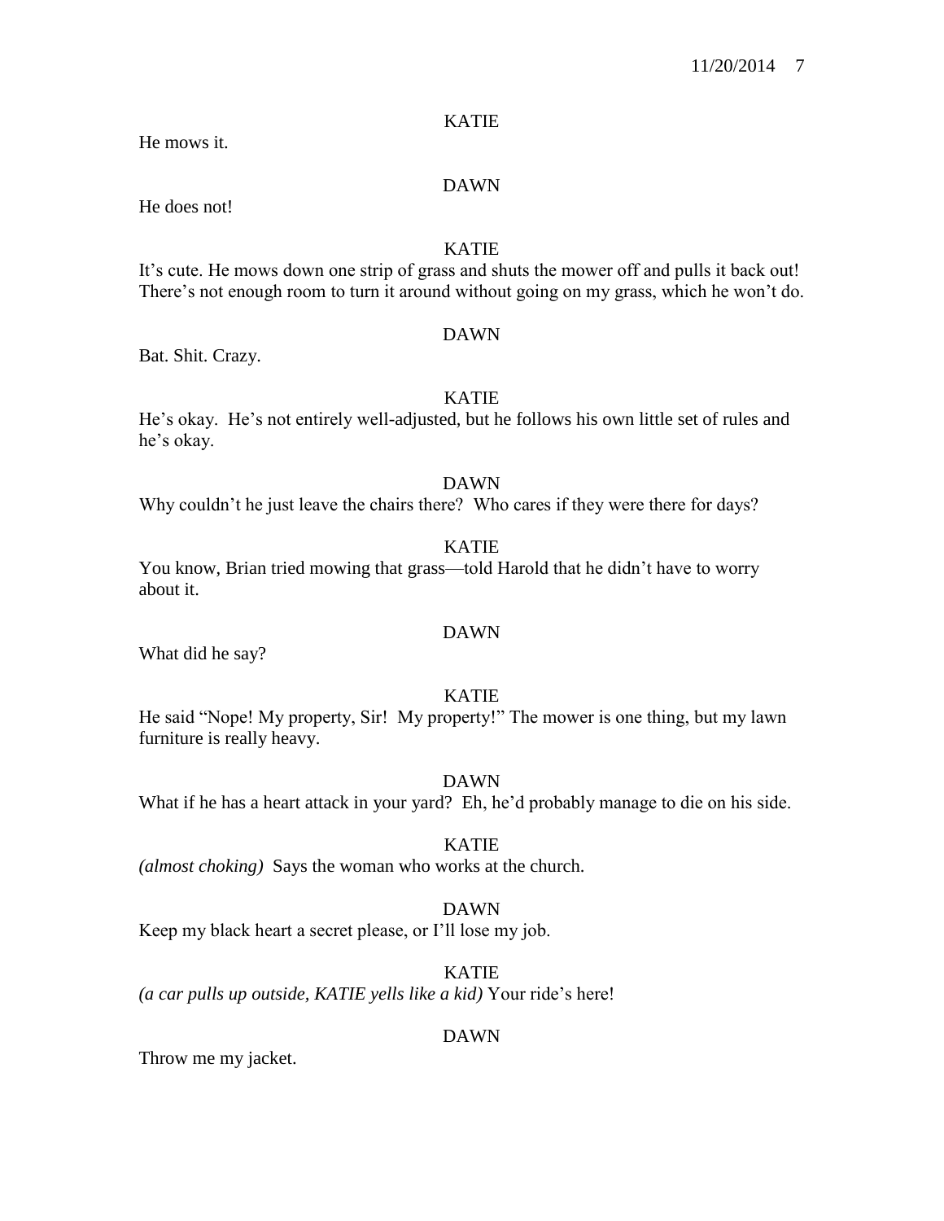KATIE

He mows it.

DAWN

He does not!

KATIE

It's cute. He mows down one strip of grass and shuts the mower off and pulls it back out! There's not enough room to turn it around without going on my grass, which he won't do.

DAWN

Bat. Shit. Crazy.

KATIE

He's okay. He's not entirely well-adjusted, but he follows his own little set of rules and he's okay.

DAWN

Why couldn't he just leave the chairs there? Who cares if they were there for days?

KATIE

You know, Brian tried mowing that grass—told Harold that he didn't have to worry about it.

DAWN

What did he say?

KATIE

He said "Nope! My property, Sir! My property!" The mower is one thing, but my lawn furniture is really heavy.

DAWN

What if he has a heart attack in your yard? Eh, he'd probably manage to die on his side.

KATIE

*(almost choking)* Says the woman who works at the church.

DAWN

Keep my black heart a secret please, or I'll lose my job.

KATIE

*(a car pulls up outside, KATIE yells like a kid)* Your ride's here!

DAWN

Throw me my jacket.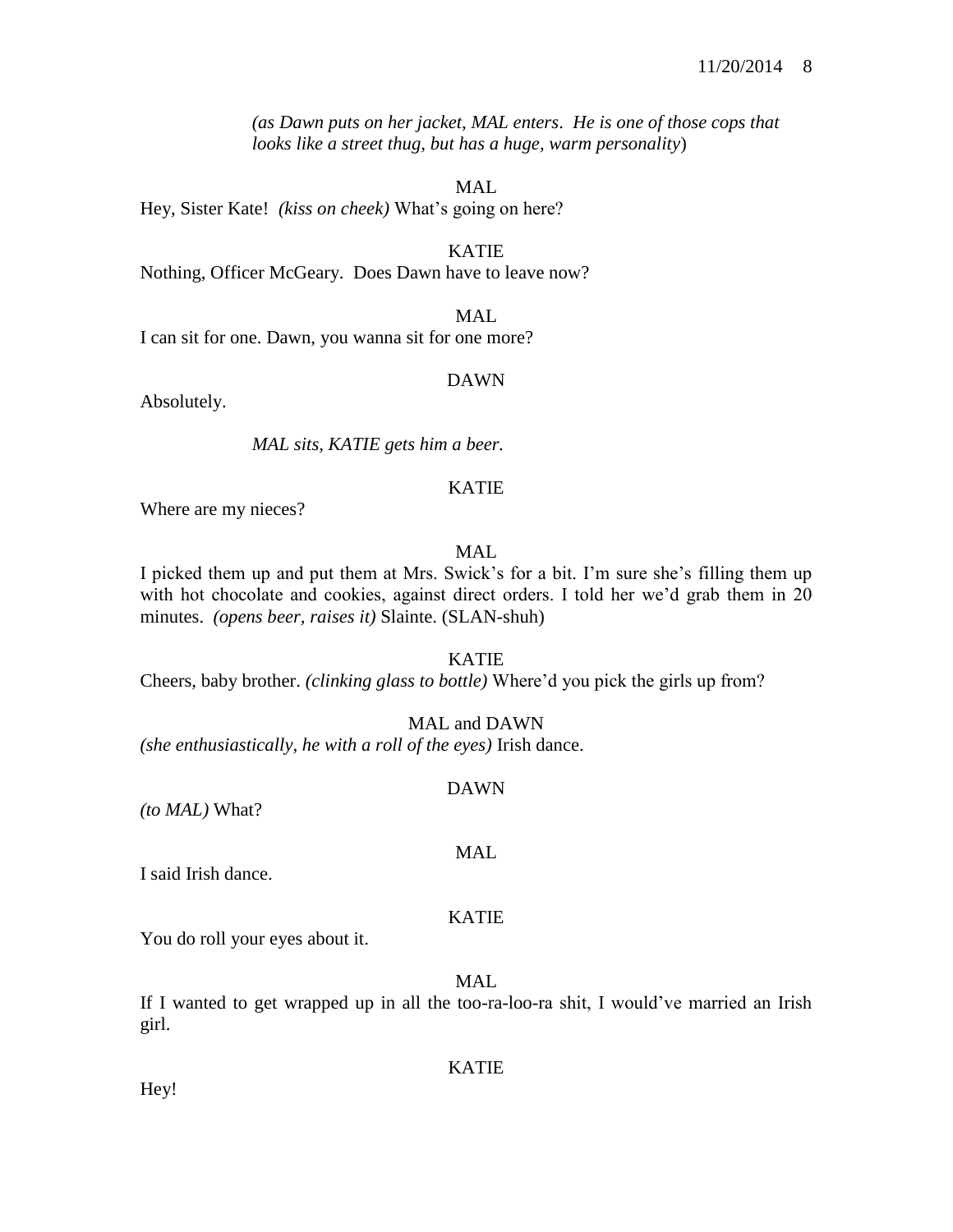*(as Dawn puts on her jacket, MAL enters. He is one of those cops that looks like a street thug, but has a huge, warm personality)*

MAL

Hey, Sister Kate! *(kiss on cheek)* What's going on here?

KATIE

Nothing, Officer McGeary. Does Dawn have to leave now?

MAL

I can sit for one. Dawn, you wanna sit for one more?

DAWN

Absolutely.

*MAL sits, KATIE gets him a beer.*

KATIE

Where are my nieces?

MAL

I picked them up and put them at Mrs. Swick's for a bit. I'm sure she's filling them up with hot chocolate and cookies, against direct orders. I told her we'd grab them in 20 minutes. *(opens beer, raises it)* Slainte. (SLAN-shuh)

KATIE

Cheers, baby brother. *(clinking glass to bottle)* Where'd you pick the girls up from?

MAL and DAWN

*(she enthusiastically, he with a roll of the eyes)* Irish dance.

DAWN

*(to MAL)* What?

MAL

I said Irish dance.

KATIE

You do roll your eyes about it.

MAL

If I wanted to get wrapped up in all the too-ra-loo-ra shit, I would've married an Irish girl.

KATIE

Hey!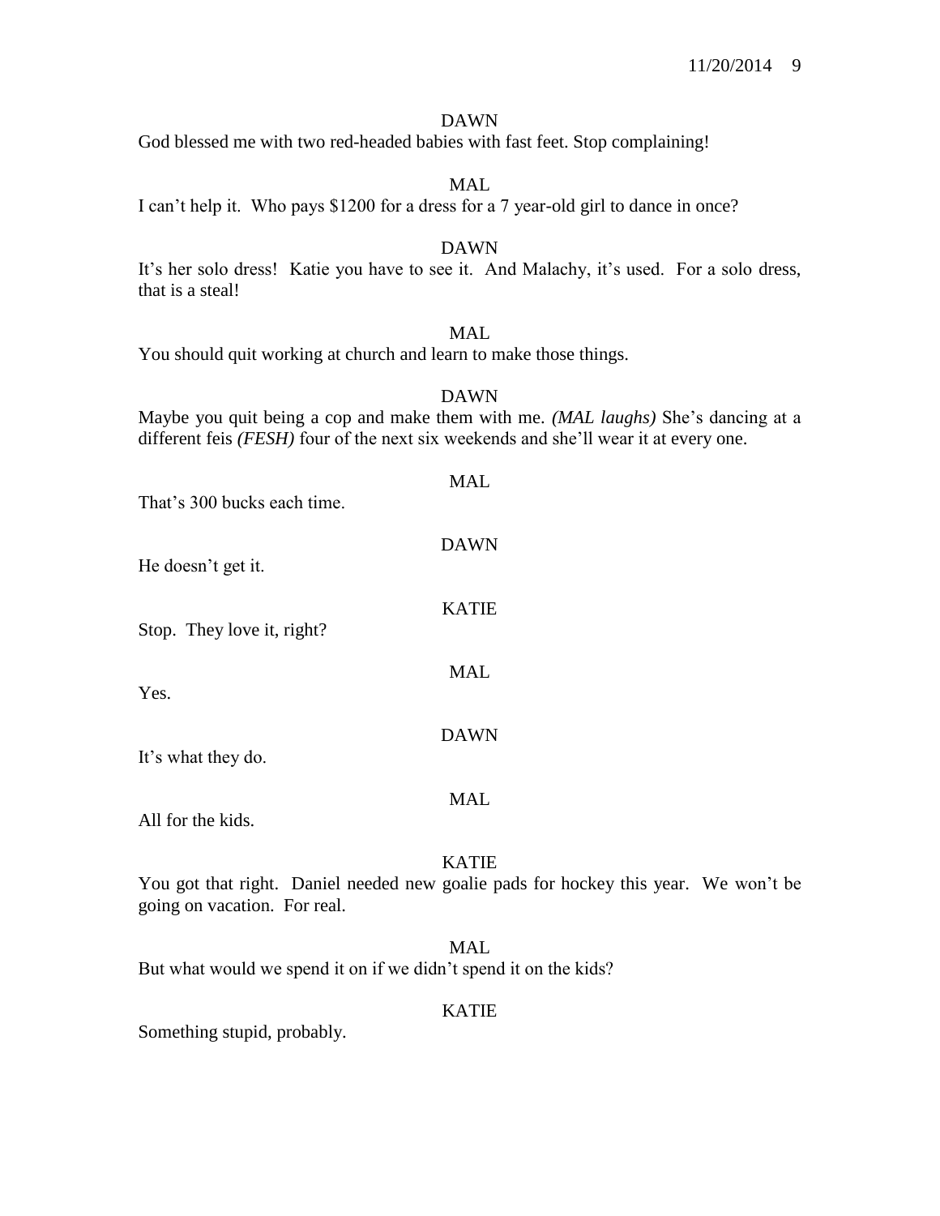DAWN

God blessed me with two red-headed babies with fast feet. Stop complaining!

MAL

I can't help it. Who pays $1200 for a dress for a 7 year-old girl to dance in once?

DAWN

It's her solo dress! Katie you have to see it. And Malachy, it's used. For a solo dress, that is a steal!

MAL

You should quit working at church and learn to make those things.

DAWN

Maybe you quit being a cop and make them with me. *(MAL laughs)* She's dancing at a different feis *(FESH)* four of the next six weekends and she'll wear it at every one.

MAL

That's 300 bucks each time.

DAWN

He doesn't get it.

KATIE

Stop. They love it, right?

MAL

Yes.

DAWN

It's what they do.

MAL

All for the kids.

KATIE

You got that right. Daniel needed new goalie pads for hockey this year. We won't be going on vacation. For real.

MAL

But what would we spend it on if we didn't spend it on the kids?

KATIE

Something stupid, probably.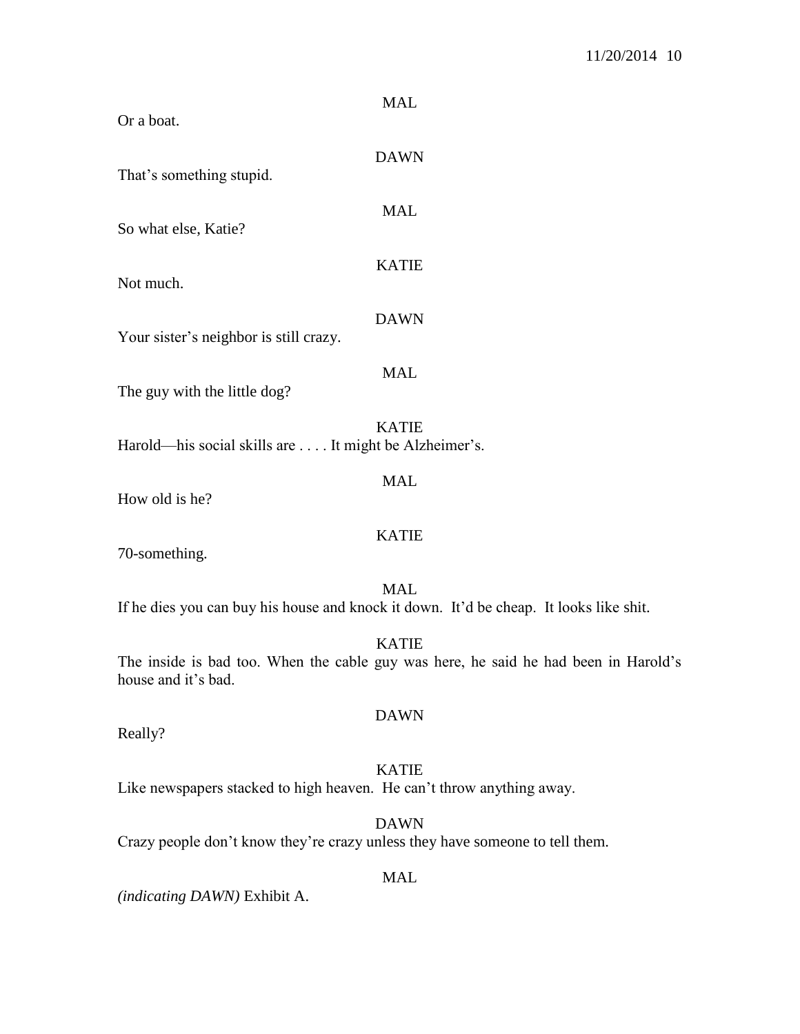MAL

Or a boat.

DAWN

That's something stupid.

MAL

So what else, Katie?

KATIE

Not much.

DAWN

Your sister's neighbor is still crazy.

MAL

The guy with the little dog?

KATIE

Harold—his social skills are . . . . It might be Alzheimer's.

MAL

How old is he?

KATIE

70-something.

MAL

If he dies you can buy his house and knock it down. It'd be cheap. It looks like shit.

KATIE

The inside is bad too. When the cable guy was here, he said he had been in Harold's house and it's bad.

DAWN

Really?

KATIE

Like newspapers stacked to high heaven. He can't throw anything away.

DAWN

Crazy people don't know they're crazy unless they have someone to tell them.

MAL

*(indicating DAWN)* Exhibit A.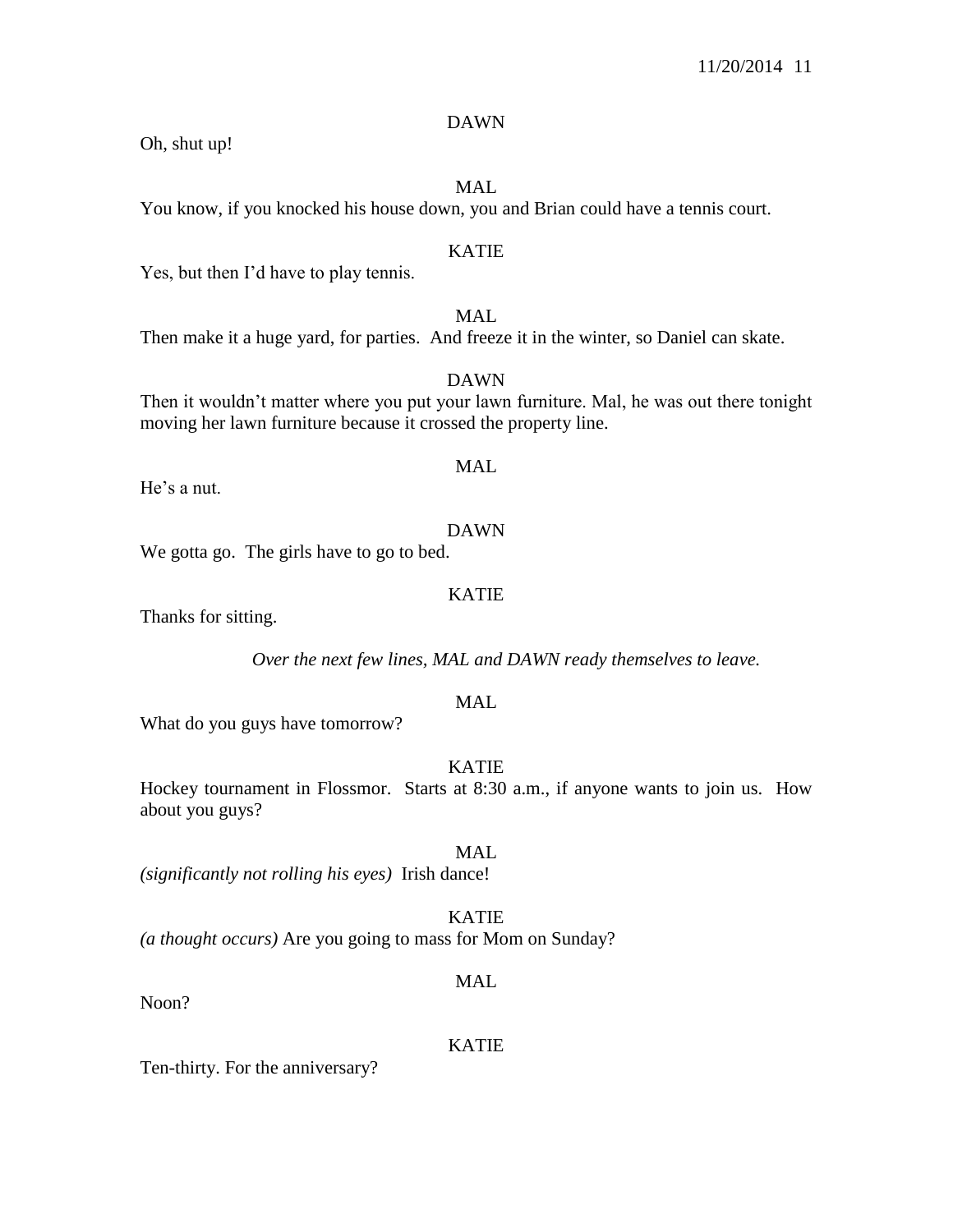DAWN

Oh, shut up!

MAL

You know, if you knocked his house down, you and Brian could have a tennis court.

KATIE

Yes, but then I'd have to play tennis.

MAL

Then make it a huge yard, for parties. And freeze it in the winter, so Daniel can skate.

DAWN

Then it wouldn't matter where you put your lawn furniture. Mal, he was out there tonight moving her lawn furniture because it crossed the property line.

MAL

He's a nut.

DAWN

We gotta go. The girls have to go to bed.

KATIE

Thanks for sitting.

*Over the next few lines, MAL and DAWN ready themselves to leave.*

MAL

What do you guys have tomorrow?

KATIE

Hockey tournament in Flossmor. Starts at 8:30 a.m., if anyone wants to join us. How about you guys?

MAL

*(significantly not rolling his eyes)* Irish dance!

KATIE

*(a thought occurs)* Are you going to mass for Mom on Sunday?

MAL

Noon?

KATIE

Ten-thirty. For the anniversary?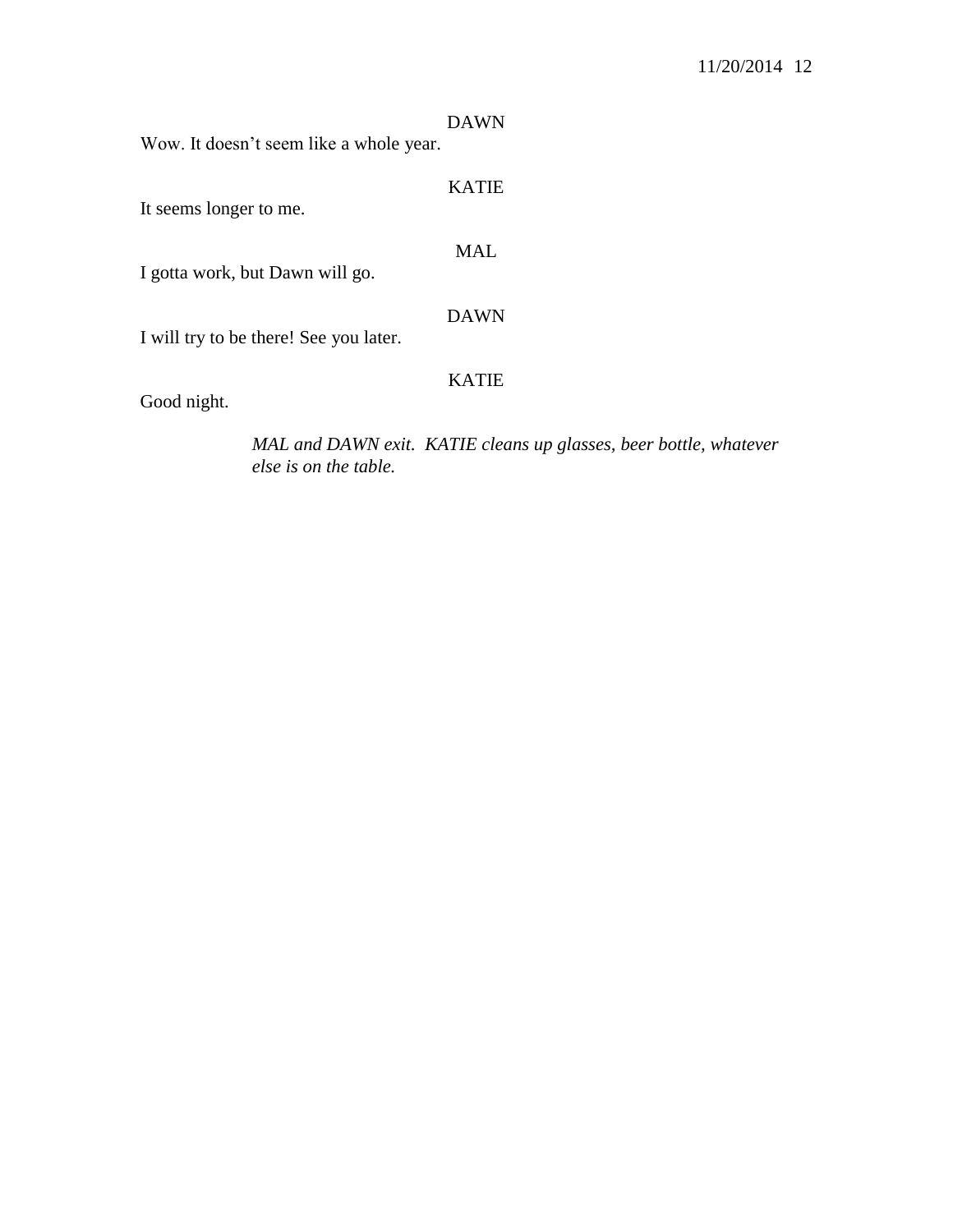DAWN

Wow. It doesn't seem like a whole year.

KATIE

It seems longer to me.

MAL

I gotta work, but Dawn will go.

DAWN

I will try to be there! See you later.

KATIE

Good night.

*MAL and DAWN exit. KATIE cleans up glasses, beer bottle, whatever else is on the table.*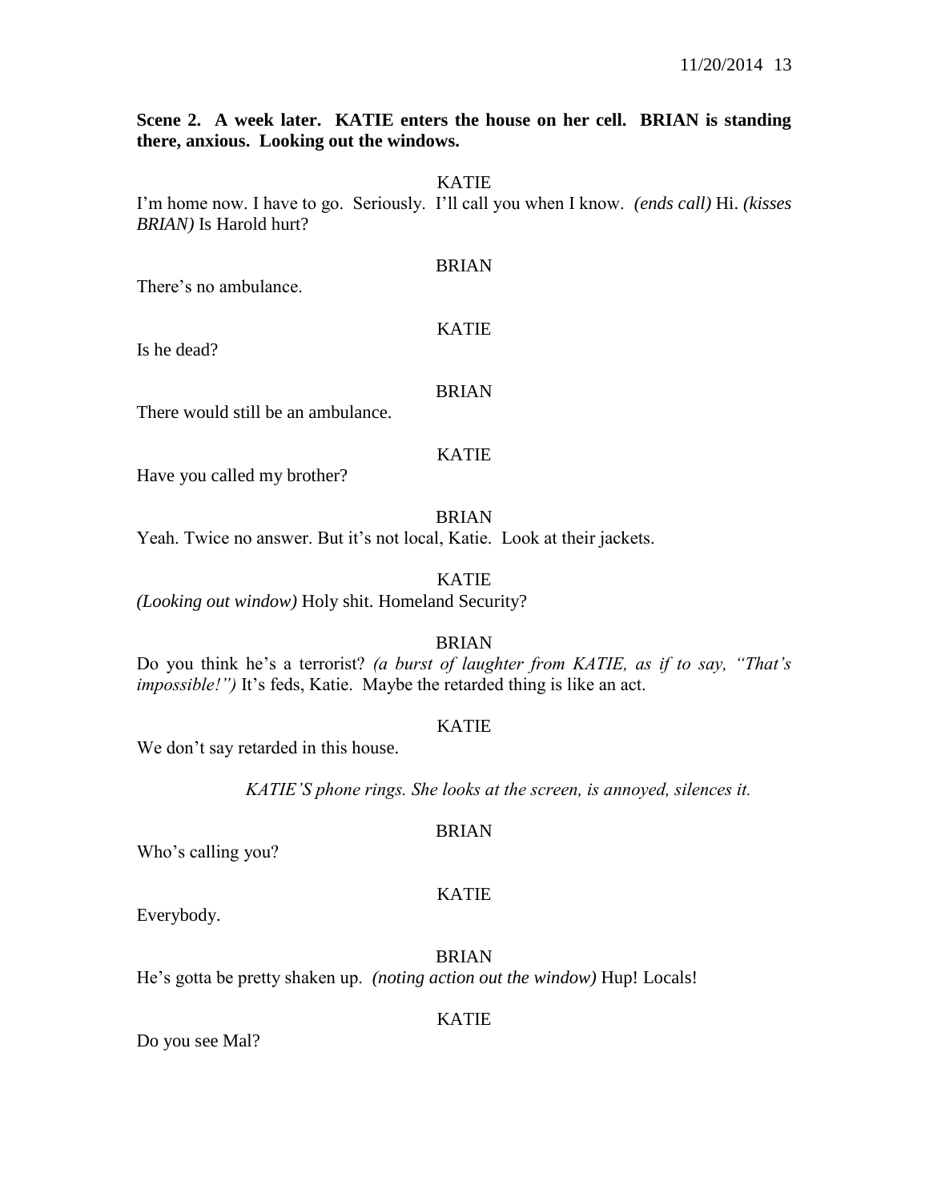**Scene 2. A week later. KATIE enters the house on her cell. BRIAN is standing there, anxious. Looking out the windows.**

KATIE

I'm home now. I have to go. Seriously. I'll call you when I know. *(ends call)* Hi. *(kisses BRIAN)* Is Harold hurt?

BRIAN

There's no ambulance.

KATIE

Is he dead?

BRIAN

There would still be an ambulance.

KATIE

Have you called my brother?

BRIAN

Yeah. Twice no answer. But it's not local, Katie. Look at their jackets.

KATIE

*(Looking out window)* Holy shit. Homeland Security?

BRIAN

Do you think he's a terrorist? *(a burst of laughter from KATIE, as if to say, "That's impossible!")* It's feds, Katie. Maybe the retarded thing is like an act.

KATIE

We don't say retarded in this house.

*KATIE'S phone rings. She looks at the screen, is annoyed, silences it.*

BRIAN

Who's calling you?

KATIE

Everybody.

BRIAN

He's gotta be pretty shaken up. *(noting action out the window)* Hup! Locals!

KATIE

Do you see Mal?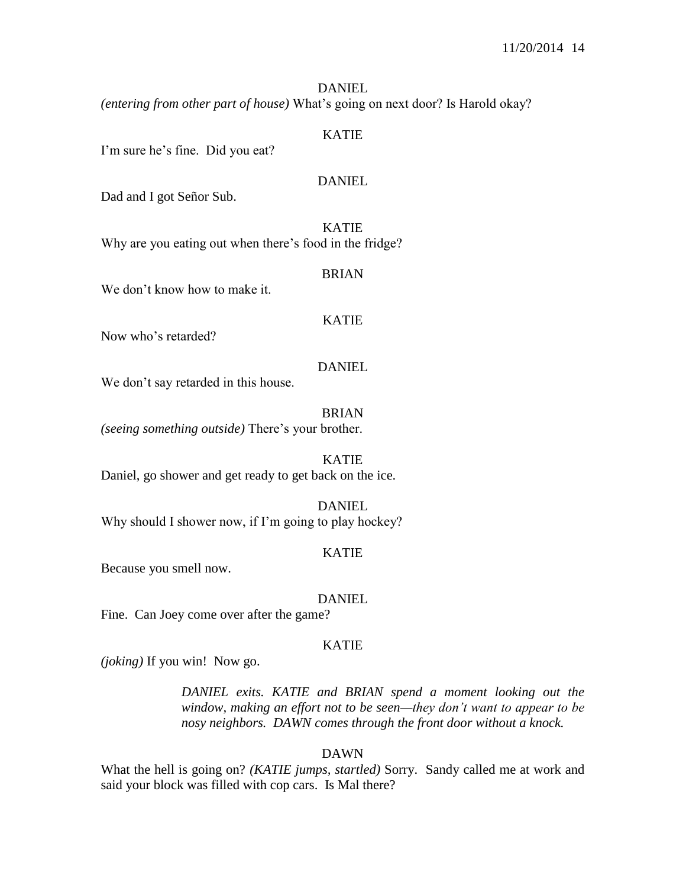DANIEL

*(entering from other part of house)* What's going on next door? Is Harold okay?

KATIE

I'm sure he's fine. Did you eat?

DANIEL

Dad and I got Señor Sub.

KATIE

Why are you eating out when there's food in the fridge?

BRIAN

We don't know how to make it.

KATIE

Now who's retarded?

DANIEL

We don't say retarded in this house.

BRIAN

*(seeing something outside)* There's your brother.

KATIE

Daniel, go shower and get ready to get back on the ice.

DANIEL

Why should I shower now, if I'm going to play hockey?

KATIE

Because you smell now.

DANIEL

Fine. Can Joey come over after the game?

KATIE

*(joking)* If you win! Now go.

*DANIEL exits. KATIE and BRIAN spend a moment looking out the window, making an effort not to be seen—they don't want to appear to be nosy neighbors. DAWN comes through the front door without a knock.*

DAWN

What the hell is going on? *(KATIE jumps, startled)* Sorry. Sandy called me at work and said your block was filled with cop cars. Is Mal there?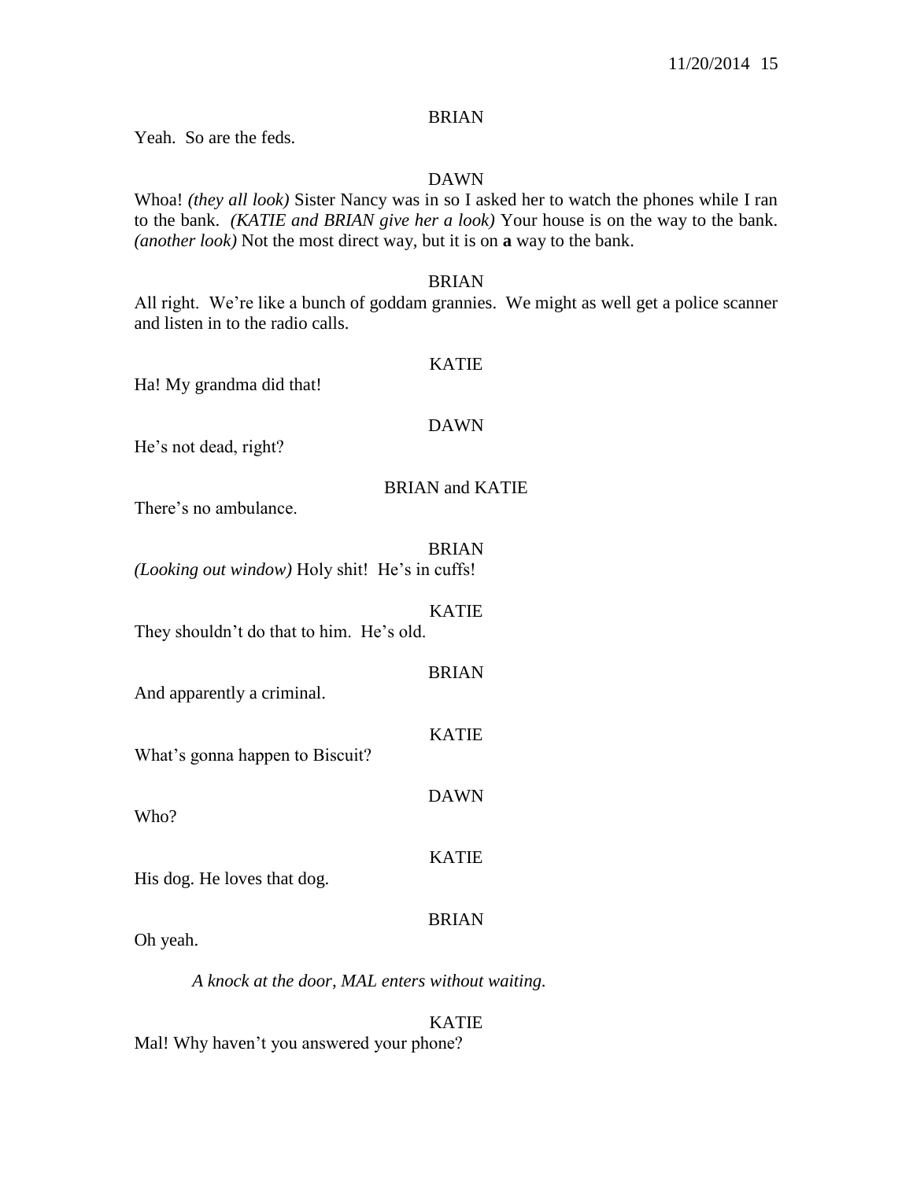BRIAN

Yeah. So are the feds.

DAWN

Whoa! *(they all look)* Sister Nancy was in so I asked her to watch the phones while I ran to the bank. *(KATIE and BRIAN give her a look)* Your house is on the way to the bank. *(another look)* Not the most direct way, but it is on **a** way to the bank.

BRIAN

All right. We're like a bunch of goddam grannies. We might as well get a police scanner and listen in to the radio calls.

KATIE

Ha! My grandma did that!

DAWN

He's not dead, right?

BRIAN and KATIE

There's no ambulance.

BRIAN

*(Looking out window)* Holy shit! He's in cuffs!

KATIE

They shouldn't do that to him. He's old.

BRIAN

And apparently a criminal.

KATIE

What's gonna happen to Biscuit?

DAWN

Who?

KATIE

His dog. He loves that dog.

BRIAN

Oh yeah.

*A knock at the door, MAL enters without waiting.*

KATIE

Mal! Why haven't you answered your phone?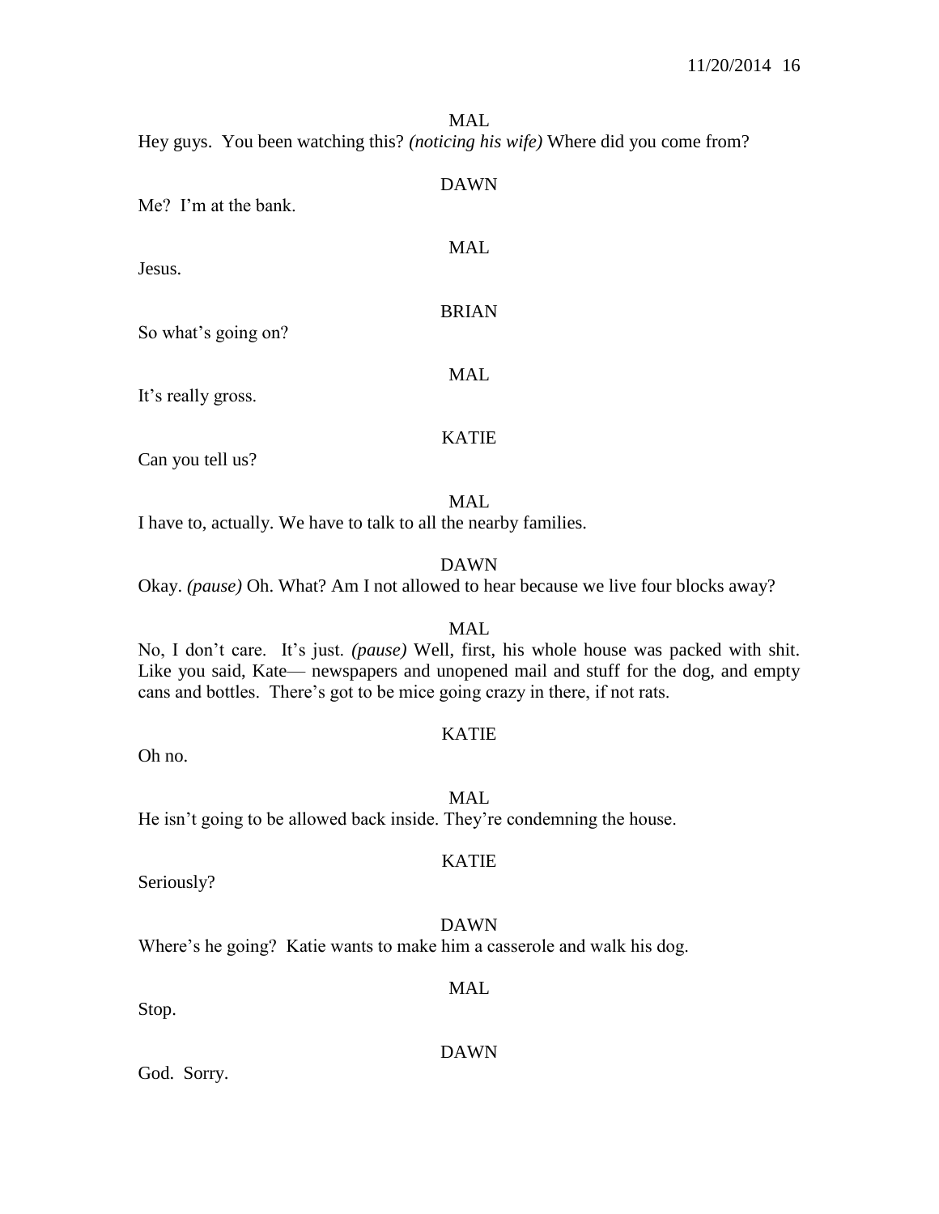MAL

Hey guys. You been watching this? *(noticing his wife)* Where did you come from?

DAWN

Me? I'm at the bank.

MAL

Jesus.

BRIAN

So what's going on?

MAL

It's really gross.

KATIE

Can you tell us?

MAL

I have to, actually. We have to talk to all the nearby families.

DAWN

Okay. *(pause)* Oh. What? Am I not allowed to hear because we live four blocks away?

MAL

No, I don't care. It's just. *(pause)* Well, first, his whole house was packed with shit. Like you said, Kate— newspapers and unopened mail and stuff for the dog, and empty cans and bottles. There's got to be mice going crazy in there, if not rats.

KATIE

Oh no.

MAL

He isn't going to be allowed back inside. They're condemning the house.

KATIE

Seriously?

DAWN

Where's he going? Katie wants to make him a casserole and walk his dog.

MAL

Stop.

DAWN

God. Sorry.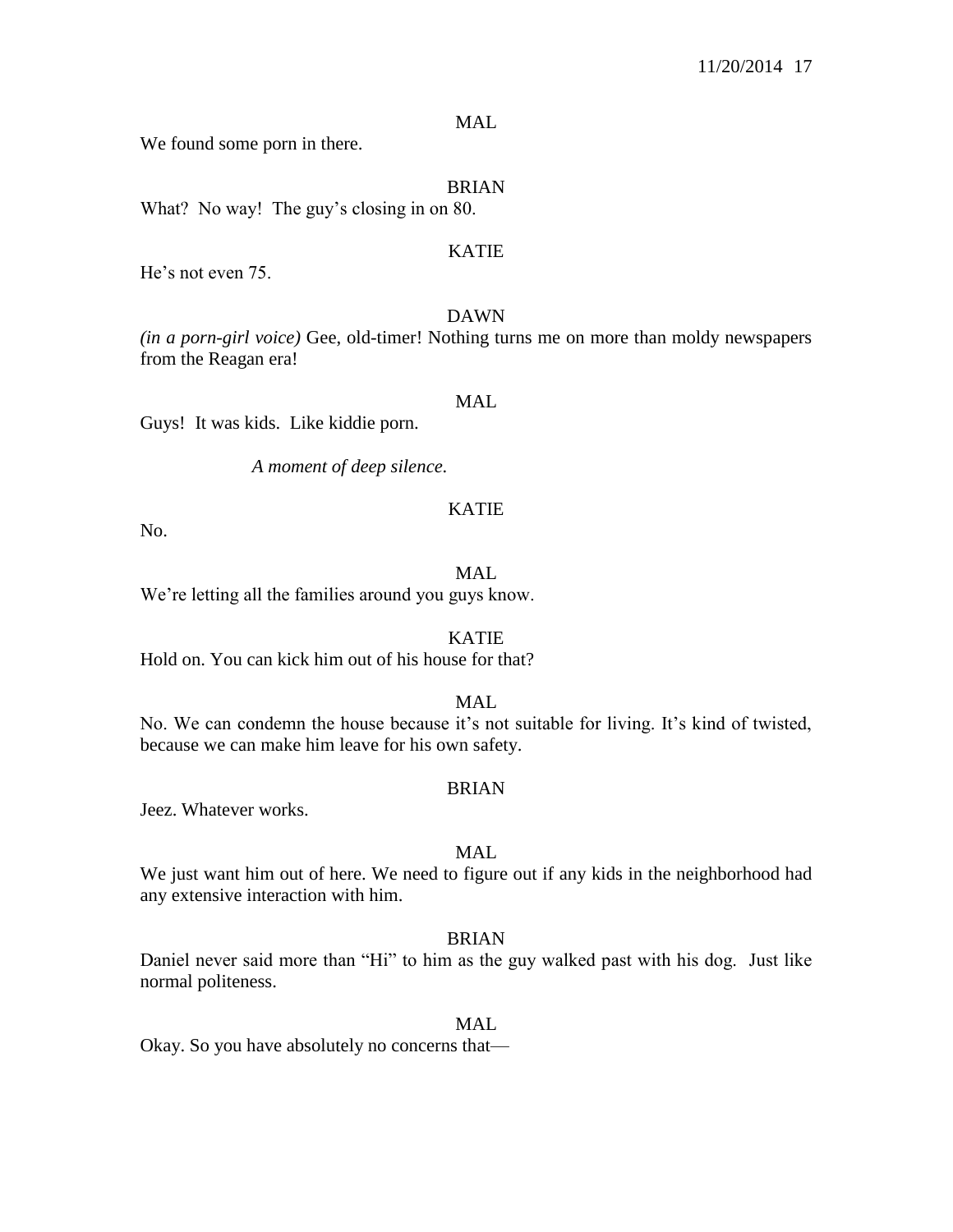MAL

We found some porn in there.

BRIAN

What? No way! The guy's closing in on 80.

KATIE

He's not even 75.

DAWN

*(in a porn-girl voice)* Gee, old-timer! Nothing turns me on more than moldy newspapers from the Reagan era!

MAL

Guys! It was kids. Like kiddie porn.

*A moment of deep silence.*

KATIE

No.

MAL

We're letting all the families around you guys know.

KATIE

Hold on. You can kick him out of his house for that?

MAL

No. We can condemn the house because it's not suitable for living. It's kind of twisted, because we can make him leave for his own safety.

BRIAN

Jeez. Whatever works.

MAL

We just want him out of here. We need to figure out if any kids in the neighborhood had any extensive interaction with him.

BRIAN

Daniel never said more than "Hi" to him as the guy walked past with his dog. Just like normal politeness.

MAL

Okay. So you have absolutely no concerns that—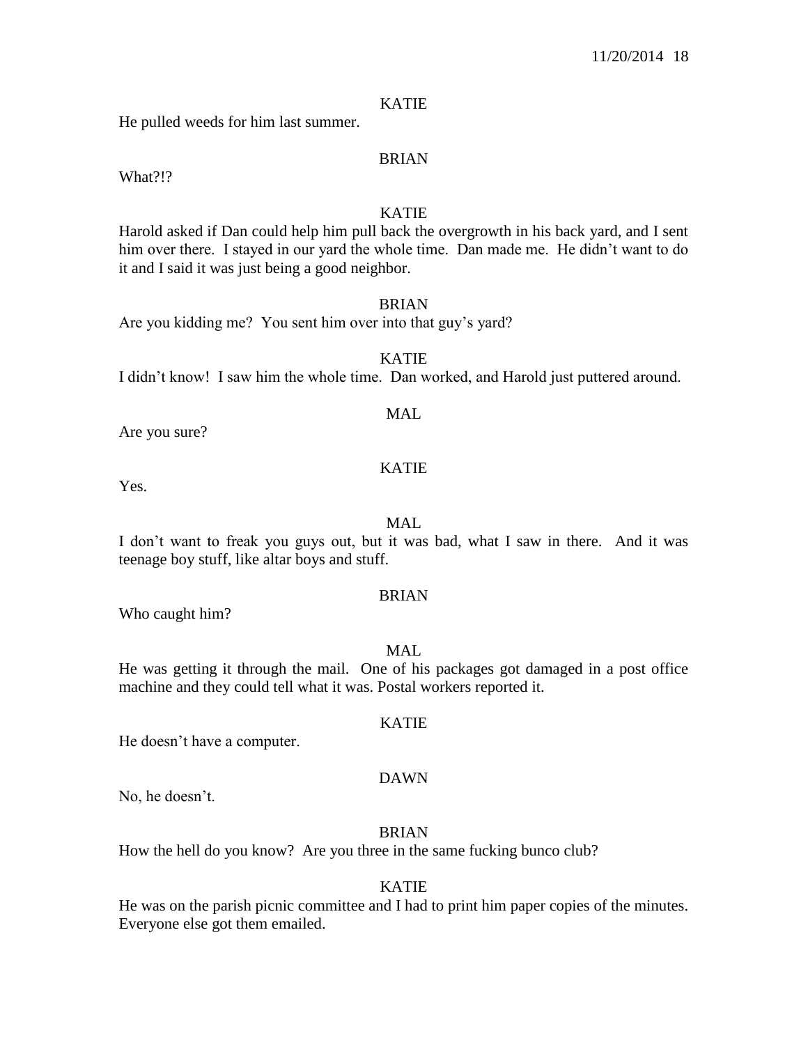KATIE

He pulled weeds for him last summer.

BRIAN

What?!?

KATIE

Harold asked if Dan could help him pull back the overgrowth in his back yard, and I sent him over there. I stayed in our yard the whole time. Dan made me. He didn't want to do it and I said it was just being a good neighbor.

BRIAN

Are you kidding me? You sent him over into that guy's yard?

KATIE

I didn't know! I saw him the whole time. Dan worked, and Harold just puttered around.

MAL

Are you sure?

KATIE

Yes.

MAL

I don't want to freak you guys out, but it was bad, what I saw in there. And it was teenage boy stuff, like altar boys and stuff.

BRIAN

Who caught him?

MAL

He was getting it through the mail. One of his packages got damaged in a post office machine and they could tell what it was. Postal workers reported it.

KATIE

He doesn't have a computer.

DAWN

No, he doesn't.

BRIAN

How the hell do you know? Are you three in the same fucking bunco club?

KATIE

He was on the parish picnic committee and I had to print him paper copies of the minutes. Everyone else got them emailed.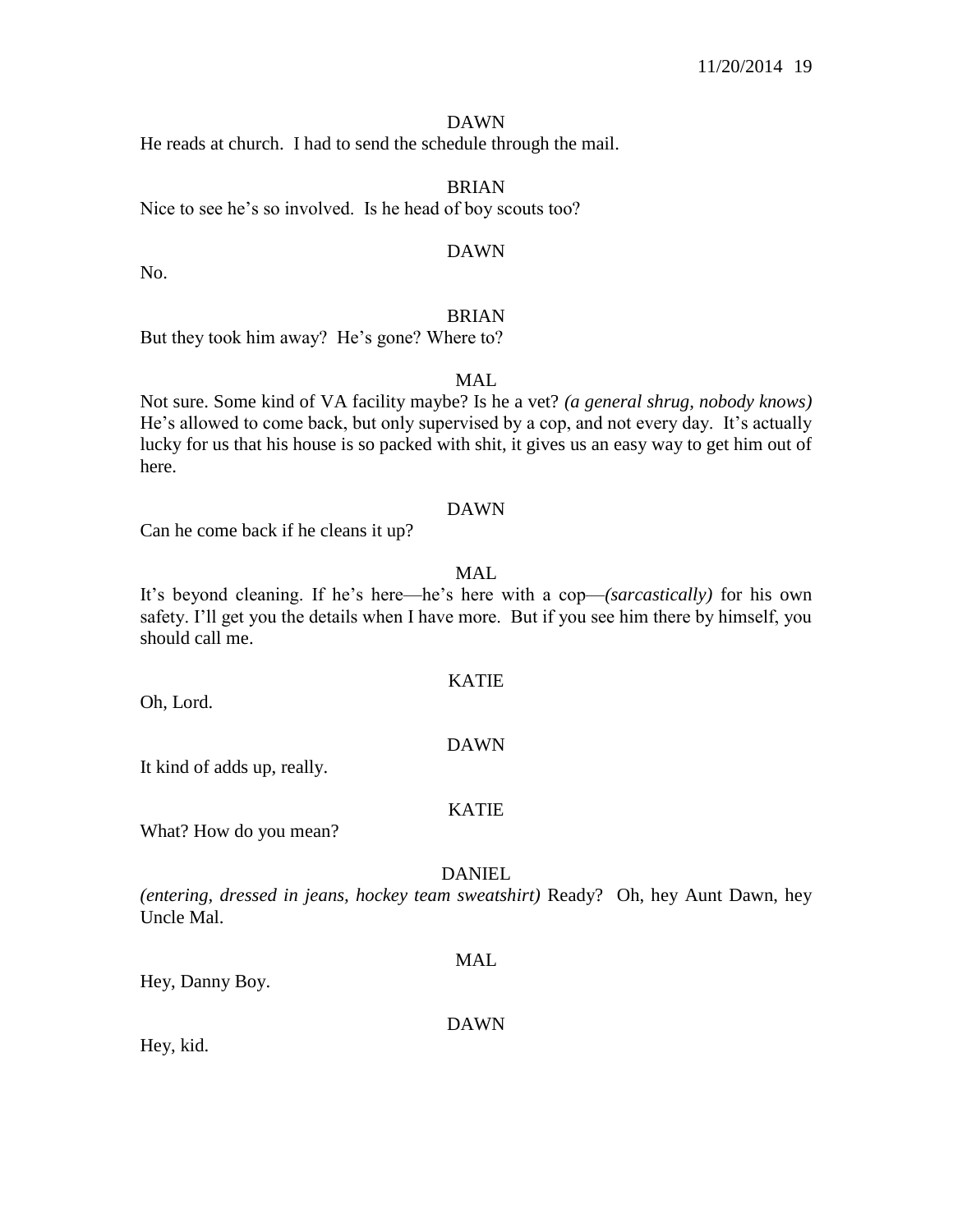DAWN

He reads at church. I had to send the schedule through the mail.

BRIAN

Nice to see he's so involved. Is he head of boy scouts too?

DAWN

No.

BRIAN

But they took him away? He's gone? Where to?

MAL

Not sure. Some kind of VA facility maybe? Is he a vet? *(a general shrug, nobody knows)* He's allowed to come back, but only supervised by a cop, and not every day. It's actually lucky for us that his house is so packed with shit, it gives us an easy way to get him out of here.

DAWN

Can he come back if he cleans it up?

MAL

It's beyond cleaning. If he's here—he's here with a cop—*(sarcastically)* for his own safety. I'll get you the details when I have more. But if you see him there by himself, you should call me.

KATIE

Oh, Lord.

DAWN

It kind of adds up, really.

KATIE

What? How do you mean?

DANIEL

*(entering, dressed in jeans, hockey team sweatshirt)* Ready? Oh, hey Aunt Dawn, hey Uncle Mal.

MAL

Hey, Danny Boy.

DAWN

Hey, kid.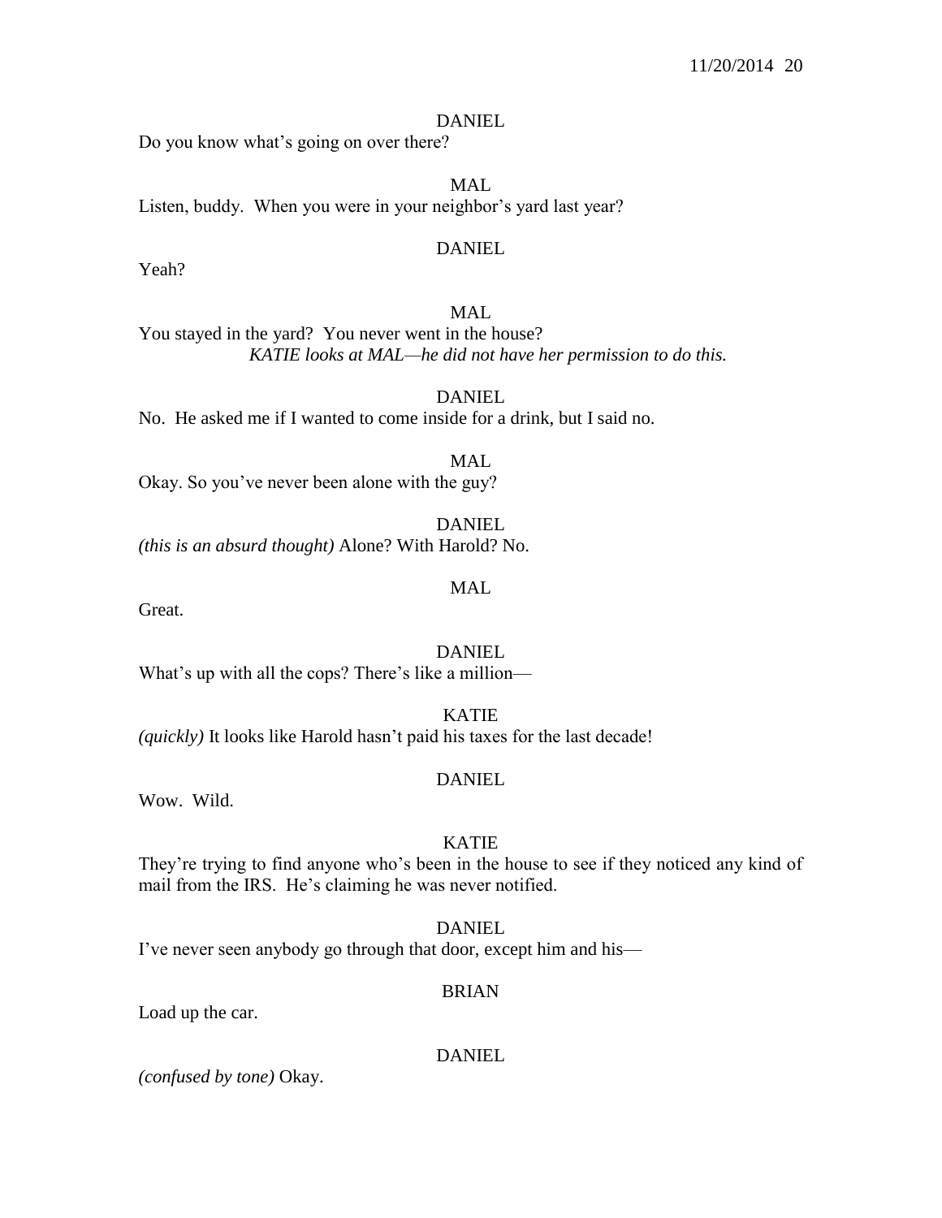DANIEL

Do you know what's going on over there?

MAL

Listen, buddy. When you were in your neighbor's yard last year?

DANIEL

Yeah?

MAL

You stayed in the yard? You never went in the house?

*KATIE looks at MAL—he did not have her permission to do this.*

DANIEL

No. He asked me if I wanted to come inside for a drink, but I said no.

MAL

Okay. So you've never been alone with the guy?

DANIEL

*(this is an absurd thought)* Alone? With Harold? No.

MAL

Great.

DANIEL

What's up with all the cops? There's like a million—

KATIE

*(quickly)* It looks like Harold hasn't paid his taxes for the last decade!

DANIEL

Wow. Wild.

KATIE

They're trying to find anyone who's been in the house to see if they noticed any kind of mail from the IRS. He's claiming he was never notified.

DANIEL

I've never seen anybody go through that door, except him and his—

BRIAN

Load up the car.

DANIEL

*(confused by tone)* Okay.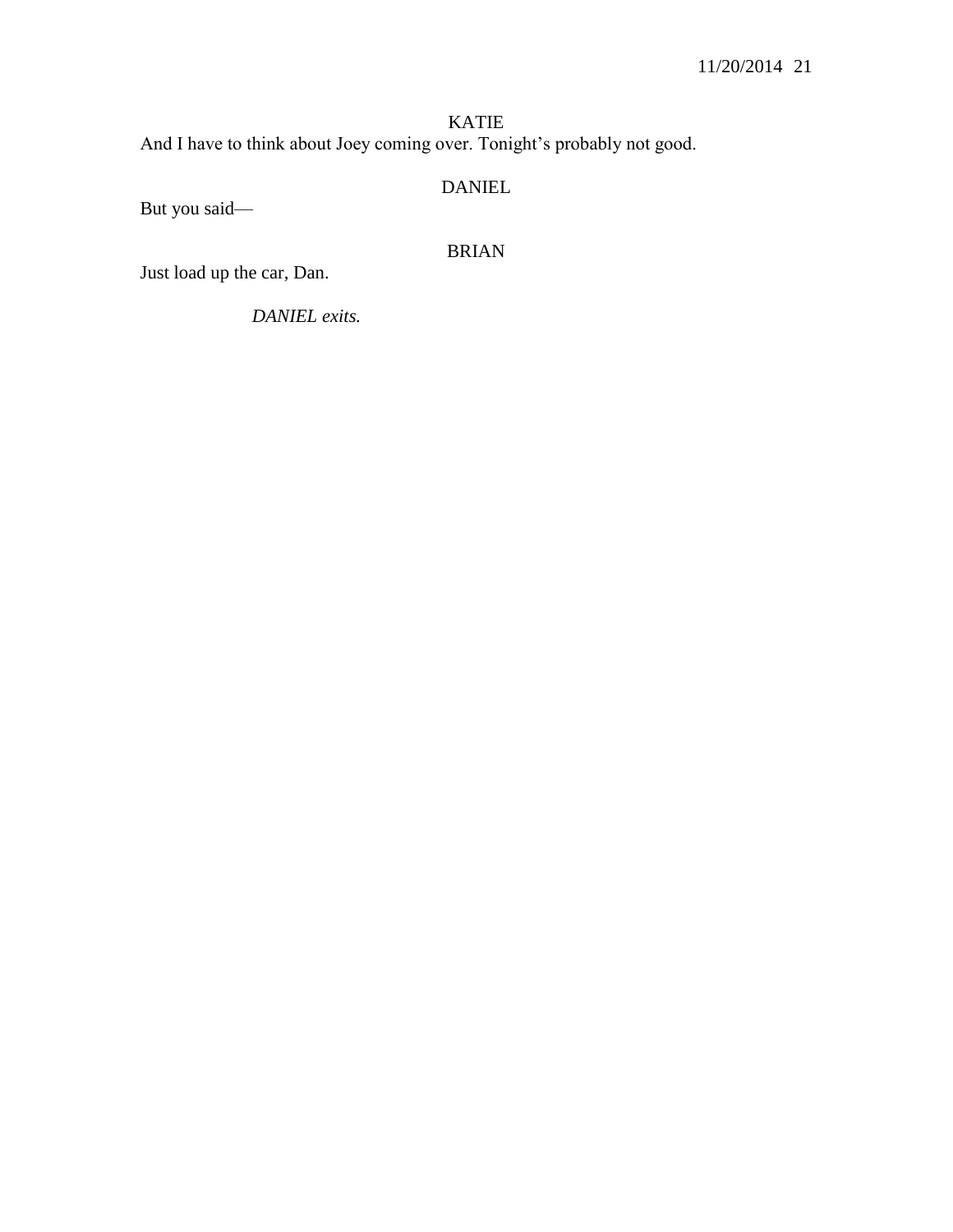KATIE

And I have to think about Joey coming over. Tonight's probably not good.

DANIEL

But you said—

BRIAN

Just load up the car, Dan.

*DANIEL exits.*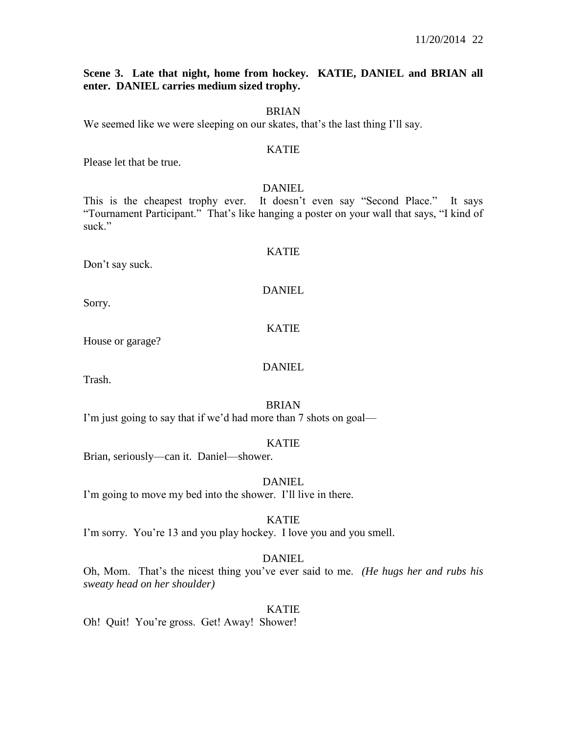**Scene 3. Late that night, home from hockey. KATIE, DANIEL and BRIAN all enter. DANIEL carries medium sized trophy.**

BRIAN

We seemed like we were sleeping on our skates, that's the last thing I'll say.

KATIE

Please let that be true.

DANIEL

This is the cheapest trophy ever. It doesn't even say "Second Place." It says "Tournament Participant." That's like hanging a poster on your wall that says, "I kind of suck."

KATIE

Don't say suck.

DANIEL

Sorry.

KATIE

House or garage?

DANIEL

Trash.

BRIAN

I'm just going to say that if we'd had more than 7 shots on goal—

KATIE

Brian, seriously—can it. Daniel—shower.

DANIEL

I'm going to move my bed into the shower. I'll live in there.

KATIE

I'm sorry. You're 13 and you play hockey. I love you and you smell.

DANIEL

Oh, Mom. That's the nicest thing you've ever said to me. *(He hugs her and rubs his sweaty head on her shoulder)*

KATIE

Oh! Quit! You're gross. Get! Away! Shower!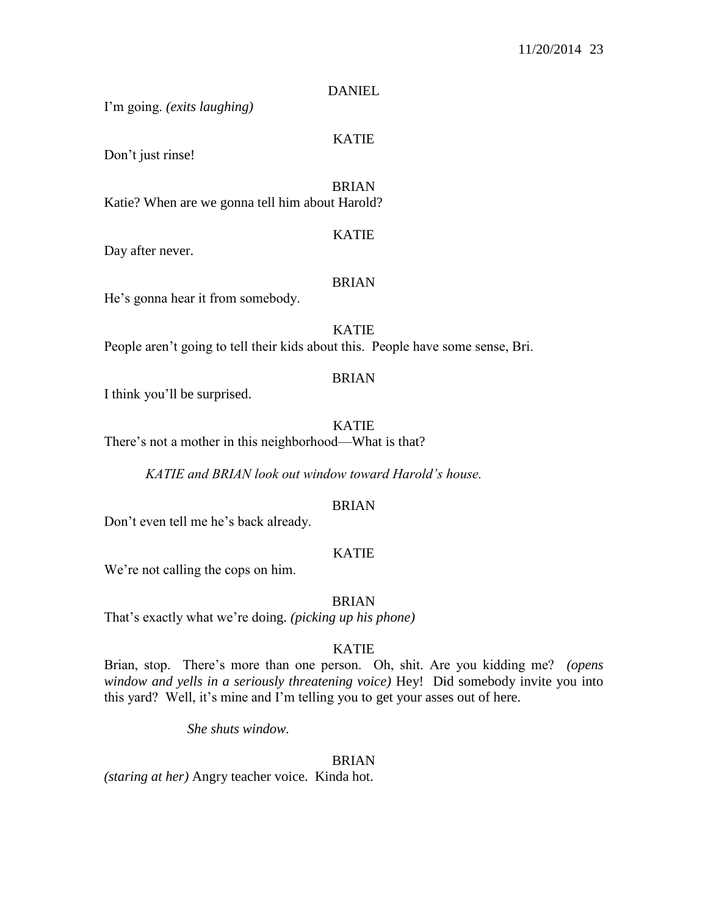DANIEL

I'm going. *(exits laughing)*

KATIE

Don't just rinse!

BRIAN

Katie? When are we gonna tell him about Harold?

KATIE

Day after never.

BRIAN

He's gonna hear it from somebody.

KATIE

People aren't going to tell their kids about this. People have some sense, Bri.

BRIAN

I think you'll be surprised.

KATIE

There's not a mother in this neighborhood—What is that?

*KATIE and BRIAN look out window toward Harold's house.*

BRIAN

Don't even tell me he's back already.

KATIE

We're not calling the cops on him.

BRIAN

That's exactly what we're doing. *(picking up his phone)*

KATIE

Brian, stop. There's more than one person. Oh, shit. Are you kidding me? *(opens window and yells in a seriously threatening voice)* Hey! Did somebody invite you into this yard? Well, it's mine and I'm telling you to get your asses out of here.

*She shuts window.*

BRIAN

*(staring at her)* Angry teacher voice. Kinda hot.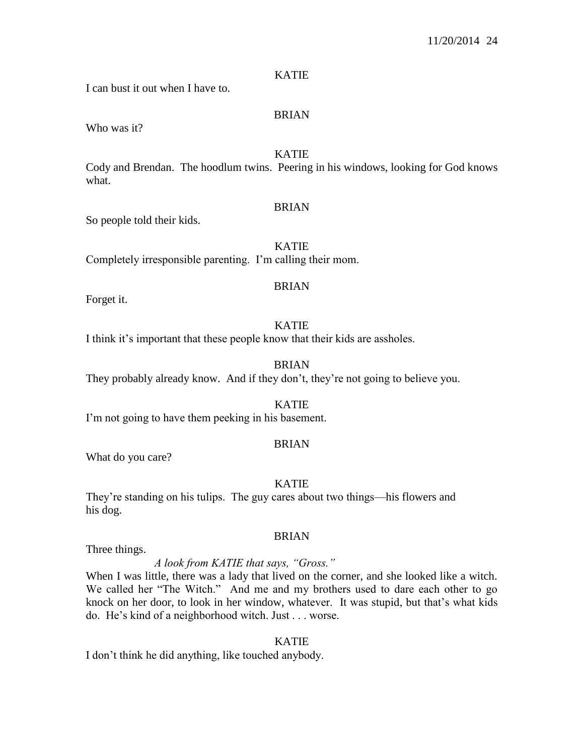KATIE

I can bust it out when I have to.

BRIAN

Who was it?

KATIE

Cody and Brendan. The hoodlum twins. Peering in his windows, looking for God knows what.

BRIAN

So people told their kids.

KATIE

Completely irresponsible parenting. I'm calling their mom.

BRIAN

Forget it.

KATIE

I think it's important that these people know that their kids are assholes.

BRIAN

They probably already know. And if they don't, they're not going to believe you.

KATIE

I'm not going to have them peeking in his basement.

BRIAN

What do you care?

KATIE

They're standing on his tulips. The guy cares about two things—his flowers and his dog.

BRIAN

Three things.

*A look from KATIE that says, "Gross."*

When I was little, there was a lady that lived on the corner, and she looked like a witch. We called her "The Witch." And me and my brothers used to dare each other to go knock on her door, to look in her window, whatever. It was stupid, but that's what kids do. He's kind of a neighborhood witch. Just . . . worse.

KATIE

I don't think he did anything, like touched anybody.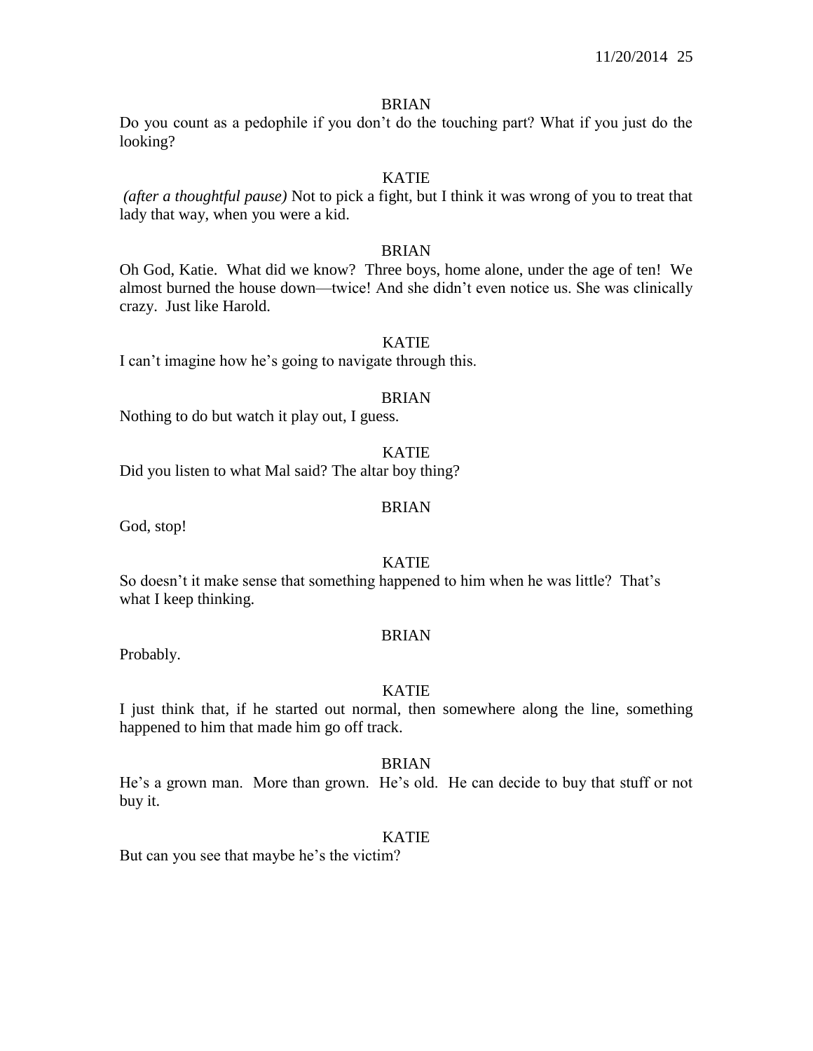BRIAN

Do you count as a pedophile if you don't do the touching part? What if you just do the looking?

KATIE

*(after a thoughtful pause)* Not to pick a fight, but I think it was wrong of you to treat that lady that way, when you were a kid.

BRIAN

Oh God, Katie. What did we know? Three boys, home alone, under the age of ten! We almost burned the house down—twice! And she didn't even notice us. She was clinically crazy. Just like Harold.

KATIE

I can't imagine how he's going to navigate through this.

BRIAN

Nothing to do but watch it play out, I guess.

KATIE

Did you listen to what Mal said? The altar boy thing?

BRIAN

God, stop!

KATIE

So doesn't it make sense that something happened to him when he was little? That's what I keep thinking.

BRIAN

Probably.

KATIE

I just think that, if he started out normal, then somewhere along the line, something happened to him that made him go off track.

BRIAN

He's a grown man. More than grown. He's old. He can decide to buy that stuff or not buy it.

KATIE

But can you see that maybe he's the victim?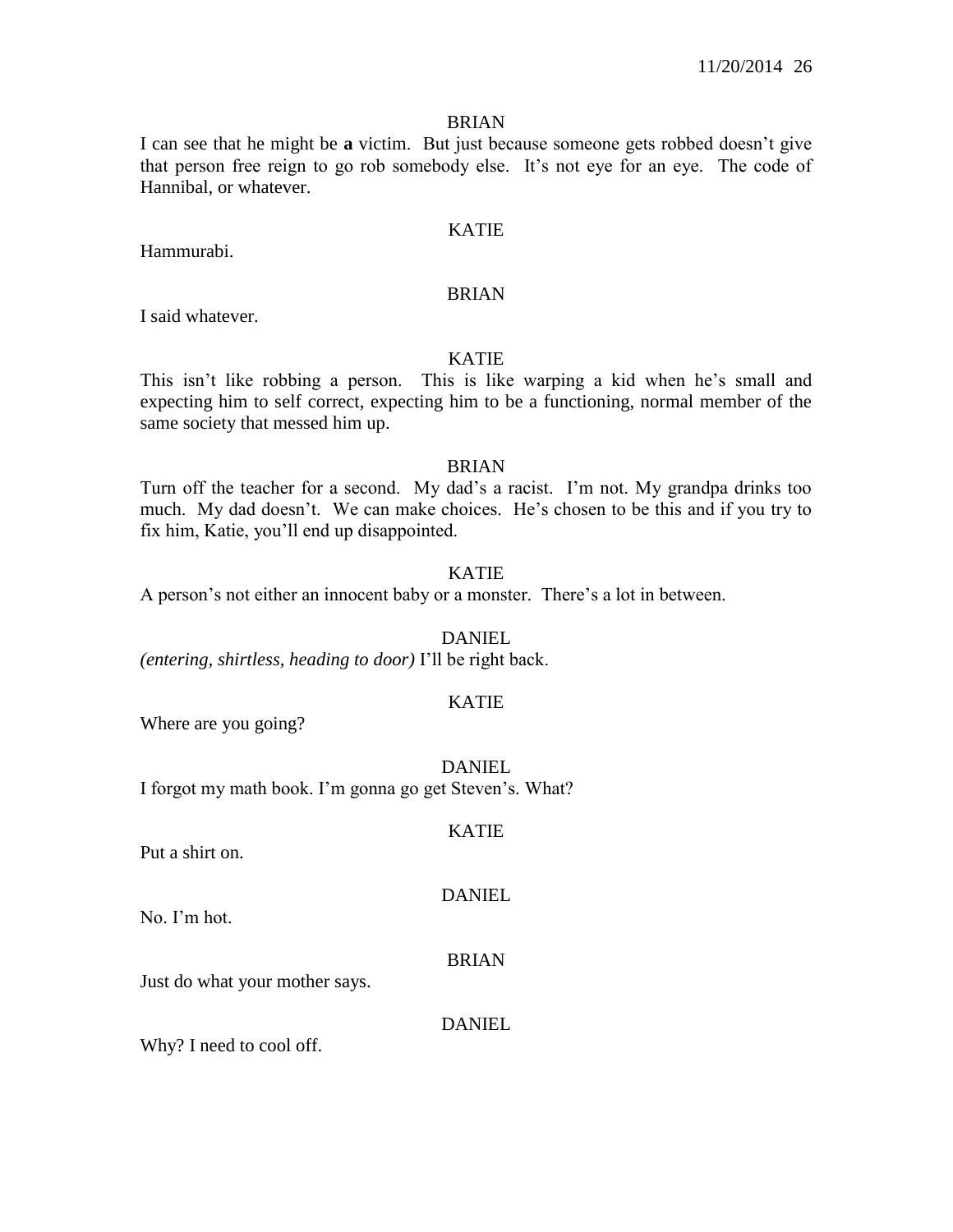BRIAN

I can see that he might be **a** victim. But just because someone gets robbed doesn't give that person free reign to go rob somebody else. It's not eye for an eye. The code of Hannibal, or whatever.

KATIE

Hammurabi.

BRIAN

I said whatever.

KATIE

This isn't like robbing a person. This is like warping a kid when he's small and expecting him to self correct, expecting him to be a functioning, normal member of the same society that messed him up.

BRIAN

Turn off the teacher for a second. My dad's a racist. I'm not. My grandpa drinks too much. My dad doesn't. We can make choices. He's chosen to be this and if you try to fix him, Katie, you'll end up disappointed.

KATIE

A person's not either an innocent baby or a monster. There's a lot in between.

DANIEL

*(entering, shirtless, heading to door)* I'll be right back.

KATIE

Where are you going?

DANIEL

I forgot my math book. I'm gonna go get Steven's. What?

KATIE

Put a shirt on.

DANIEL

No. I'm hot.

BRIAN

Just do what your mother says.

DANIEL

Why? I need to cool off.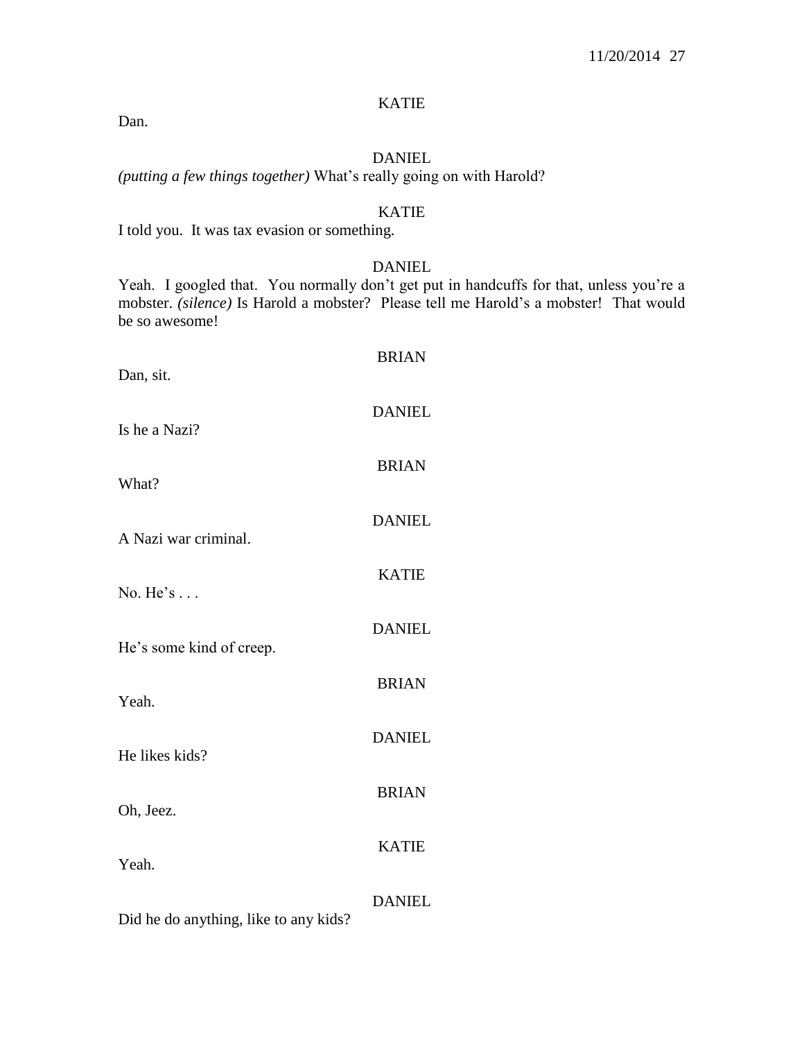KATIE

Dan.

DANIEL

*(putting a few things together)* What's really going on with Harold?

KATIE

I told you. It was tax evasion or something.

DANIEL

Yeah. I googled that. You normally don't get put in handcuffs for that, unless you're a mobster. *(silence)* Is Harold a mobster? Please tell me Harold's a mobster! That would be so awesome!

BRIAN

Dan, sit.

DANIEL

Is he a Nazi?

BRIAN

What?

DANIEL

A Nazi war criminal.

KATIE

No. He's . . .

DANIEL

He's some kind of creep.

BRIAN

Yeah.

DANIEL

He likes kids?

BRIAN

Oh, Jeez.

KATIE

Yeah.

DANIEL

Did he do anything, like to any kids?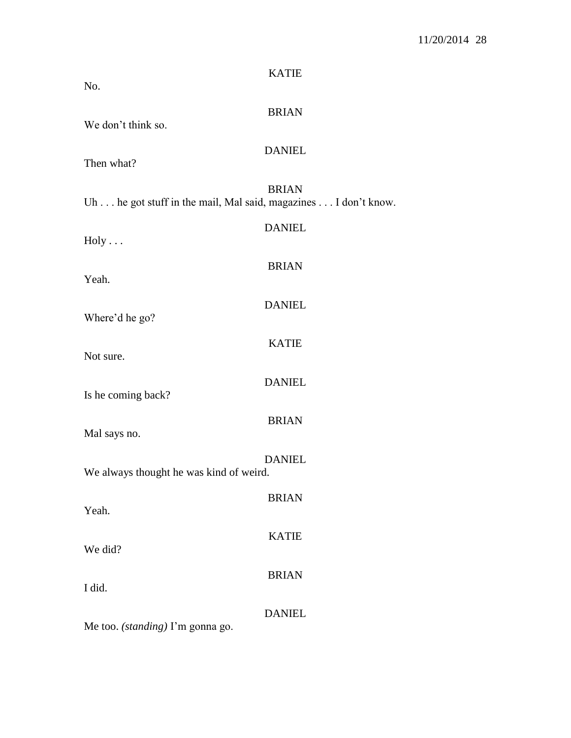KATIE

No.

BRIAN

We don't think so.

DANIEL

Then what?

BRIAN

Uh . . . he got stuff in the mail, Mal said, magazines . . . I don't know.

DANIEL

Holy . . .

BRIAN

Yeah.

DANIEL

Where'd he go?

KATIE

Not sure.

DANIEL

Is he coming back?

BRIAN

Mal says no.

DANIEL

We always thought he was kind of weird.

BRIAN

Yeah.

KATIE

We did?

BRIAN

I did.

DANIEL

Me too. *(standing)* I'm gonna go.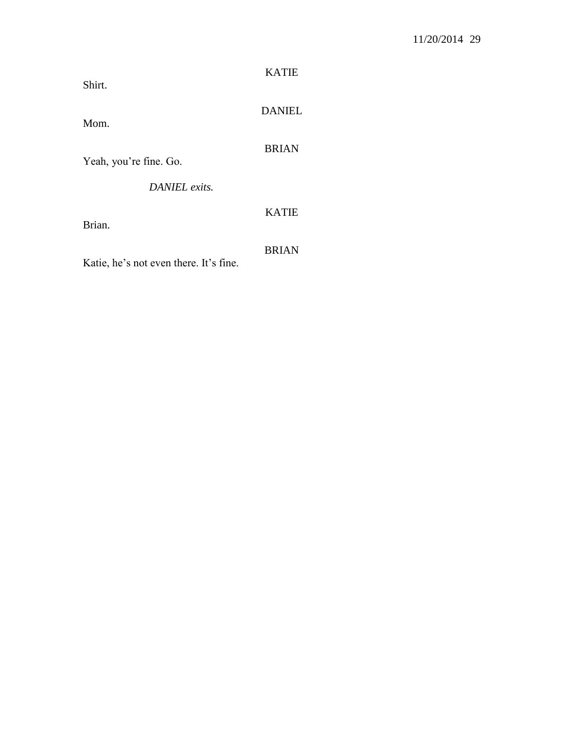KATIE

Shirt.

DANIEL

Mom.

BRIAN

Yeah, you're fine. Go.

*DANIEL exits.*

KATIE

Brian.

BRIAN

Katie, he's not even there. It's fine.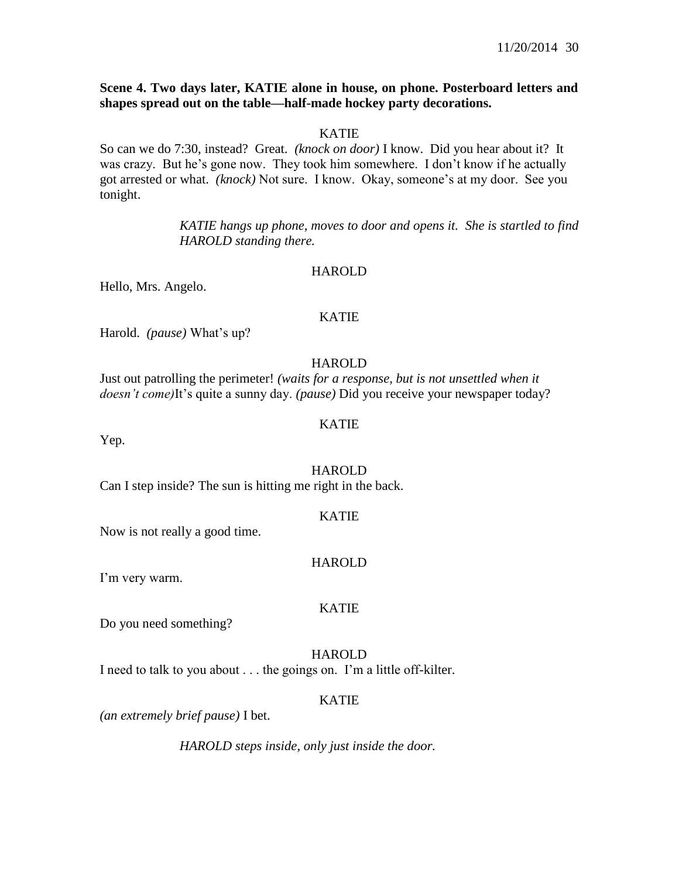**Scene 4. Two days later, KATIE alone in house, on phone. Posterboard letters and shapes spread out on the table—half-made hockey party decorations.**

KATIE

So can we do 7:30, instead? Great. *(knock on door)* I know. Did you hear about it? It was crazy. But he's gone now. They took him somewhere. I don't know if he actually got arrested or what. *(knock)* Not sure. I know. Okay, someone's at my door. See you tonight.

*KATIE hangs up phone, moves to door and opens it. She is startled to find HAROLD standing there.*

HAROLD

Hello, Mrs. Angelo.

KATIE

Harold. *(pause)* What's up?

HAROLD

Just out patrolling the perimeter! *(waits for a response, but is not unsettled when it doesn't come)*It's quite a sunny day. *(pause)* Did you receive your newspaper today?

KATIE

Yep.

HAROLD

Can I step inside? The sun is hitting me right in the back.

KATIE

Now is not really a good time.

HAROLD

I'm very warm.

KATIE

Do you need something?

HAROLD

I need to talk to you about . . . the goings on. I'm a little off-kilter.

KATIE

*(an extremely brief pause)* I bet.

*HAROLD steps inside, only just inside the door.*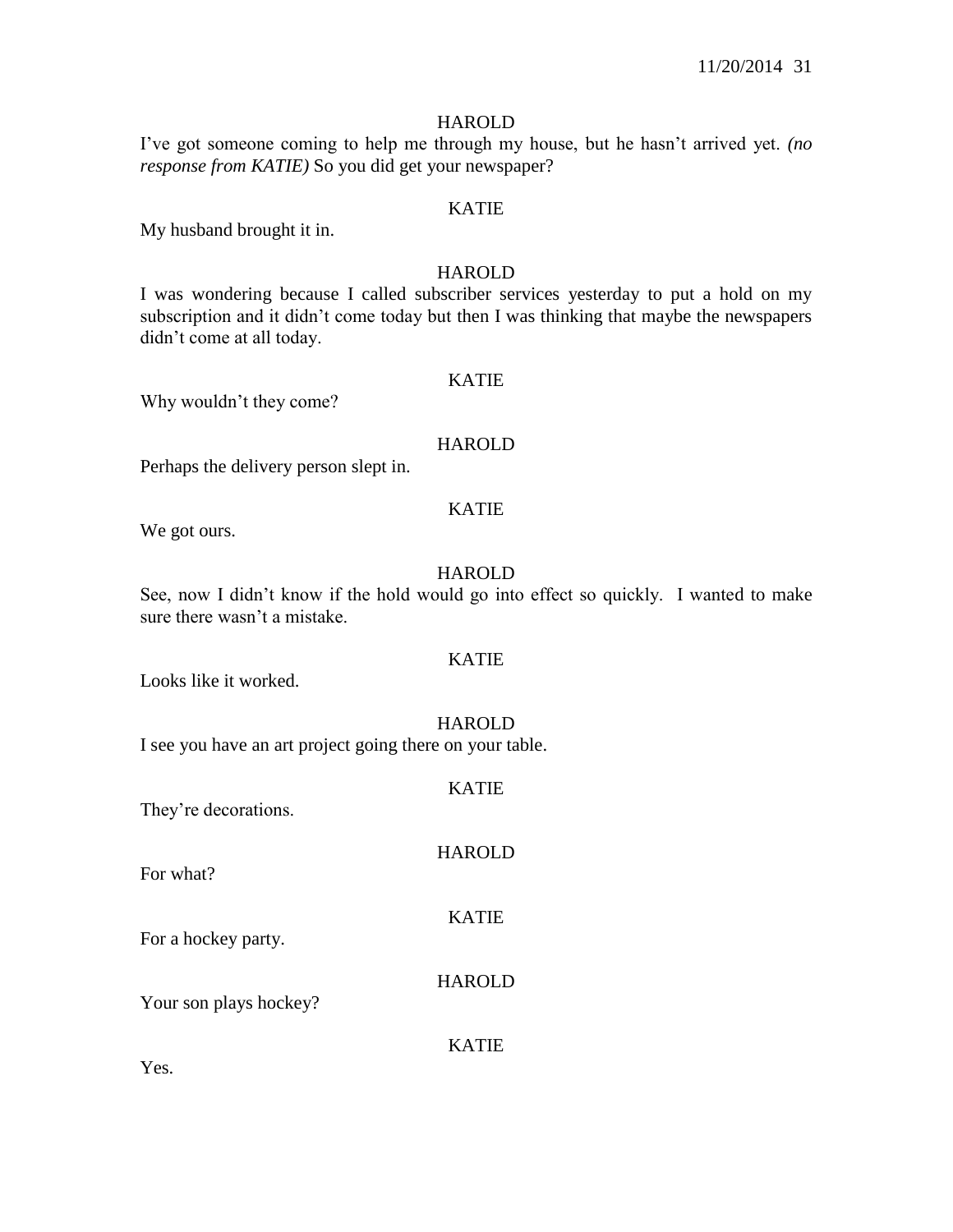HAROLD

I've got someone coming to help me through my house, but he hasn't arrived yet. *(no response from KATIE)* So you did get your newspaper?

KATIE

My husband brought it in.

HAROLD

I was wondering because I called subscriber services yesterday to put a hold on my subscription and it didn't come today but then I was thinking that maybe the newspapers didn't come at all today.

KATIE

Why wouldn't they come?

HAROLD

Perhaps the delivery person slept in.

KATIE

We got ours.

HAROLD

See, now I didn't know if the hold would go into effect so quickly. I wanted to make sure there wasn't a mistake.

KATIE

Looks like it worked.

HAROLD

I see you have an art project going there on your table.

KATIE

They're decorations.

HAROLD

For what?

KATIE

For a hockey party.

HAROLD

Your son plays hockey?

KATIE

Yes.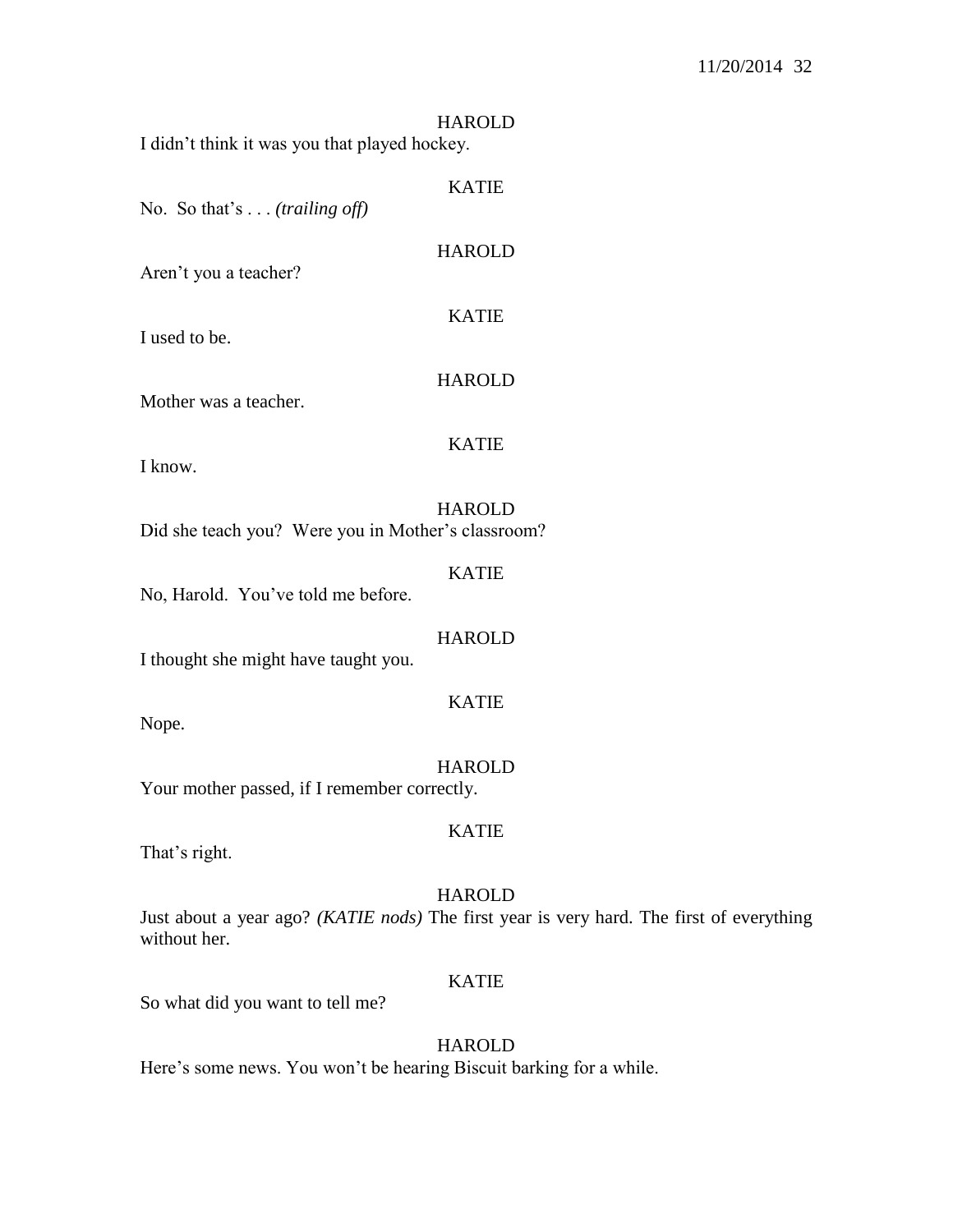HAROLD

I didn't think it was you that played hockey.

KATIE

No. So that's . . . *(trailing off)*

HAROLD

Aren't you a teacher?

KATIE

I used to be.

HAROLD

Mother was a teacher.

KATIE

I know.

HAROLD

Did she teach you? Were you in Mother's classroom?

KATIE

No, Harold. You've told me before.

HAROLD

I thought she might have taught you.

KATIE

Nope.

HAROLD

Your mother passed, if I remember correctly.

KATIE

That's right.

HAROLD

Just about a year ago? *(KATIE nods)* The first year is very hard. The first of everything without her.

KATIE

So what did you want to tell me?

HAROLD

Here's some news. You won't be hearing Biscuit barking for a while.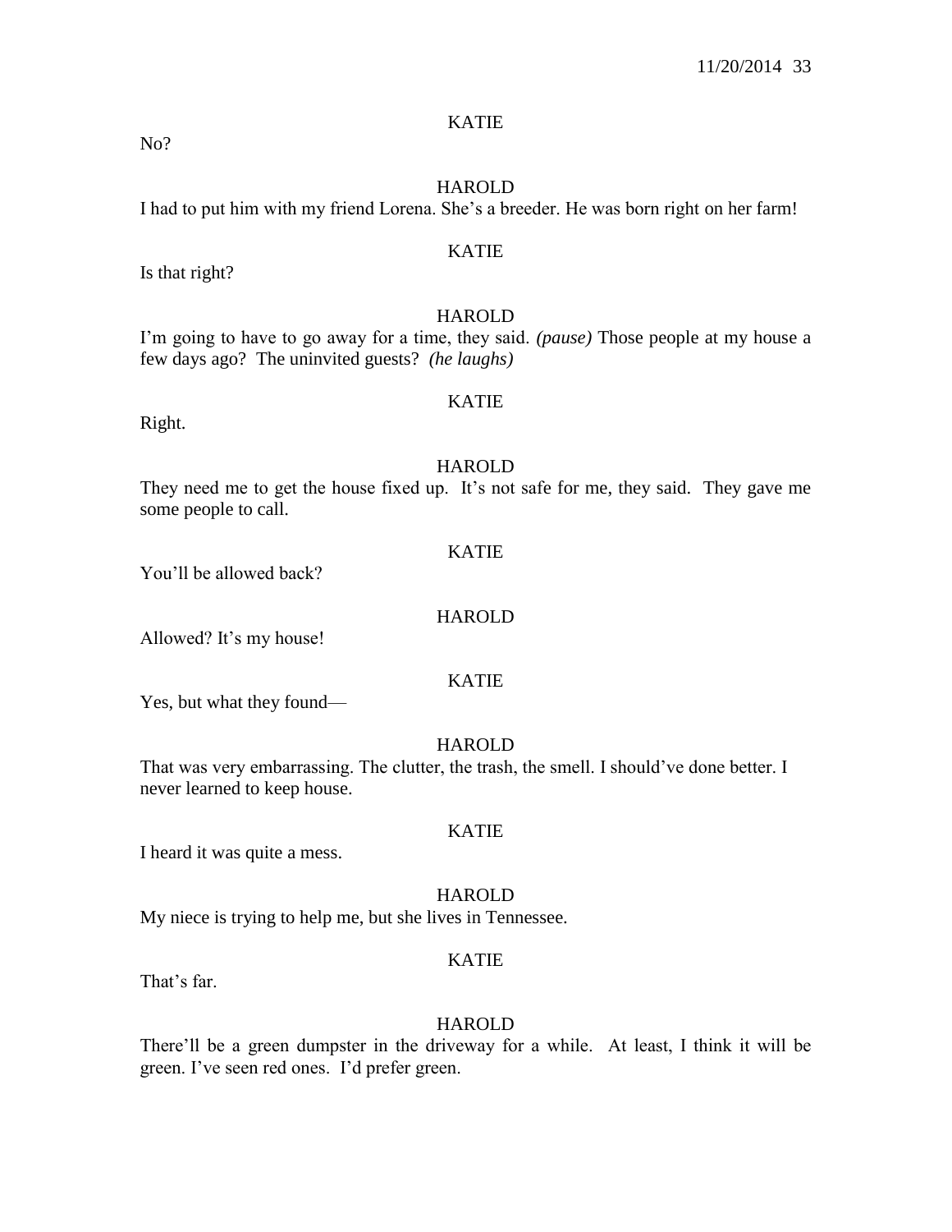KATIE

No?

HAROLD

I had to put him with my friend Lorena. She's a breeder. He was born right on her farm!

KATIE

Is that right?

HAROLD

I'm going to have to go away for a time, they said. *(pause)* Those people at my house a few days ago? The uninvited guests? *(he laughs)*

KATIE

Right.

HAROLD

They need me to get the house fixed up. It's not safe for me, they said. They gave me some people to call.

KATIE

You'll be allowed back?

HAROLD

Allowed? It's my house!

KATIE

Yes, but what they found—

HAROLD

That was very embarrassing. The clutter, the trash, the smell. I should've done better. I never learned to keep house.

KATIE

I heard it was quite a mess.

HAROLD

My niece is trying to help me, but she lives in Tennessee.

KATIE

That's far.

HAROLD

There'll be a green dumpster in the driveway for a while. At least, I think it will be green. I've seen red ones. I'd prefer green.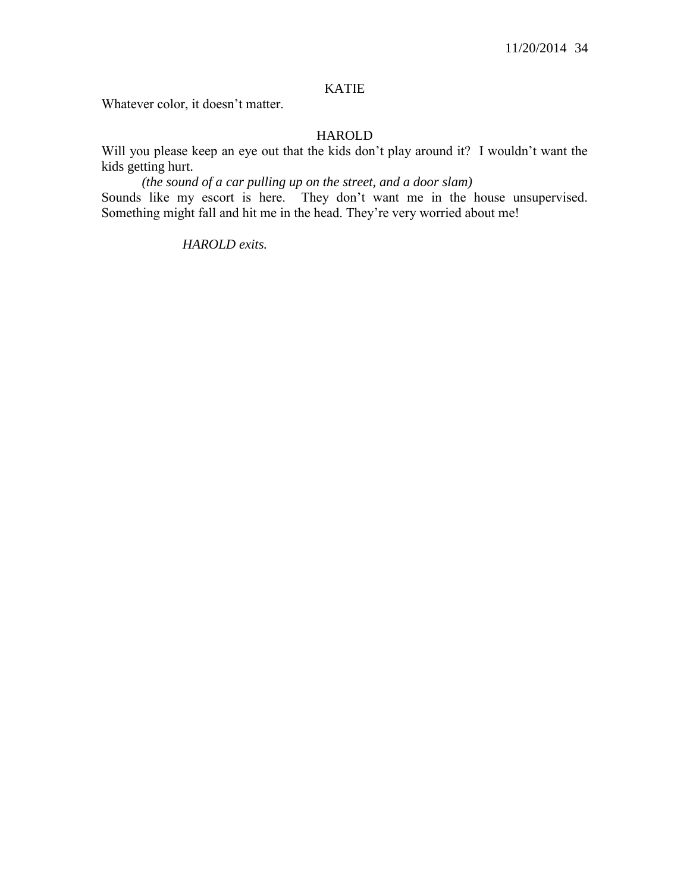KATIE

Whatever color, it doesn't matter.

HAROLD

Will you please keep an eye out that the kids don't play around it? I wouldn't want the kids getting hurt.

*(the sound of a car pulling up on the street, and a door slam)*

Sounds like my escort is here. They don't want me in the house unsupervised. Something might fall and hit me in the head. They're very worried about me!

*HAROLD exits.*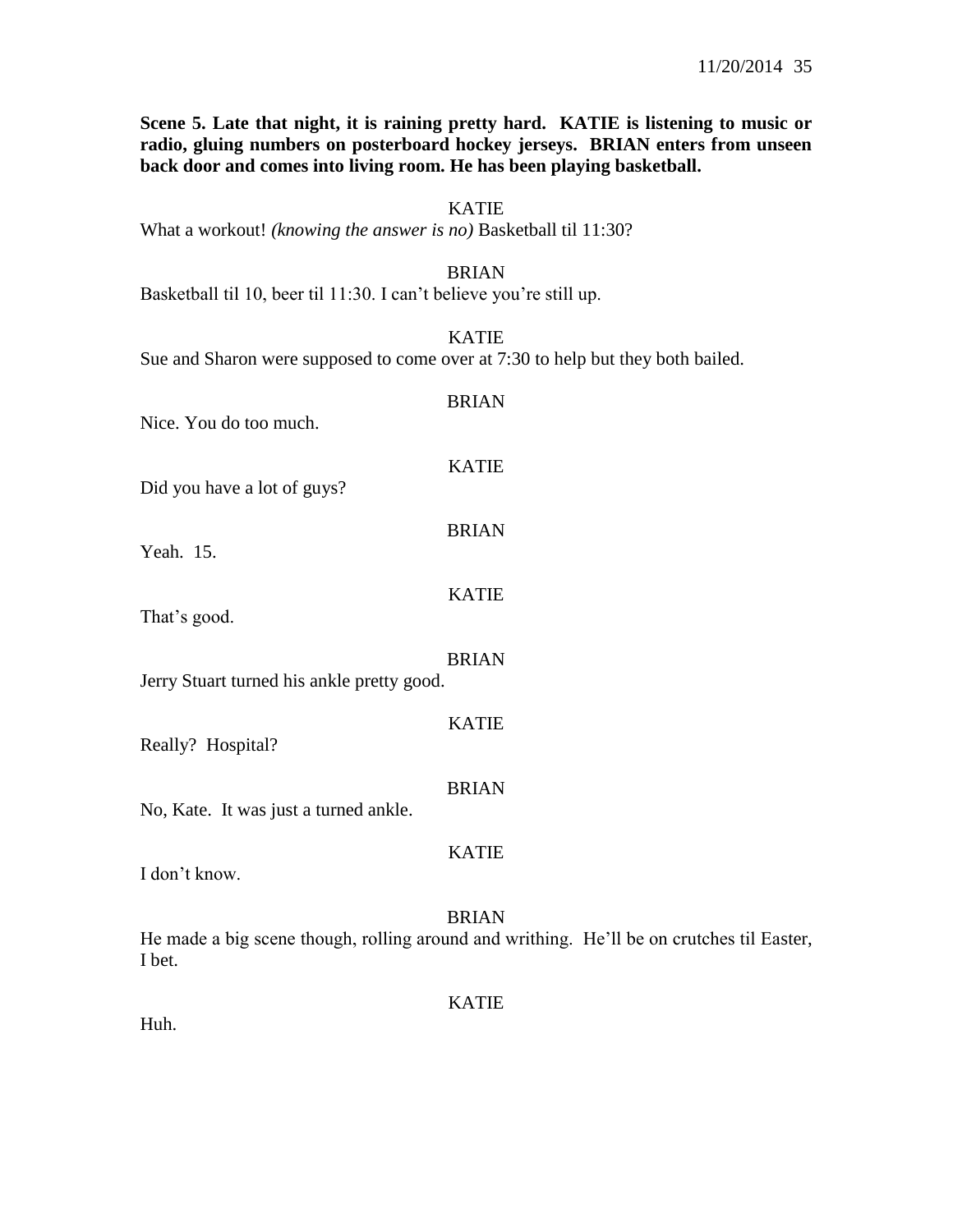**Scene 5. Late that night, it is raining pretty hard. KATIE is listening to music or radio, gluing numbers on posterboard hockey jerseys. BRIAN enters from unseen back door and comes into living room. He has been playing basketball.**

KATIE

What a workout! *(knowing the answer is no)* Basketball til 11:30?

BRIAN

Basketball til 10, beer til 11:30. I can't believe you're still up.

KATIE

Sue and Sharon were supposed to come over at 7:30 to help but they both bailed.

BRIAN

Nice. You do too much.

KATIE

Did you have a lot of guys?

BRIAN

Yeah. 15.

KATIE

That's good.

BRIAN

Jerry Stuart turned his ankle pretty good.

KATIE

Really? Hospital?

BRIAN

No, Kate. It was just a turned ankle.

KATIE

I don't know.

BRIAN

He made a big scene though, rolling around and writhing. He'll be on crutches til Easter, I bet.

KATIE

Huh.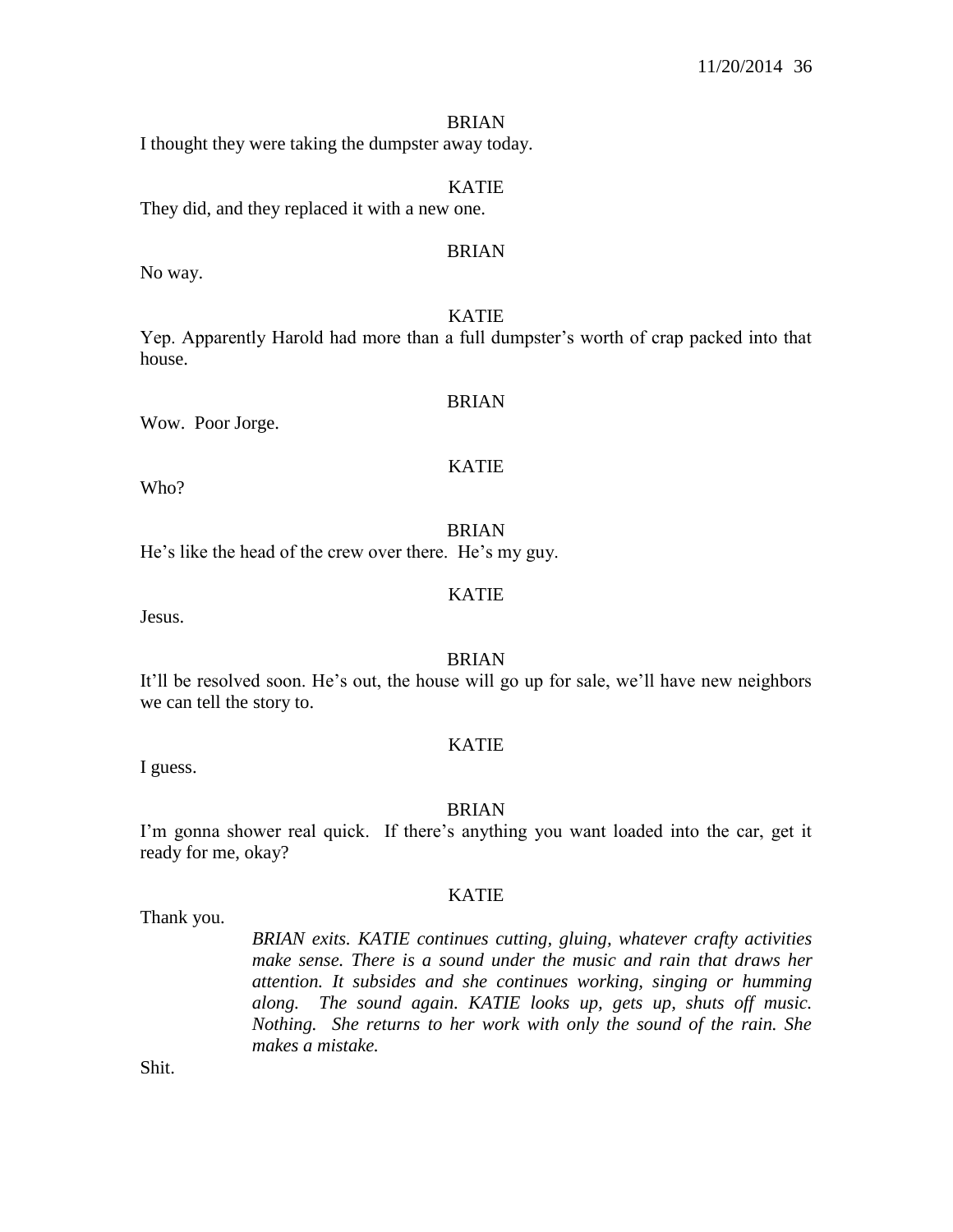BRIAN

I thought they were taking the dumpster away today.

KATIE

They did, and they replaced it with a new one.

BRIAN

No way.

KATIE

Yep. Apparently Harold had more than a full dumpster's worth of crap packed into that house.

BRIAN

Wow. Poor Jorge.

KATIE

Who?

BRIAN

He's like the head of the crew over there. He's my guy.

KATIE

Jesus.

BRIAN

It'll be resolved soon. He's out, the house will go up for sale, we'll have new neighbors we can tell the story to.

KATIE

I guess.

BRIAN

I'm gonna shower real quick. If there's anything you want loaded into the car, get it ready for me, okay?

KATIE

Thank you.

*BRIAN exits. KATIE continues cutting, gluing, whatever crafty activities make sense. There is a sound under the music and rain that draws her attention. It subsides and she continues working, singing or humming along. The sound again. KATIE looks up, gets up, shuts off music. Nothing. She returns to her work with only the sound of the rain. She makes a mistake.*

Shit.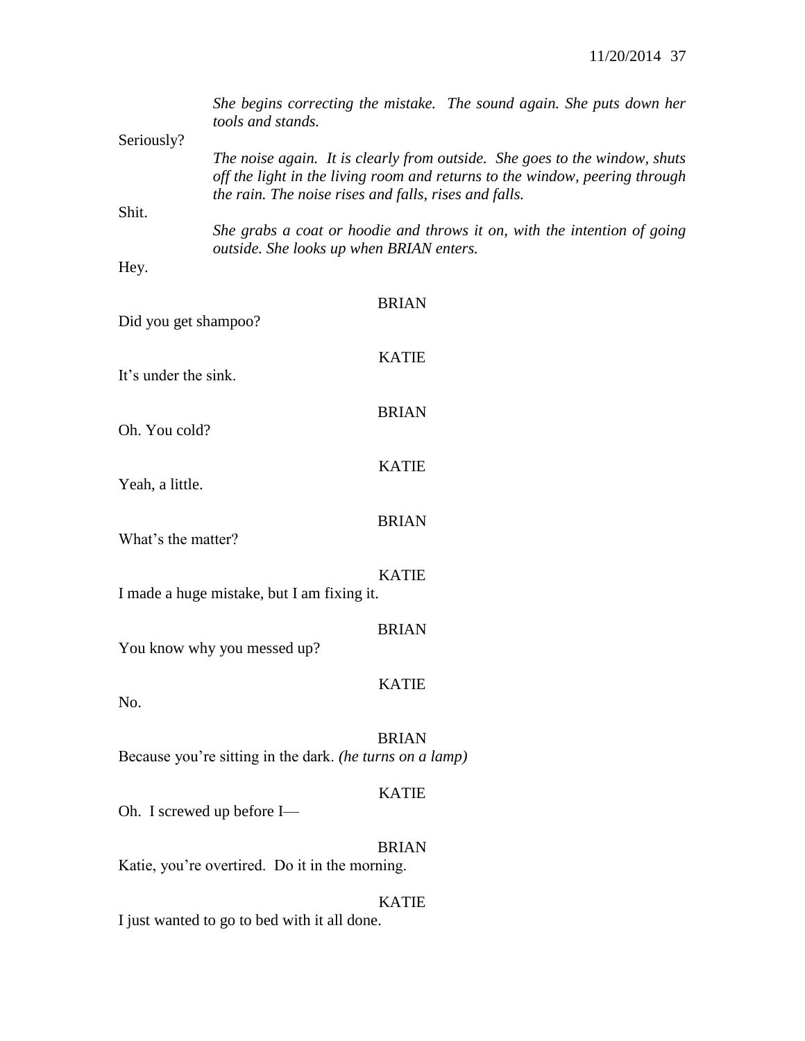*She begins correcting the mistake. The sound again. She puts down her tools and stands.*

Seriously?

*The noise again. It is clearly from outside. She goes to the window, shuts off the light in the living room and returns to the window, peering through the rain. The noise rises and falls, rises and falls.*

Shit.

*She grabs a coat or hoodie and throws it on, with the intention of going outside. She looks up when BRIAN enters.*

Hey.

BRIAN

Did you get shampoo?

KATIE

It's under the sink.

BRIAN

Oh. You cold?

KATIE

Yeah, a little.

BRIAN

What's the matter?

KATIE

I made a huge mistake, but I am fixing it.

BRIAN

You know why you messed up?

KATIE

No.

BRIAN

Because you're sitting in the dark. *(he turns on a lamp)*

KATIE

Oh. I screwed up before I—

BRIAN

Katie, you're overtired. Do it in the morning.

KATIE

I just wanted to go to bed with it all done.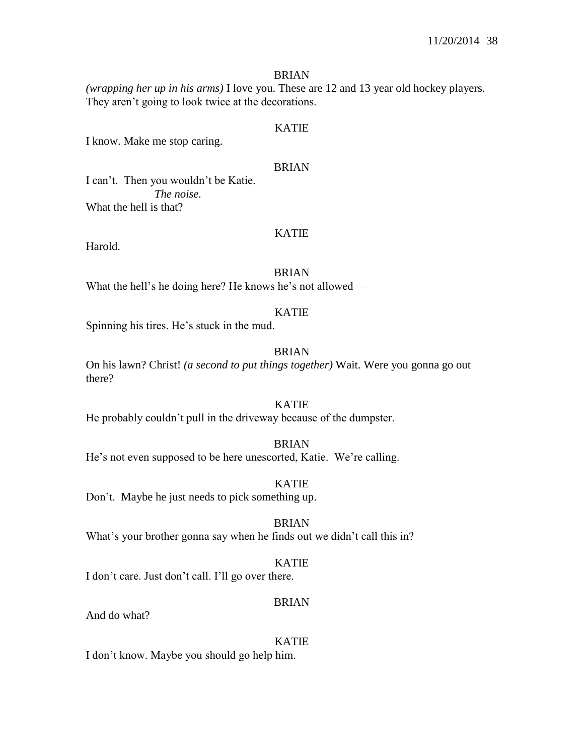BRIAN

*(wrapping her up in his arms)* I love you. These are 12 and 13 year old hockey players. They aren't going to look twice at the decorations.

KATIE

I know. Make me stop caring.

BRIAN

I can't.  Then you wouldn't be Katie.

*The noise.*

What the hell is that?

KATIE

Harold.

BRIAN

What the hell's he doing here? He knows he's not allowed—

KATIE

Spinning his tires. He's stuck in the mud.

BRIAN

On his lawn? Christ! *(a second to put things together)* Wait. Were you gonna go out there?

KATIE

He probably couldn't pull in the driveway because of the dumpster.

BRIAN

He's not even supposed to be here unescorted, Katie.  We're calling.

KATIE

Don't.  Maybe he just needs to pick something up.

BRIAN

What's your brother gonna say when he finds out we didn't call this in?

KATIE

I don't care. Just don't call. I'll go over there.

BRIAN

And do what?

KATIE

I don't know. Maybe you should go help him.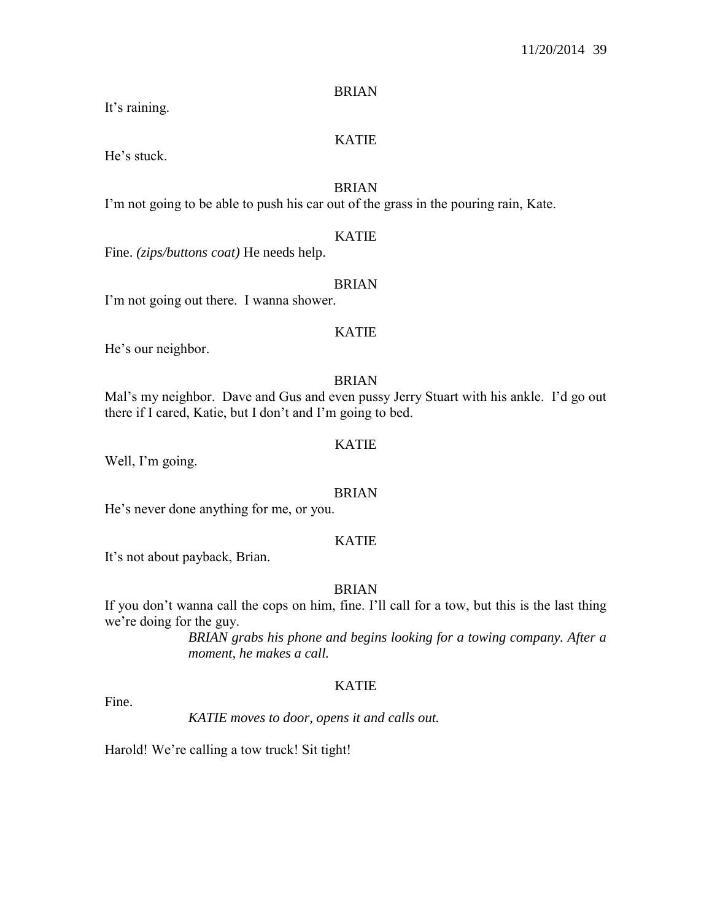BRIAN

It's raining.

KATIE

He's stuck.

BRIAN

I'm not going to be able to push his car out of the grass in the pouring rain, Kate.

KATIE

Fine. *(zips/buttons coat)* He needs help.

BRIAN

I'm not going out there. I wanna shower.

KATIE

He's our neighbor.

BRIAN

Mal's my neighbor. Dave and Gus and even pussy Jerry Stuart with his ankle. I'd go out there if I cared, Katie, but I don't and I'm going to bed.

KATIE

Well, I'm going.

BRIAN

He's never done anything for me, or you.

KATIE

It's not about payback, Brian.

BRIAN

If you don't wanna call the cops on him, fine. I'll call for a tow, but this is the last thing we're doing for the guy.

*BRIAN grabs his phone and begins looking for a towing company. After a moment, he makes a call.*

KATIE

Fine.

*KATIE moves to door, opens it and calls out.*

Harold! We're calling a tow truck! Sit tight!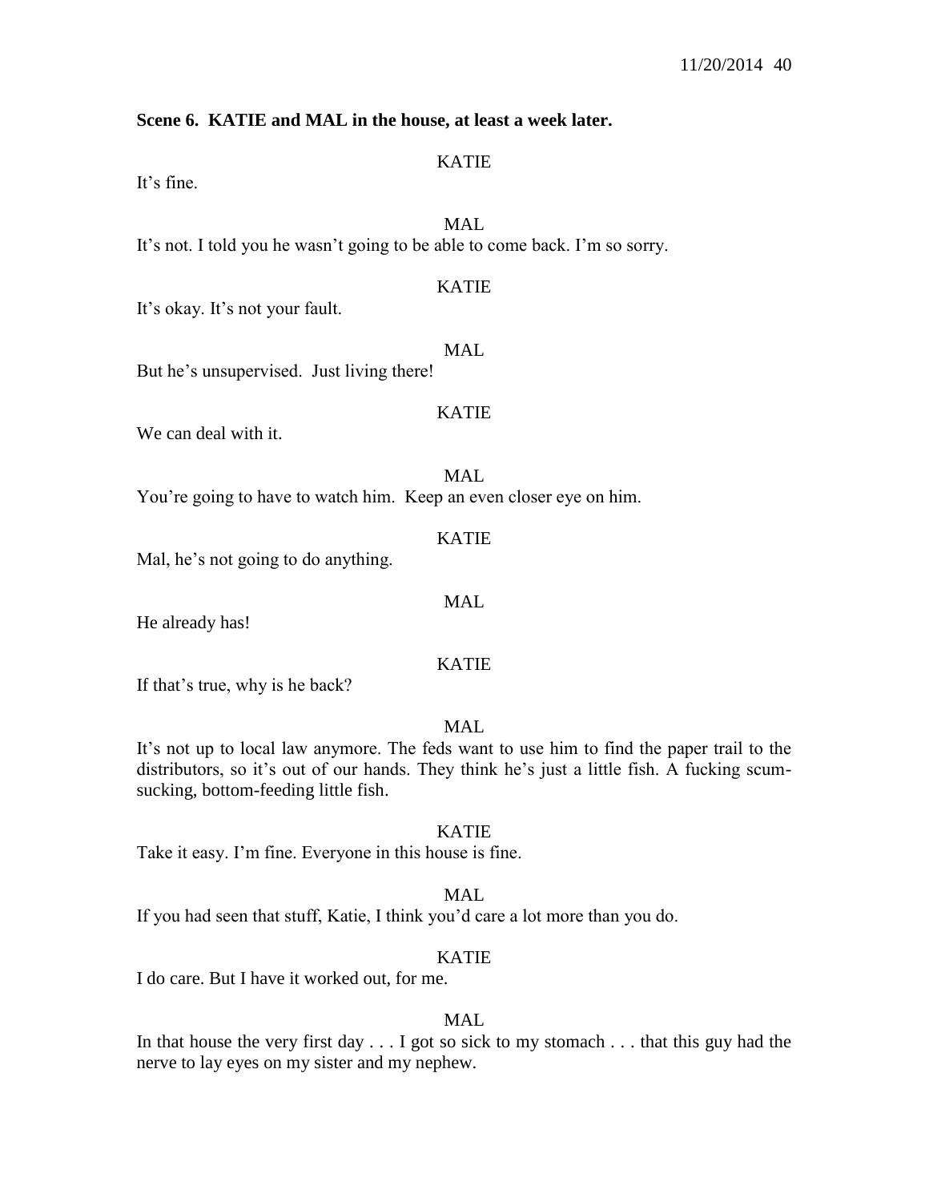**Scene 6. KATIE and MAL in the house, at least a week later.**

KATIE

It's fine.

MAL

It's not. I told you he wasn't going to be able to come back. I'm so sorry.

KATIE

It's okay. It's not your fault.

MAL

But he's unsupervised. Just living there!

KATIE

We can deal with it.

MAL

You're going to have to watch him. Keep an even closer eye on him.

KATIE

Mal, he's not going to do anything.

MAL

He already has!

KATIE

If that's true, why is he back?

MAL

It's not up to local law anymore. The feds want to use him to find the paper trail to the distributors, so it's out of our hands. They think he's just a little fish. A fucking scum-sucking, bottom-feeding little fish.

KATIE

Take it easy. I'm fine. Everyone in this house is fine.

MAL

If you had seen that stuff, Katie, I think you'd care a lot more than you do.

KATIE

I do care. But I have it worked out, for me.

MAL

In that house the very first day . . . I got so sick to my stomach . . . that this guy had the nerve to lay eyes on my sister and my nephew.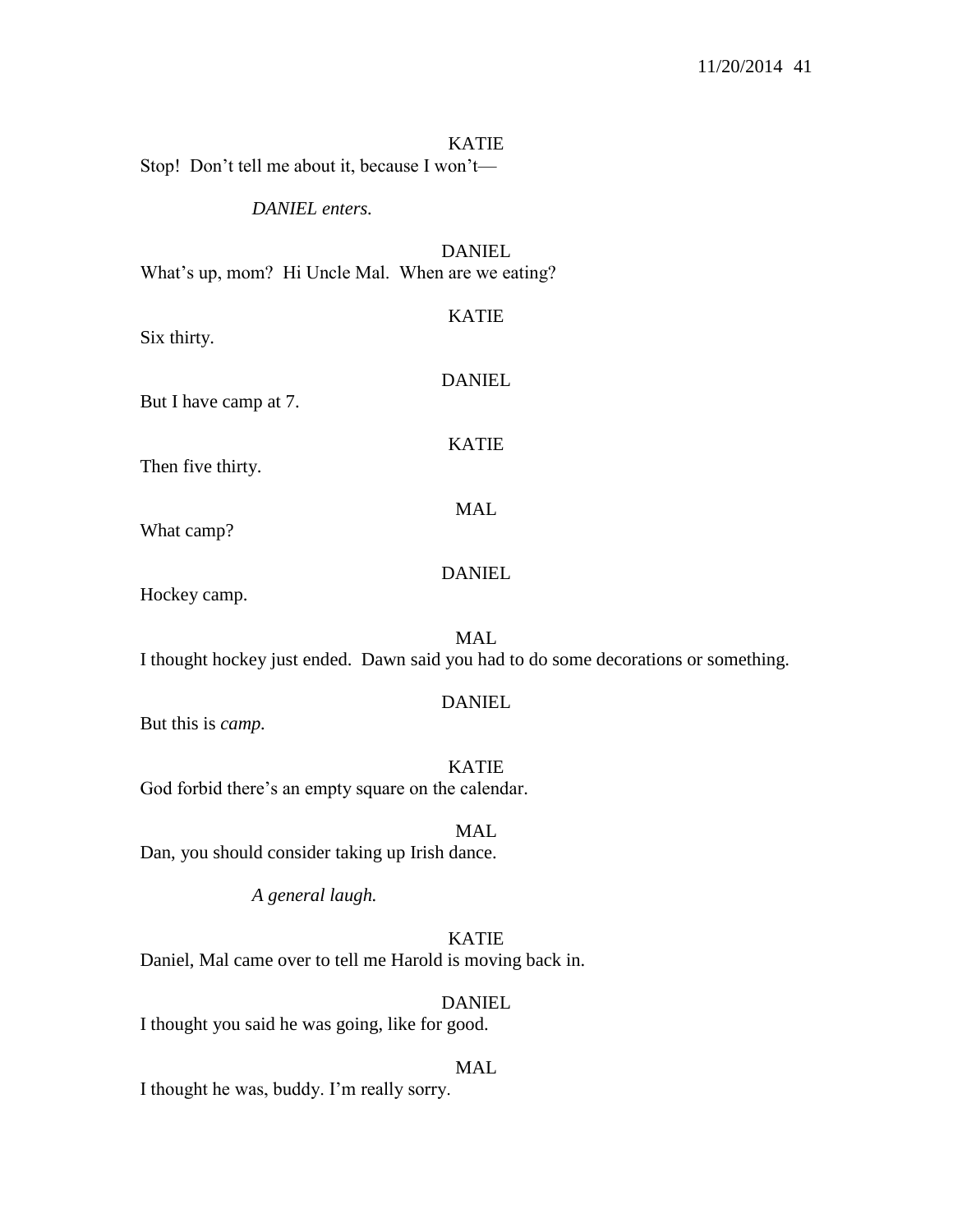KATIE

Stop!  Don't tell me about it, because I won't—

*DANIEL enters.*

DANIEL

What's up, mom?  Hi Uncle Mal.  When are we eating?

KATIE

Six thirty.

DANIEL

But I have camp at 7.

KATIE

Then five thirty.

MAL

What camp?

DANIEL

Hockey camp.

MAL

I thought hockey just ended.  Dawn said you had to do some decorations or something.

DANIEL

But this is *camp.*

KATIE

God forbid there's an empty square on the calendar.

MAL

Dan, you should consider taking up Irish dance.

*A general laugh.*

KATIE

Daniel, Mal came over to tell me Harold is moving back in.

DANIEL

I thought you said he was going, like for good.

MAL

I thought he was, buddy. I'm really sorry.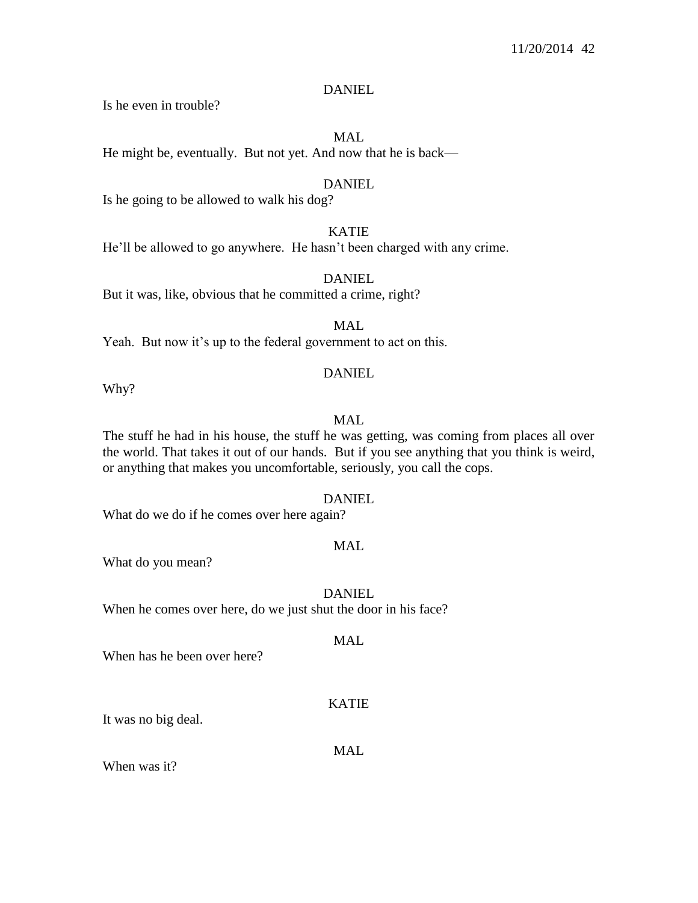DANIEL

Is he even in trouble?

MAL

He might be, eventually.  But not yet. And now that he is back—

DANIEL

Is he going to be allowed to walk his dog?

KATIE

He'll be allowed to go anywhere.  He hasn't been charged with any crime.

DANIEL

But it was, like, obvious that he committed a crime, right?

MAL

Yeah.  But now it's up to the federal government to act on this.

DANIEL

Why?

MAL

The stuff he had in his house, the stuff he was getting, was coming from places all over the world. That takes it out of our hands.  But if you see anything that you think is weird, or anything that makes you uncomfortable, seriously, you call the cops.

DANIEL

What do we do if he comes over here again?

MAL

What do you mean?

DANIEL

When he comes over here, do we just shut the door in his face?

MAL

When has he been over here?

KATIE

It was no big deal.

MAL

When was it?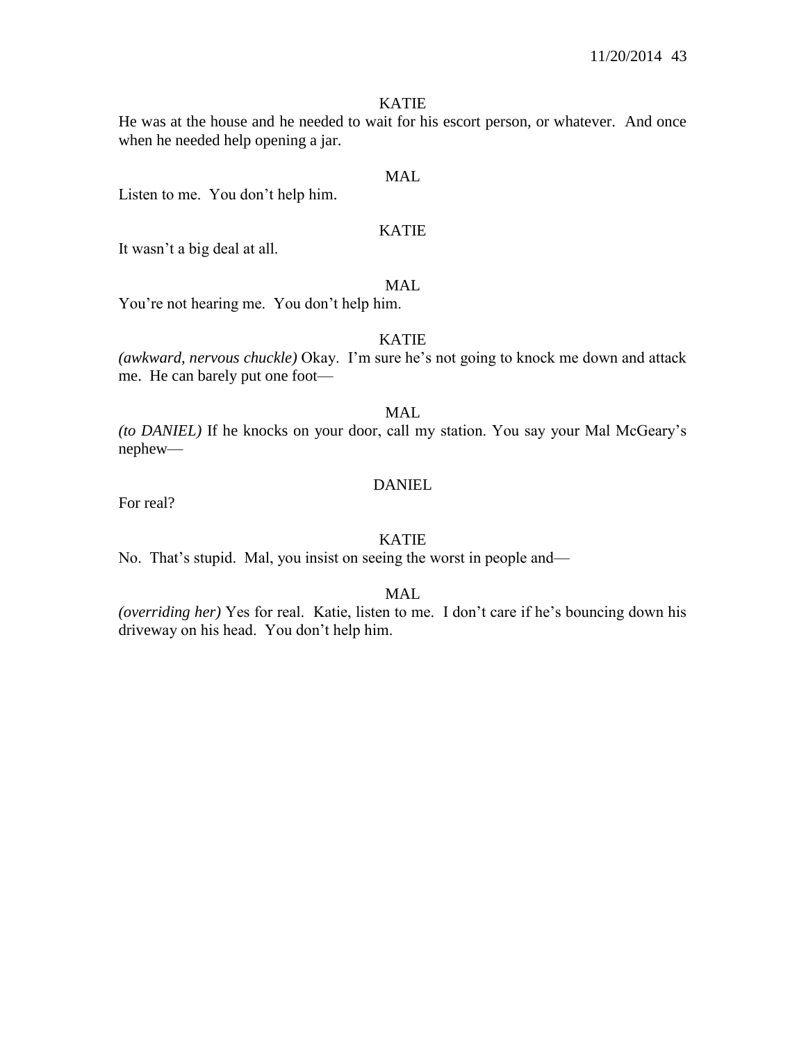KATIE

He was at the house and he needed to wait for his escort person, or whatever. And once when he needed help opening a jar.

MAL

Listen to me. You don't help him.

KATIE

It wasn't a big deal at all.

MAL

You're not hearing me. You don't help him.

KATIE

*(awkward, nervous chuckle)* Okay. I'm sure he's not going to knock me down and attack me. He can barely put one foot—

MAL

*(to DANIEL)* If he knocks on your door, call my station. You say your Mal McGeary's nephew—

DANIEL

For real?

KATIE

No. That's stupid. Mal, you insist on seeing the worst in people and—

MAL

*(overriding her)* Yes for real. Katie, listen to me. I don't care if he's bouncing down his driveway on his head. You don't help him.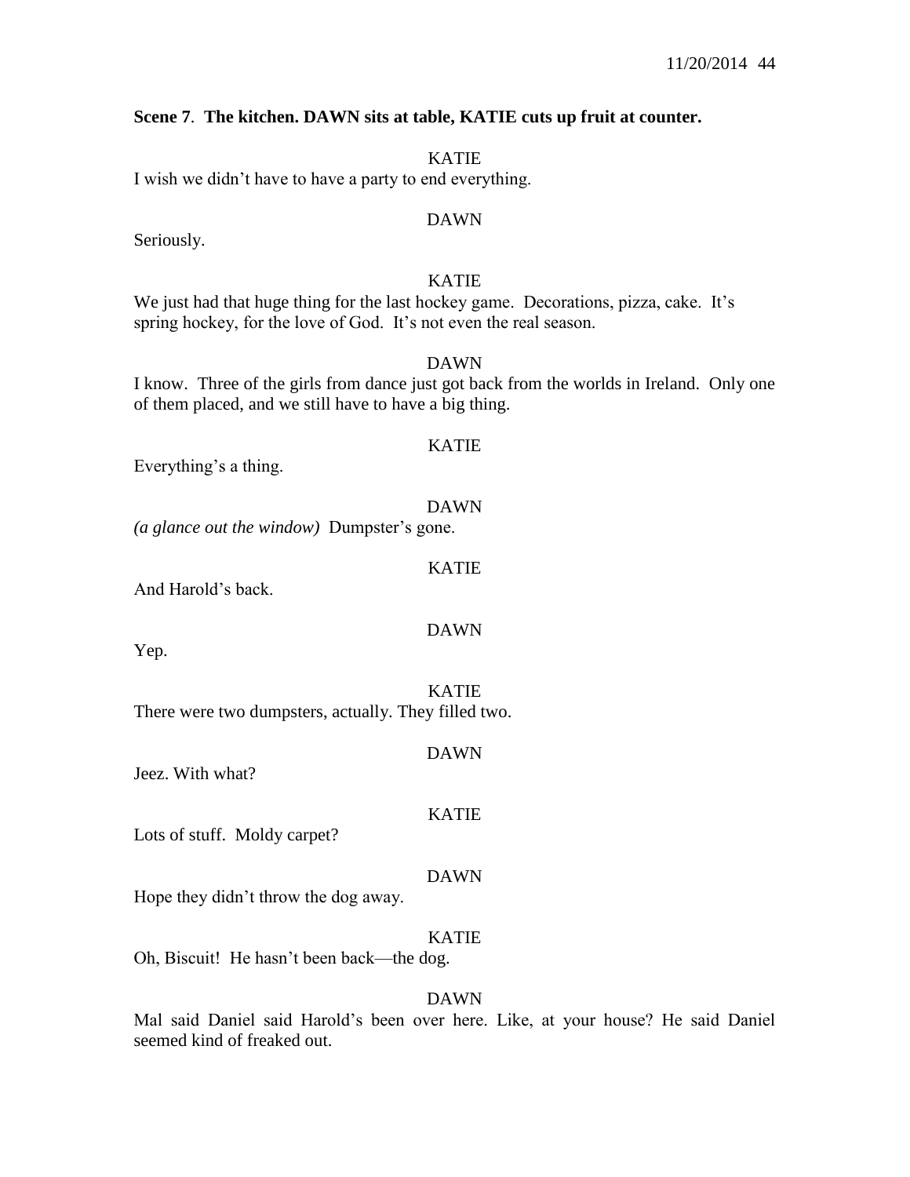**Scene 7**. **The kitchen. DAWN sits at table, KATIE cuts up fruit at counter.**

KATIE

I wish we didn't have to have a party to end everything.

DAWN

Seriously.

KATIE

We just had that huge thing for the last hockey game. Decorations, pizza, cake. It's spring hockey, for the love of God. It's not even the real season.

DAWN

I know. Three of the girls from dance just got back from the worlds in Ireland. Only one of them placed, and we still have to have a big thing.

KATIE

Everything's a thing.

DAWN

*(a glance out the window)* Dumpster's gone.

KATIE

And Harold's back.

DAWN

Yep.

KATIE

There were two dumpsters, actually. They filled two.

DAWN

Jeez. With what?

KATIE

Lots of stuff. Moldy carpet?

DAWN

Hope they didn't throw the dog away.

KATIE

Oh, Biscuit! He hasn't been back—the dog.

DAWN

Mal said Daniel said Harold's been over here. Like, at your house? He said Daniel seemed kind of freaked out.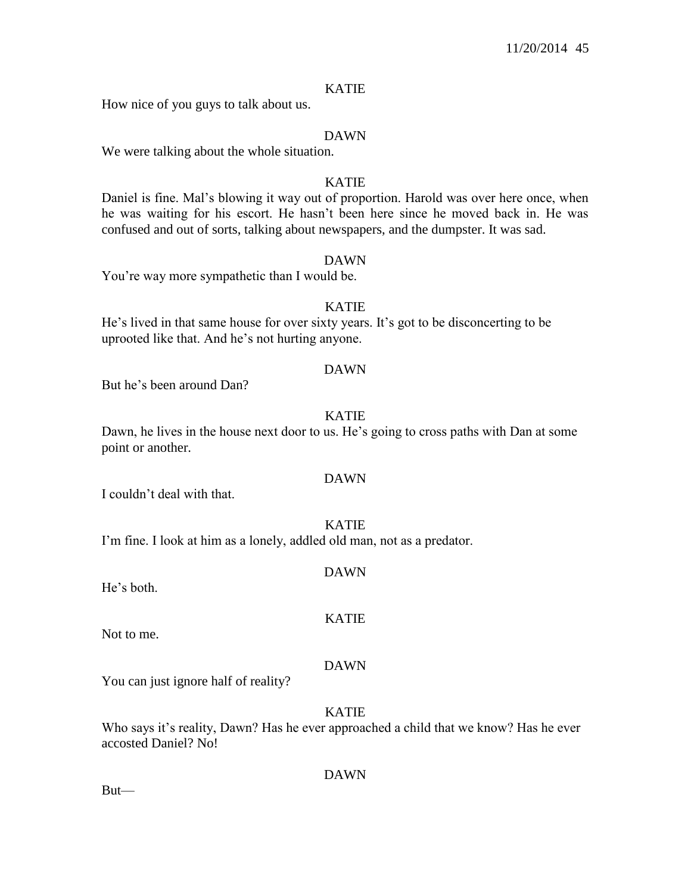KATIE

How nice of you guys to talk about us.

DAWN

We were talking about the whole situation.

KATIE

Daniel is fine. Mal's blowing it way out of proportion. Harold was over here once, when he was waiting for his escort. He hasn't been here since he moved back in. He was confused and out of sorts, talking about newspapers, and the dumpster. It was sad.

DAWN

You're way more sympathetic than I would be.

KATIE

He's lived in that same house for over sixty years. It's got to be disconcerting to be uprooted like that. And he's not hurting anyone.

DAWN

But he's been around Dan?

KATIE

Dawn, he lives in the house next door to us. He's going to cross paths with Dan at some point or another.

DAWN

I couldn't deal with that.

KATIE

I'm fine. I look at him as a lonely, addled old man, not as a predator.

DAWN

He's both.

KATIE

Not to me.

DAWN

You can just ignore half of reality?

KATIE

Who says it's reality, Dawn? Has he ever approached a child that we know? Has he ever accosted Daniel? No!

DAWN

But—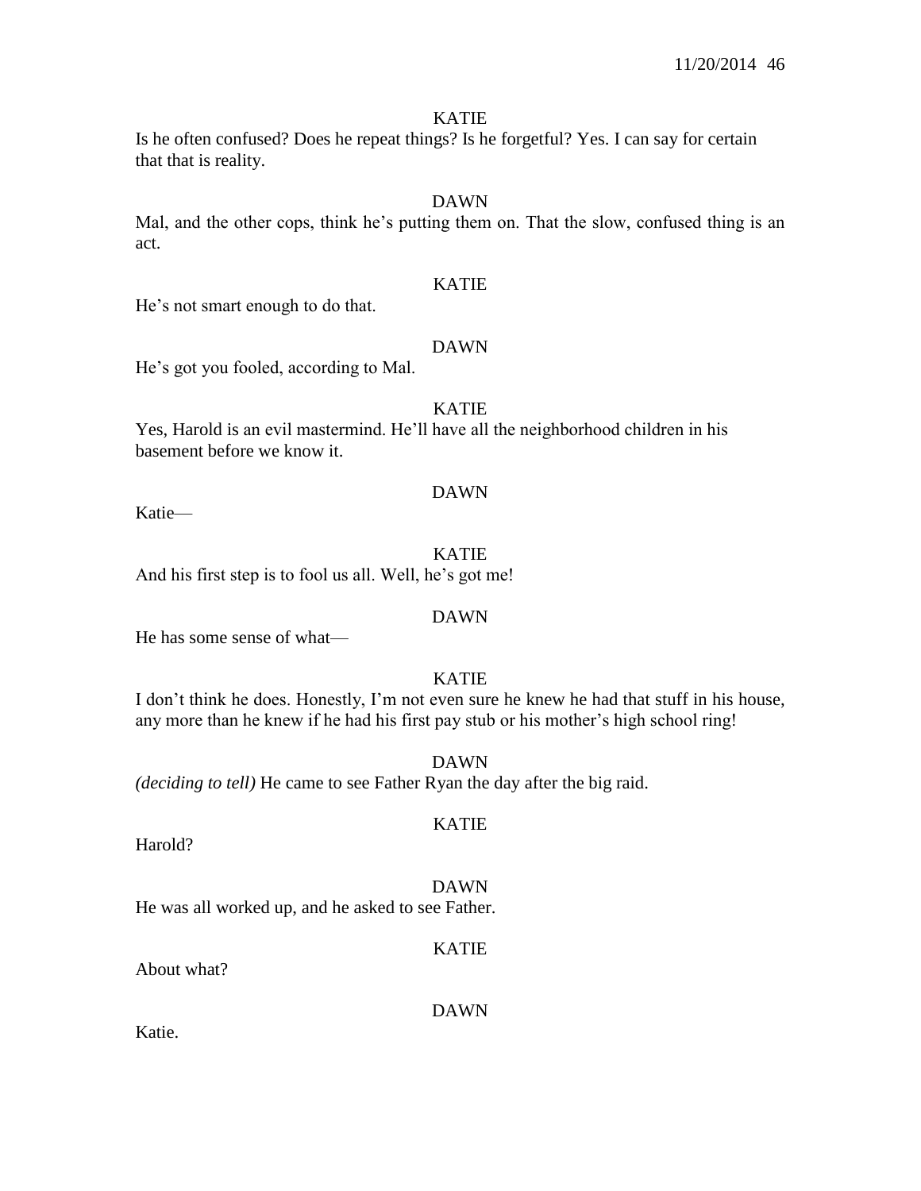KATIE

Is he often confused? Does he repeat things? Is he forgetful? Yes. I can say for certain that that is reality.

DAWN

Mal, and the other cops, think he's putting them on. That the slow, confused thing is an act.

KATIE

He's not smart enough to do that.

DAWN

He's got you fooled, according to Mal.

KATIE

Yes, Harold is an evil mastermind. He'll have all the neighborhood children in his basement before we know it.

DAWN

Katie—

KATIE

And his first step is to fool us all. Well, he's got me!

DAWN

He has some sense of what—

KATIE

I don't think he does. Honestly, I'm not even sure he knew he had that stuff in his house, any more than he knew if he had his first pay stub or his mother's high school ring!

DAWN

*(deciding to tell)* He came to see Father Ryan the day after the big raid.

KATIE

Harold?

DAWN

He was all worked up, and he asked to see Father.

KATIE

About what?

DAWN

Katie.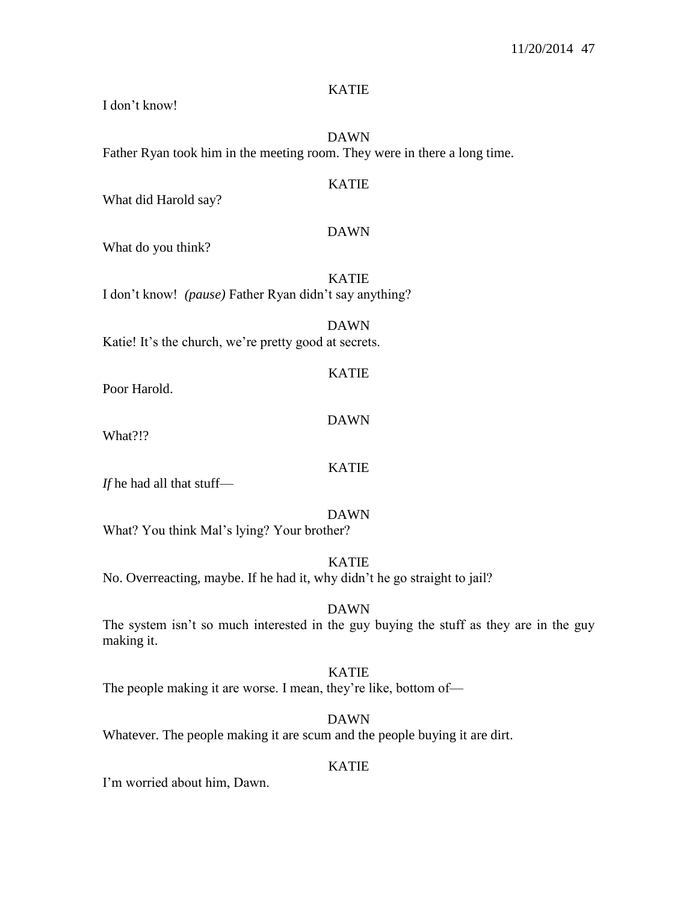KATIE

I don't know!

DAWN

Father Ryan took him in the meeting room. They were in there a long time.

KATIE

What did Harold say?

DAWN

What do you think?

KATIE

I don't know! *(pause)* Father Ryan didn't say anything?

DAWN

Katie! It's the church, we're pretty good at secrets.

KATIE

Poor Harold.

DAWN

What?!?

KATIE

*If* he had all that stuff—

DAWN

What? You think Mal's lying? Your brother?

KATIE

No. Overreacting, maybe. If he had it, why didn't he go straight to jail?

DAWN

The system isn't so much interested in the guy buying the stuff as they are in the guy making it.

KATIE

The people making it are worse. I mean, they're like, bottom of—

DAWN

Whatever. The people making it are scum and the people buying it are dirt.

KATIE

I'm worried about him, Dawn.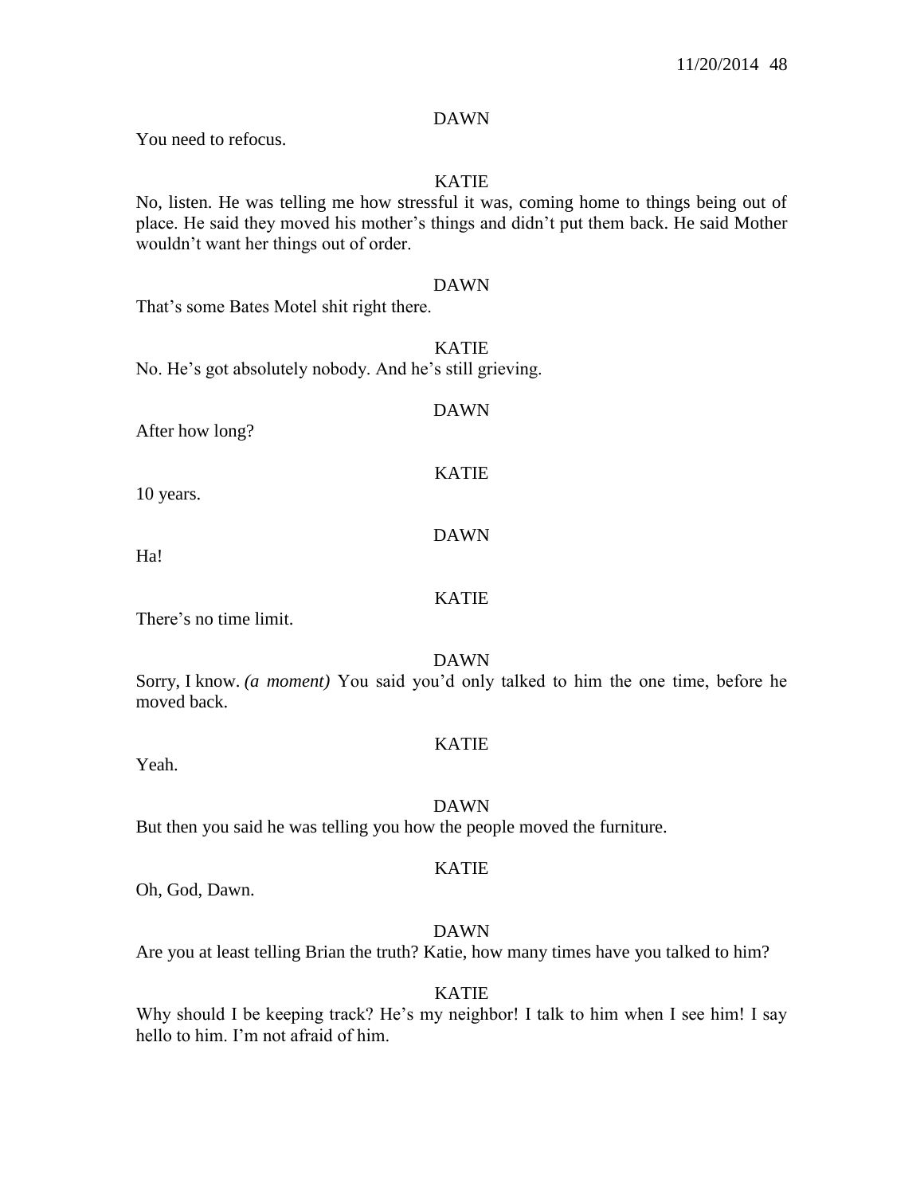DAWN

You need to refocus.

KATIE

No, listen. He was telling me how stressful it was, coming home to things being out of place. He said they moved his mother's things and didn't put them back. He said Mother wouldn't want her things out of order.

DAWN

That's some Bates Motel shit right there.

KATIE

No. He's got absolutely nobody. And he's still grieving.

DAWN

After how long?

KATIE

10 years.

DAWN

Ha!

KATIE

There's no time limit.

DAWN

Sorry, I know. *(a moment)* You said you'd only talked to him the one time, before he moved back.

KATIE

Yeah.

DAWN

But then you said he was telling you how the people moved the furniture.

KATIE

Oh, God, Dawn.

DAWN

Are you at least telling Brian the truth? Katie, how many times have you talked to him?

KATIE

Why should I be keeping track? He's my neighbor! I talk to him when I see him! I say hello to him. I'm not afraid of him.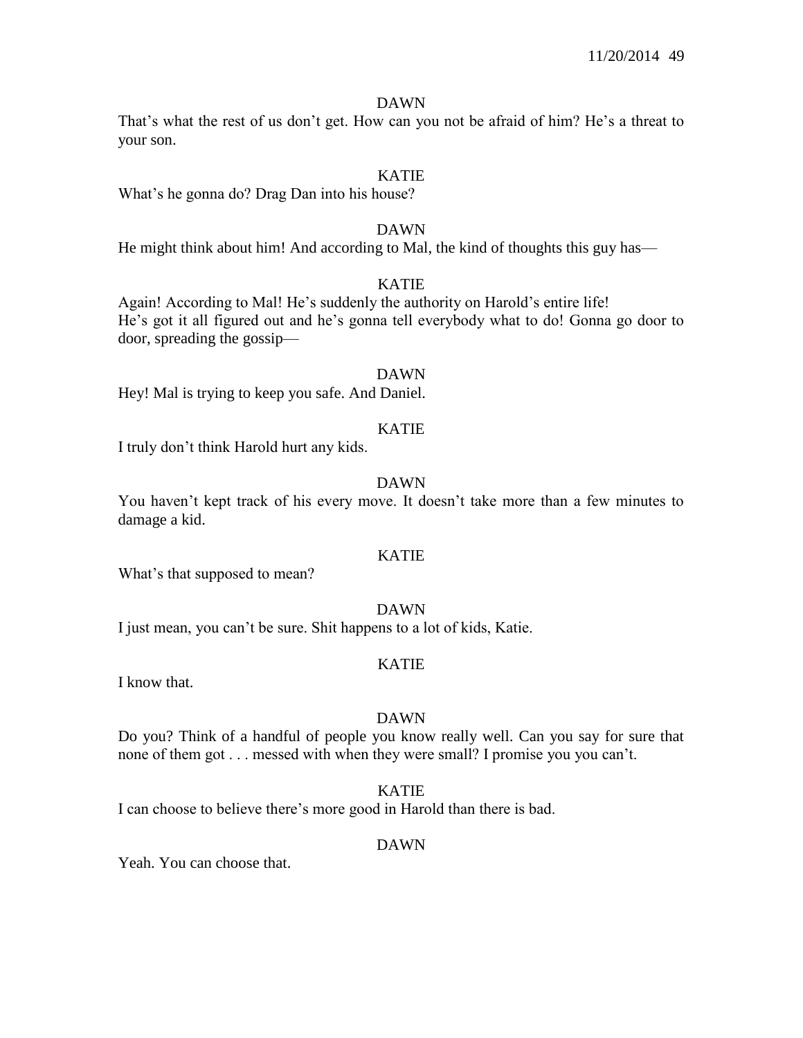DAWN

That's what the rest of us don't get. How can you not be afraid of him? He's a threat to your son.

KATIE

What's he gonna do? Drag Dan into his house?

DAWN

He might think about him! And according to Mal, the kind of thoughts this guy has—

KATIE

Again! According to Mal! He's suddenly the authority on Harold's entire life!
He's got it all figured out and he's gonna tell everybody what to do! Gonna go door to door, spreading the gossip—

DAWN

Hey! Mal is trying to keep you safe. And Daniel.

KATIE

I truly don't think Harold hurt any kids.

DAWN

You haven't kept track of his every move. It doesn't take more than a few minutes to damage a kid.

KATIE

What's that supposed to mean?

DAWN

I just mean, you can't be sure. Shit happens to a lot of kids, Katie.

KATIE

I know that.

DAWN

Do you? Think of a handful of people you know really well. Can you say for sure that none of them got . . . messed with when they were small? I promise you you can't.

KATIE

I can choose to believe there's more good in Harold than there is bad.

DAWN

Yeah. You can choose that.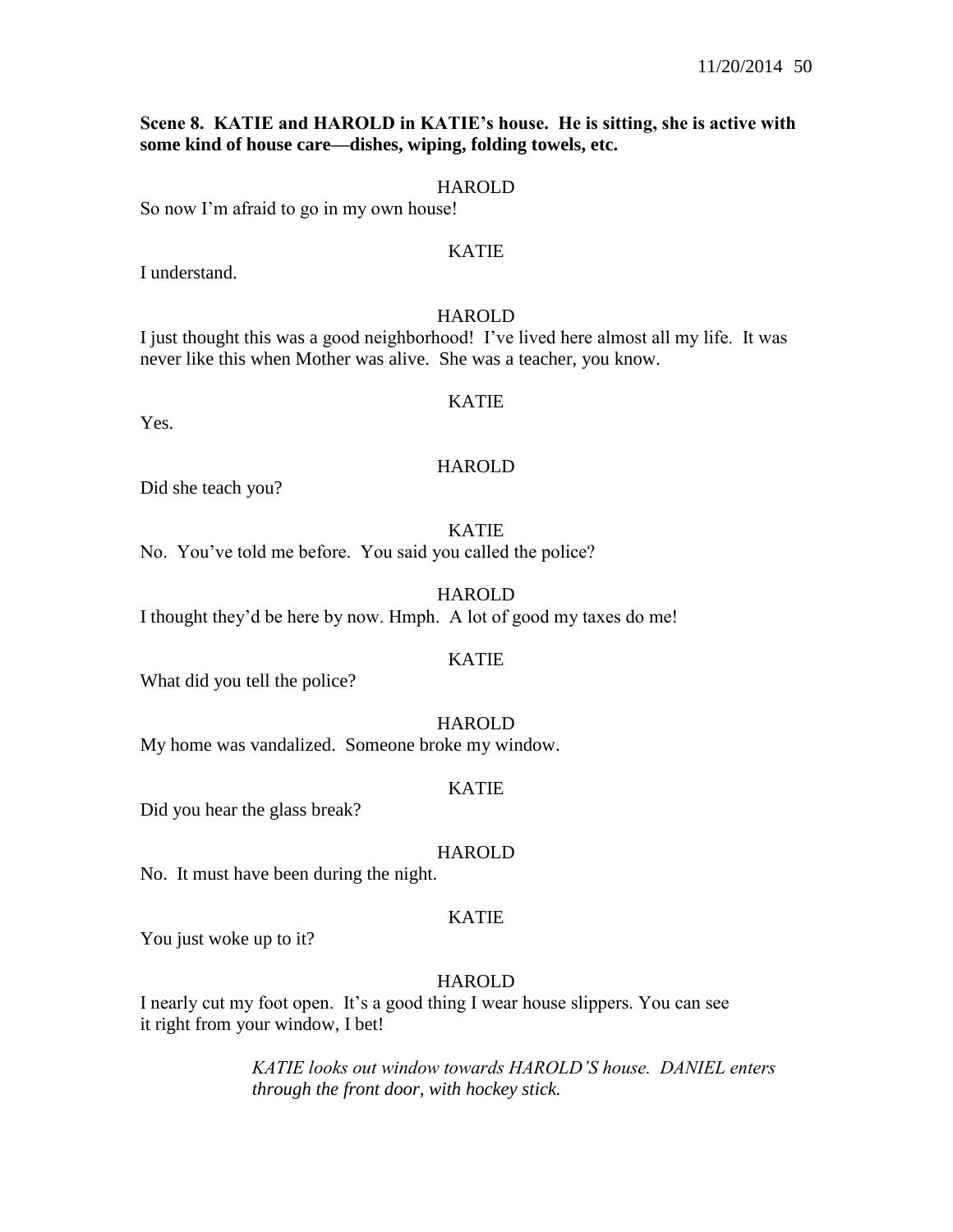**Scene 8. KATIE and HAROLD in KATIE's house. He is sitting, she is active with some kind of house care—dishes, wiping, folding towels, etc.**

HAROLD

So now I'm afraid to go in my own house!

KATIE

I understand.

HAROLD

I just thought this was a good neighborhood! I've lived here almost all my life. It was never like this when Mother was alive. She was a teacher, you know.

KATIE

Yes.

HAROLD

Did she teach you?

KATIE

No. You've told me before. You said you called the police?

HAROLD

I thought they'd be here by now. Hmph. A lot of good my taxes do me!

KATIE

What did you tell the police?

HAROLD

My home was vandalized. Someone broke my window.

KATIE

Did you hear the glass break?

HAROLD

No. It must have been during the night.

KATIE

You just woke up to it?

HAROLD

I nearly cut my foot open. It's a good thing I wear house slippers. You can see it right from your window, I bet!

*KATIE looks out window towards HAROLD'S house. DANIEL enters through the front door, with hockey stick.*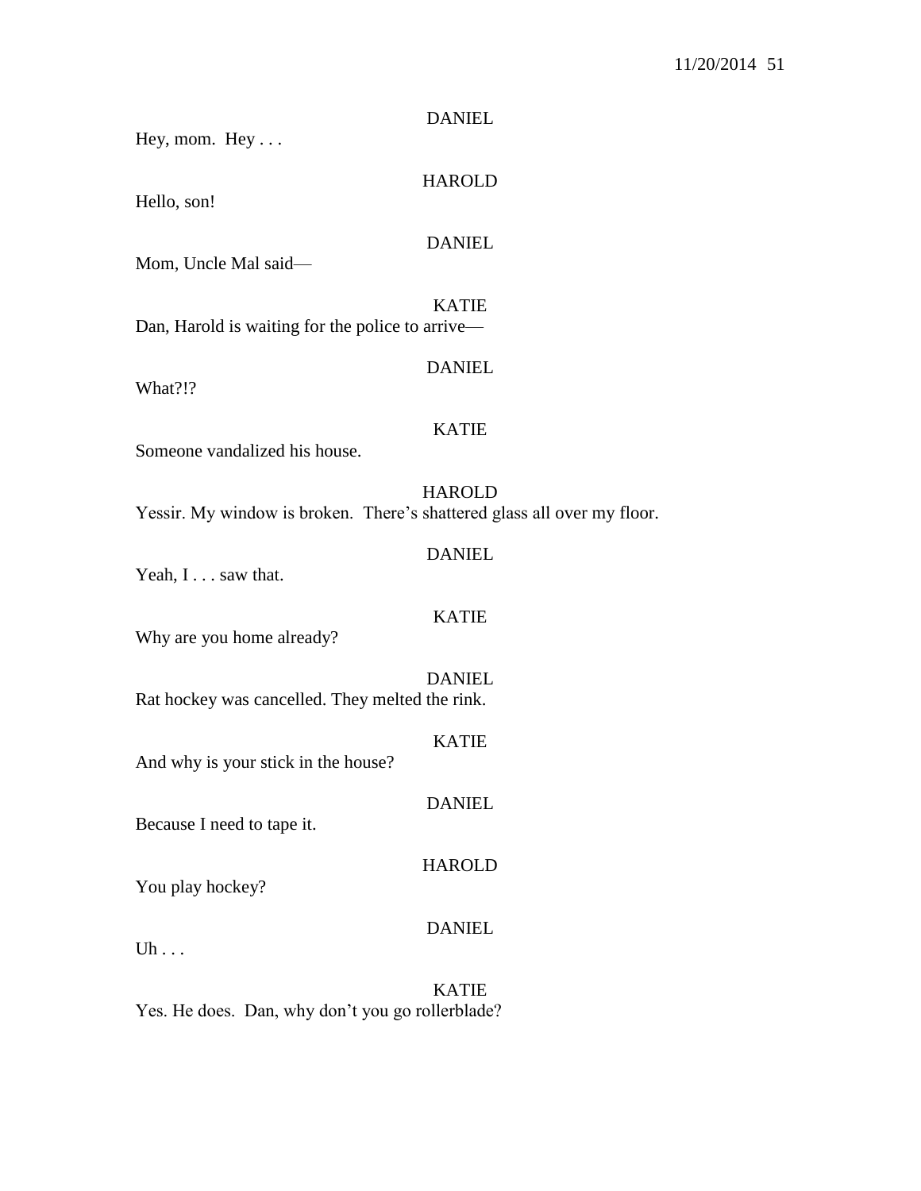DANIEL

Hey, mom. Hey . . .

HAROLD

Hello, son!

DANIEL

Mom, Uncle Mal said—

KATIE

Dan, Harold is waiting for the police to arrive—

DANIEL

What?!?

KATIE

Someone vandalized his house.

HAROLD

Yessir. My window is broken. There's shattered glass all over my floor.

DANIEL

Yeah, I . . . saw that.

KATIE

Why are you home already?

DANIEL

Rat hockey was cancelled. They melted the rink.

KATIE

And why is your stick in the house?

DANIEL

Because I need to tape it.

HAROLD

You play hockey?

DANIEL

Uh . . .

KATIE

Yes. He does. Dan, why don't you go rollerblade?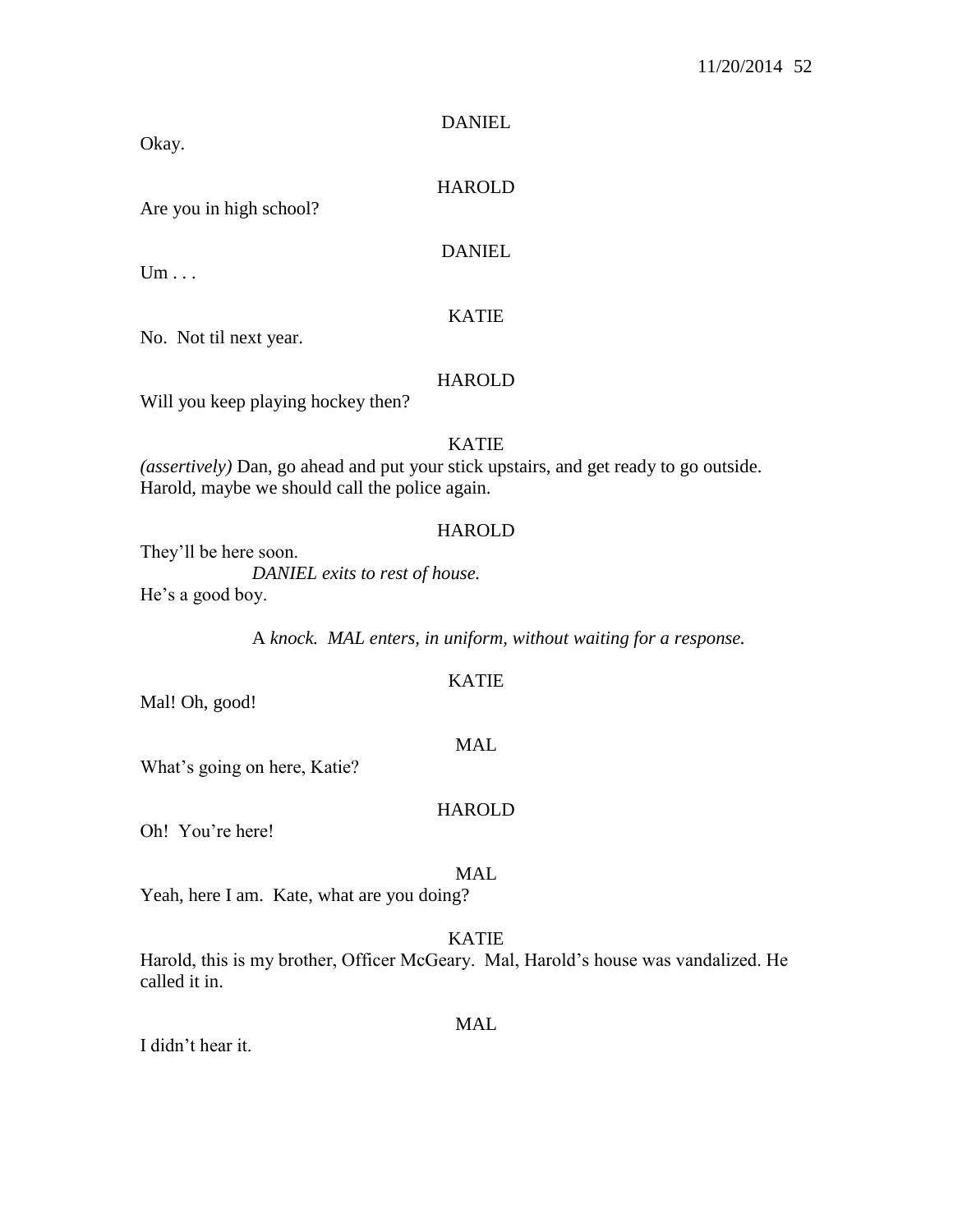DANIEL

Okay.

HAROLD

Are you in high school?

DANIEL

Um . . .

KATIE

No. Not til next year.

HAROLD

Will you keep playing hockey then?

KATIE

*(assertively)* Dan, go ahead and put your stick upstairs, and get ready to go outside. Harold, maybe we should call the police again.

HAROLD

They'll be here soon.

*DANIEL exits to rest of house.*

He's a good boy.

*A knock. MAL enters, in uniform, without waiting for a response.*

KATIE

Mal! Oh, good!

MAL

What's going on here, Katie?

HAROLD

Oh! You're here!

MAL

Yeah, here I am. Kate, what are you doing?

KATIE

Harold, this is my brother, Officer McGeary. Mal, Harold's house was vandalized. He called it in.

MAL

I didn't hear it.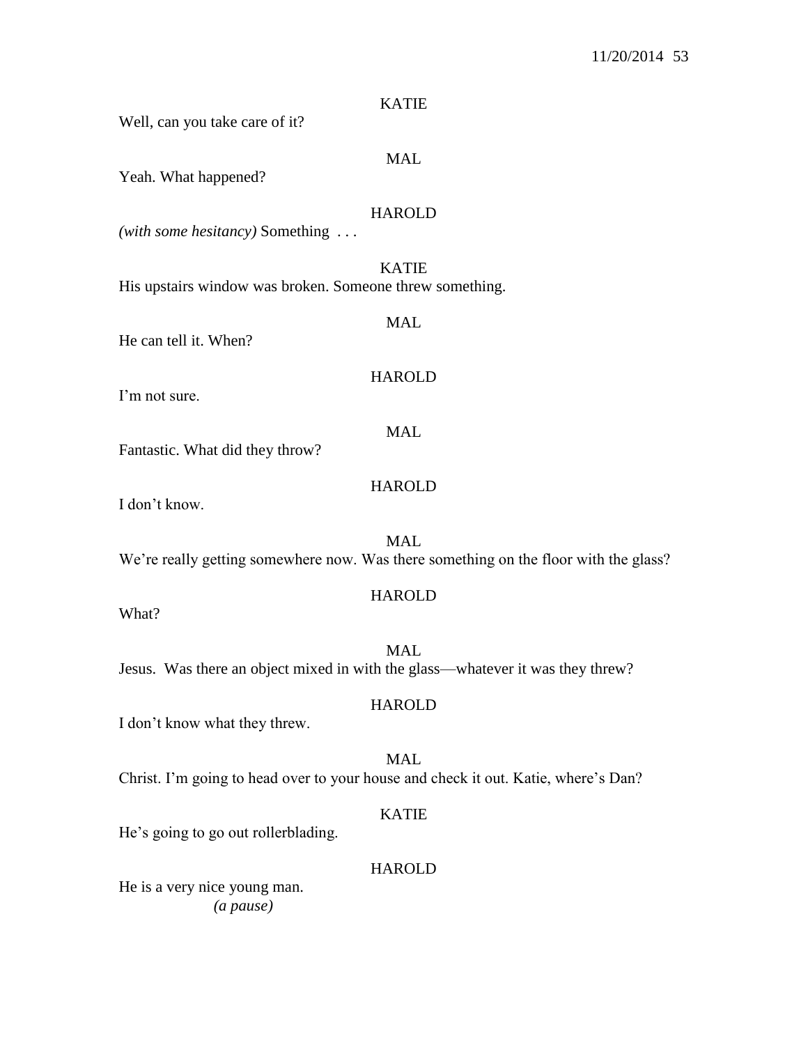KATIE

Well, can you take care of it?

MAL

Yeah. What happened?

HAROLD

*(with some hesitancy)* Something . . .

KATIE

His upstairs window was broken. Someone threw something.

MAL

He can tell it. When?

HAROLD

I'm not sure.

MAL

Fantastic. What did they throw?

HAROLD

I don't know.

MAL

We're really getting somewhere now. Was there something on the floor with the glass?

HAROLD

What?

MAL

Jesus. Was there an object mixed in with the glass—whatever it was they threw?

HAROLD

I don't know what they threw.

MAL

Christ. I'm going to head over to your house and check it out. Katie, where's Dan?

KATIE

He's going to go out rollerblading.

HAROLD

He is a very nice young man.

*(a pause)*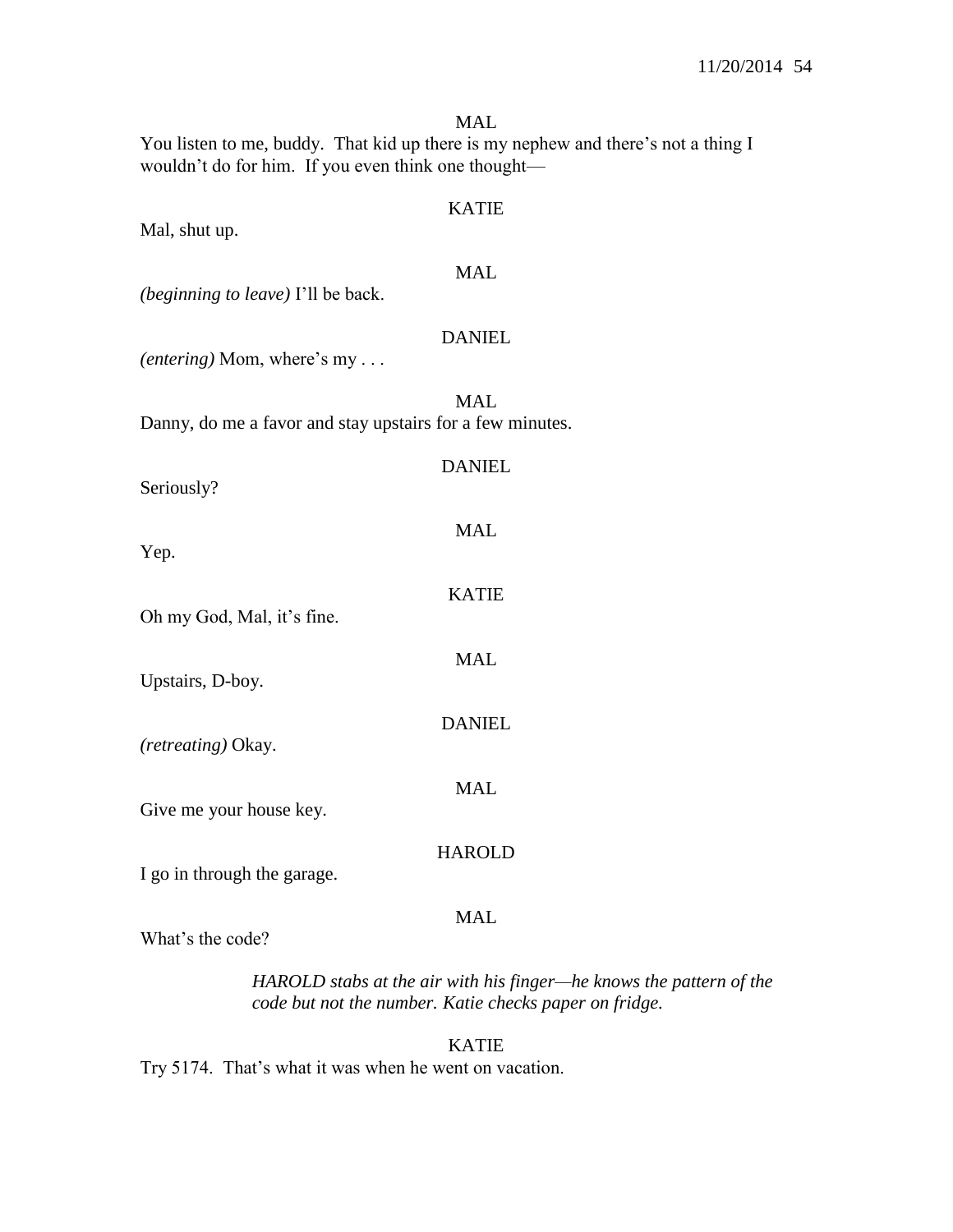MAL

You listen to me, buddy. That kid up there is my nephew and there's not a thing I wouldn't do for him. If you even think one thought—

KATIE

Mal, shut up.

MAL

*(beginning to leave)* I'll be back.

DANIEL

*(entering)* Mom, where's my . . .

MAL

Danny, do me a favor and stay upstairs for a few minutes.

DANIEL

Seriously?

MAL

Yep.

KATIE

Oh my God, Mal, it's fine.

MAL

Upstairs, D-boy.

DANIEL

*(retreating)* Okay.

MAL

Give me your house key.

HAROLD

I go in through the garage.

MAL

What's the code?

*HAROLD stabs at the air with his finger—he knows the pattern of the code but not the number. Katie checks paper on fridge.*

KATIE

Try 5174. That's what it was when he went on vacation.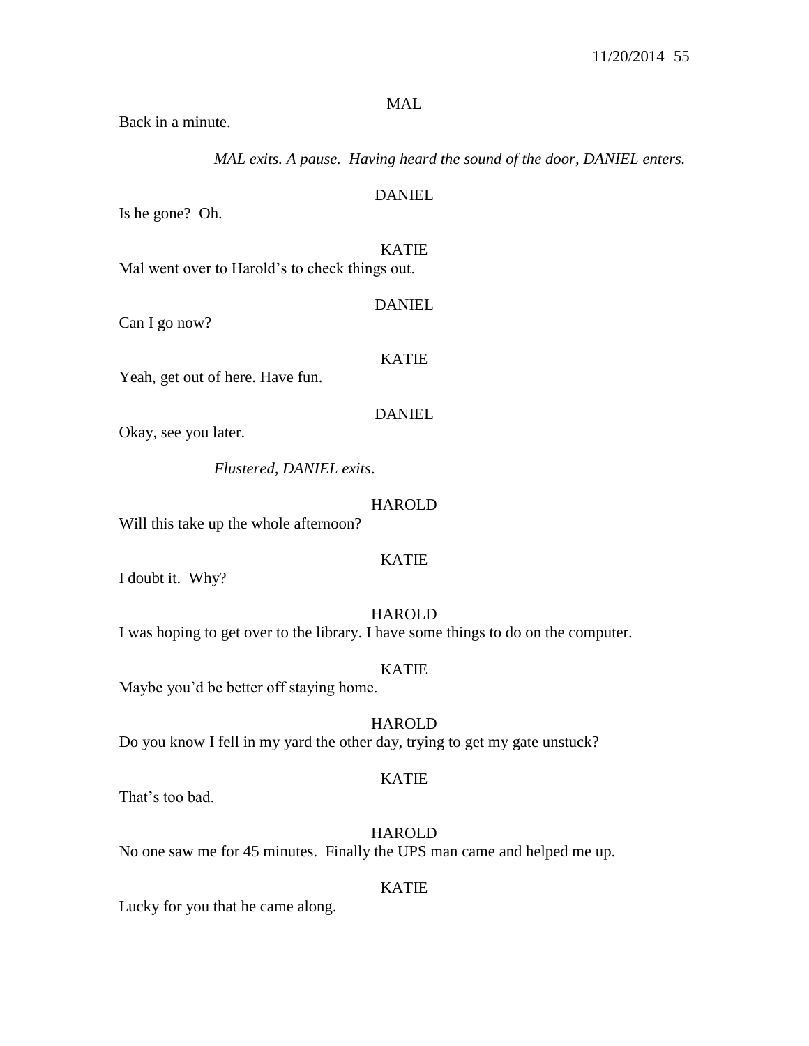MAL

Back in a minute.

*MAL exits. A pause. Having heard the sound of the door, DANIEL enters.*

DANIEL

Is he gone? Oh.

KATIE

Mal went over to Harold's to check things out.

DANIEL

Can I go now?

KATIE

Yeah, get out of here. Have fun.

DANIEL

Okay, see you later.

*Flustered, DANIEL exits*.

HAROLD

Will this take up the whole afternoon?

KATIE

I doubt it. Why?

HAROLD

I was hoping to get over to the library. I have some things to do on the computer.

KATIE

Maybe you'd be better off staying home.

HAROLD

Do you know I fell in my yard the other day, trying to get my gate unstuck?

KATIE

That's too bad.

HAROLD

No one saw me for 45 minutes. Finally the UPS man came and helped me up.

KATIE

Lucky for you that he came along.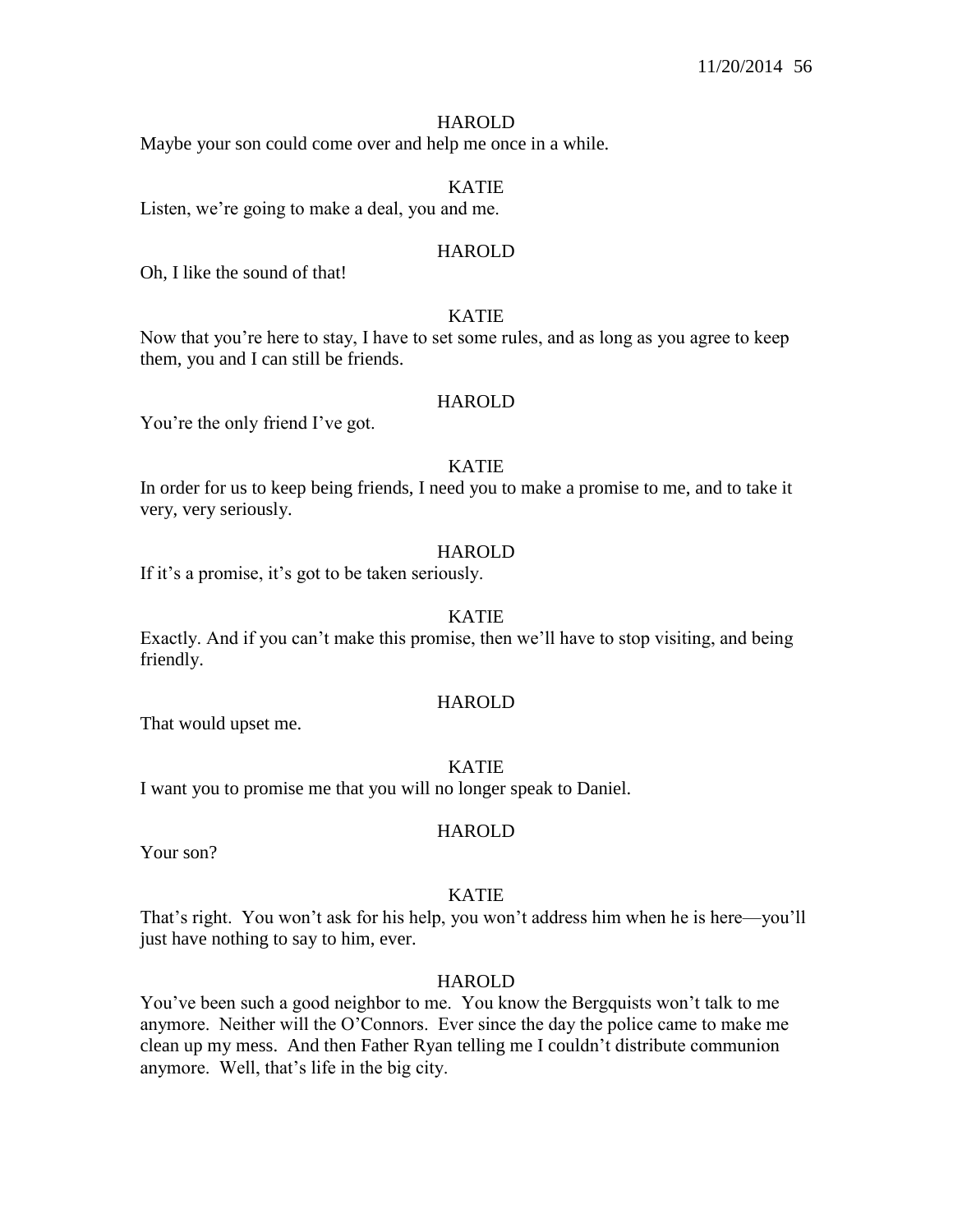HAROLD

Maybe your son could come over and help me once in a while.

KATIE

Listen, we're going to make a deal, you and me.

HAROLD

Oh, I like the sound of that!

KATIE

Now that you're here to stay, I have to set some rules, and as long as you agree to keep them, you and I can still be friends.

HAROLD

You're the only friend I've got.

KATIE

In order for us to keep being friends, I need you to make a promise to me, and to take it very, very seriously.

HAROLD

If it's a promise, it's got to be taken seriously.

KATIE

Exactly. And if you can't make this promise, then we'll have to stop visiting, and being friendly.

HAROLD

That would upset me.

KATIE

I want you to promise me that you will no longer speak to Daniel.

HAROLD

Your son?

KATIE

That's right. You won't ask for his help, you won't address him when he is here—you'll just have nothing to say to him, ever.

HAROLD

You've been such a good neighbor to me. You know the Bergquists won't talk to me anymore. Neither will the O'Connors. Ever since the day the police came to make me clean up my mess. And then Father Ryan telling me I couldn't distribute communion anymore. Well, that's life in the big city.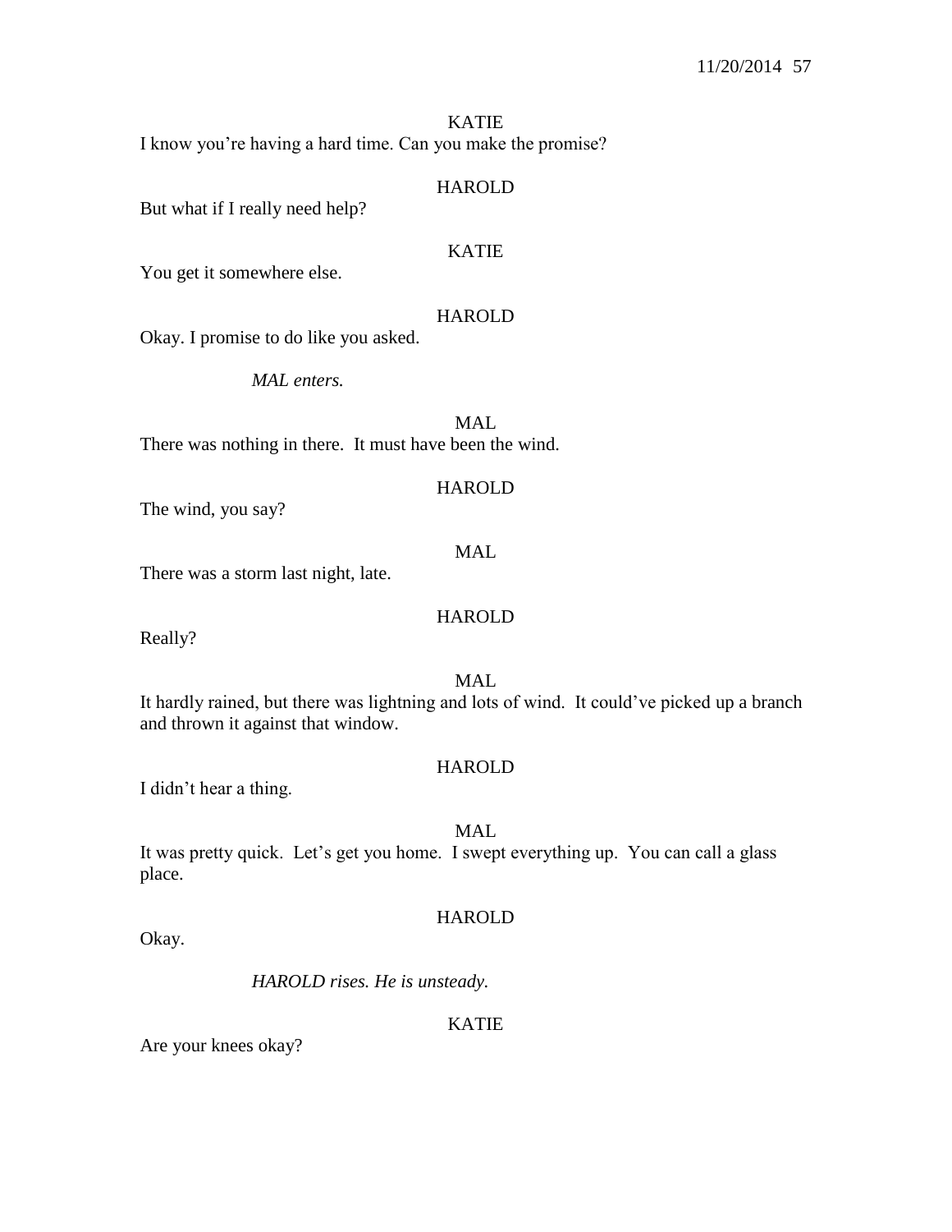KATIE

I know you're having a hard time. Can you make the promise?

HAROLD

But what if I really need help?

KATIE

You get it somewhere else.

HAROLD

Okay. I promise to do like you asked.

*MAL enters.*

MAL

There was nothing in there.  It must have been the wind.

HAROLD

The wind, you say?

MAL

There was a storm last night, late.

HAROLD

Really?

MAL

It hardly rained, but there was lightning and lots of wind.  It could've picked up a branch and thrown it against that window.

HAROLD

I didn't hear a thing.

MAL

It was pretty quick.  Let's get you home.  I swept everything up.  You can call a glass place.

HAROLD

Okay.

*HAROLD rises. He is unsteady.*

KATIE

Are your knees okay?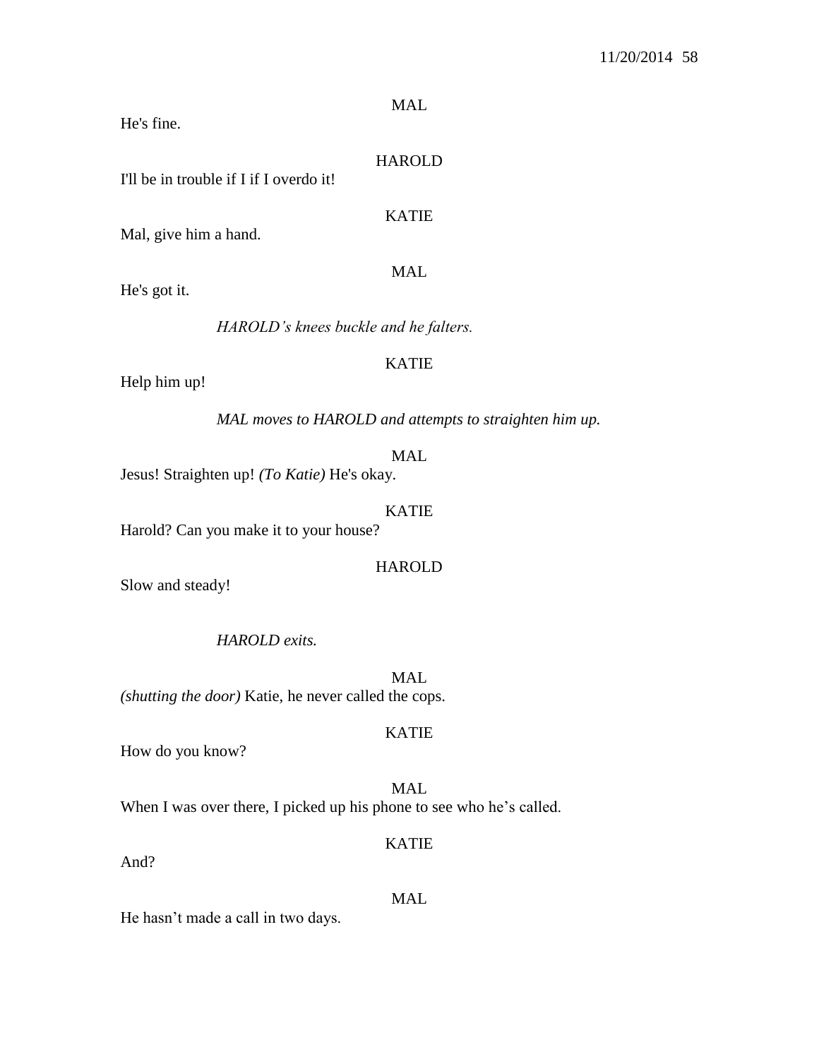MAL

He's fine.

HAROLD

I'll be in trouble if I if I overdo it!

KATIE

Mal, give him a hand.

MAL

He's got it.

*HAROLD's knees buckle and he falters.*

KATIE

Help him up!

*MAL moves to HAROLD and attempts to straighten him up.*

MAL

Jesus! Straighten up! *(To Katie)* He's okay.

KATIE

Harold? Can you make it to your house?

HAROLD

Slow and steady!

*HAROLD exits.*

MAL

*(shutting the door)* Katie, he never called the cops.

KATIE

How do you know?

MAL

When I was over there, I picked up his phone to see who he's called.

KATIE

And?

MAL

He hasn't made a call in two days.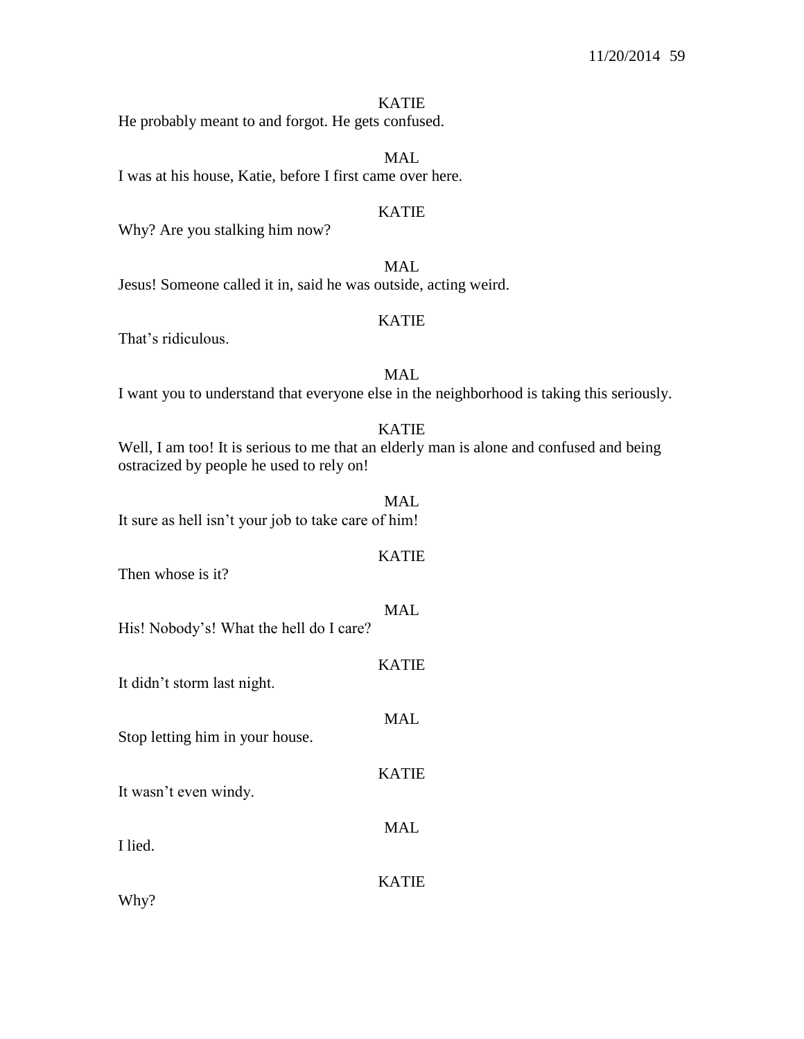KATIE

He probably meant to and forgot. He gets confused.

MAL

I was at his house, Katie, before I first came over here.

KATIE

Why? Are you stalking him now?

MAL

Jesus! Someone called it in, said he was outside, acting weird.

KATIE

That's ridiculous.

MAL

I want you to understand that everyone else in the neighborhood is taking this seriously.

KATIE

Well, I am too! It is serious to me that an elderly man is alone and confused and being ostracized by people he used to rely on!

MAL

It sure as hell isn't your job to take care of him!

KATIE

Then whose is it?

MAL

His! Nobody's! What the hell do I care?

KATIE

It didn't storm last night.

MAL

Stop letting him in your house.

KATIE

It wasn't even windy.

MAL

I lied.

KATIE

Why?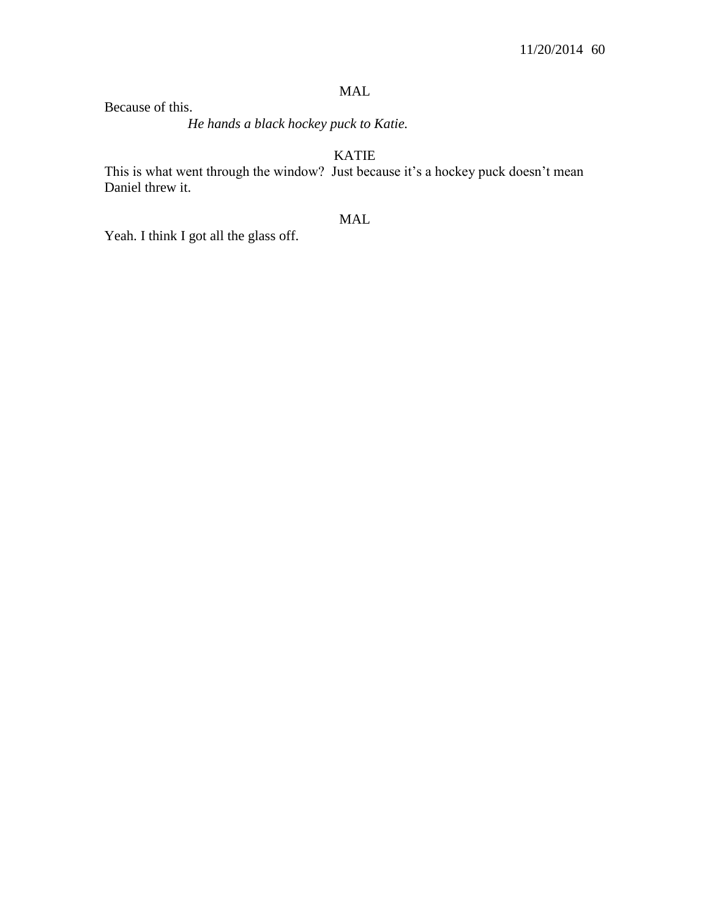MAL

Because of this.

*He hands a black hockey puck to Katie.*

KATIE

This is what went through the window?  Just because it's a hockey puck doesn't mean Daniel threw it.

MAL

Yeah. I think I got all the glass off.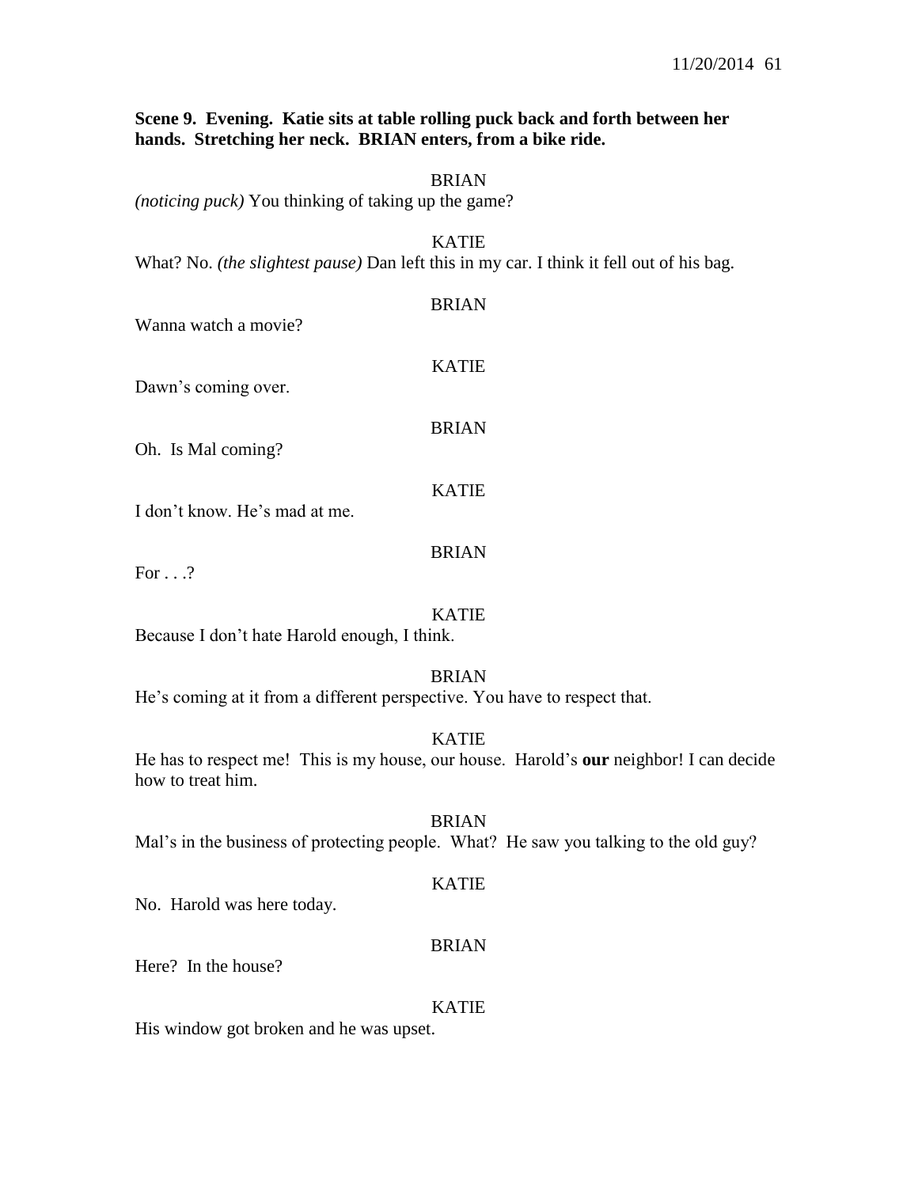**Scene 9. Evening. Katie sits at table rolling puck back and forth between her hands. Stretching her neck. BRIAN enters, from a bike ride.**

BRIAN

*(noticing puck)* You thinking of taking up the game?

KATIE

What? No. *(the slightest pause)* Dan left this in my car. I think it fell out of his bag.

BRIAN

Wanna watch a movie?

KATIE

Dawn's coming over.

BRIAN

Oh. Is Mal coming?

KATIE

I don't know. He's mad at me.

BRIAN

For . . .?

KATIE

Because I don't hate Harold enough, I think.

BRIAN

He's coming at it from a different perspective. You have to respect that.

KATIE

He has to respect me! This is my house, our house. Harold's **our** neighbor! I can decide how to treat him.

BRIAN

Mal's in the business of protecting people. What? He saw you talking to the old guy?

KATIE

No. Harold was here today.

BRIAN

Here? In the house?

KATIE

His window got broken and he was upset.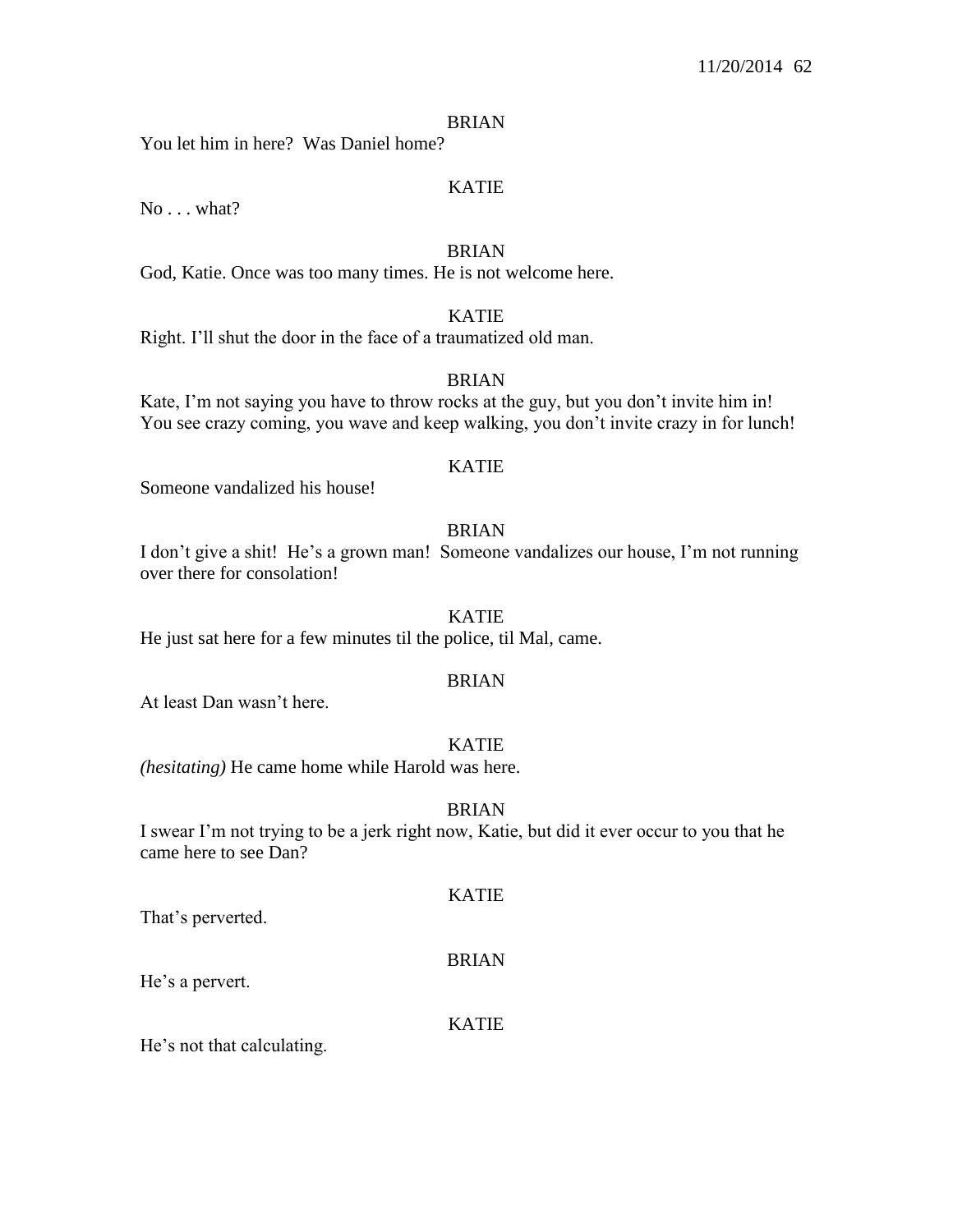BRIAN

You let him in here? Was Daniel home?

KATIE

No . . . what?

BRIAN

God, Katie. Once was too many times. He is not welcome here.

KATIE

Right. I'll shut the door in the face of a traumatized old man.

BRIAN

Kate, I'm not saying you have to throw rocks at the guy, but you don't invite him in! You see crazy coming, you wave and keep walking, you don't invite crazy in for lunch!

KATIE

Someone vandalized his house!

BRIAN

I don't give a shit! He's a grown man! Someone vandalizes our house, I'm not running over there for consolation!

KATIE

He just sat here for a few minutes til the police, til Mal, came.

BRIAN

At least Dan wasn't here.

KATIE

*(hesitating)* He came home while Harold was here.

BRIAN

I swear I'm not trying to be a jerk right now, Katie, but did it ever occur to you that he came here to see Dan?

KATIE

That's perverted.

BRIAN

He's a pervert.

KATIE

He's not that calculating.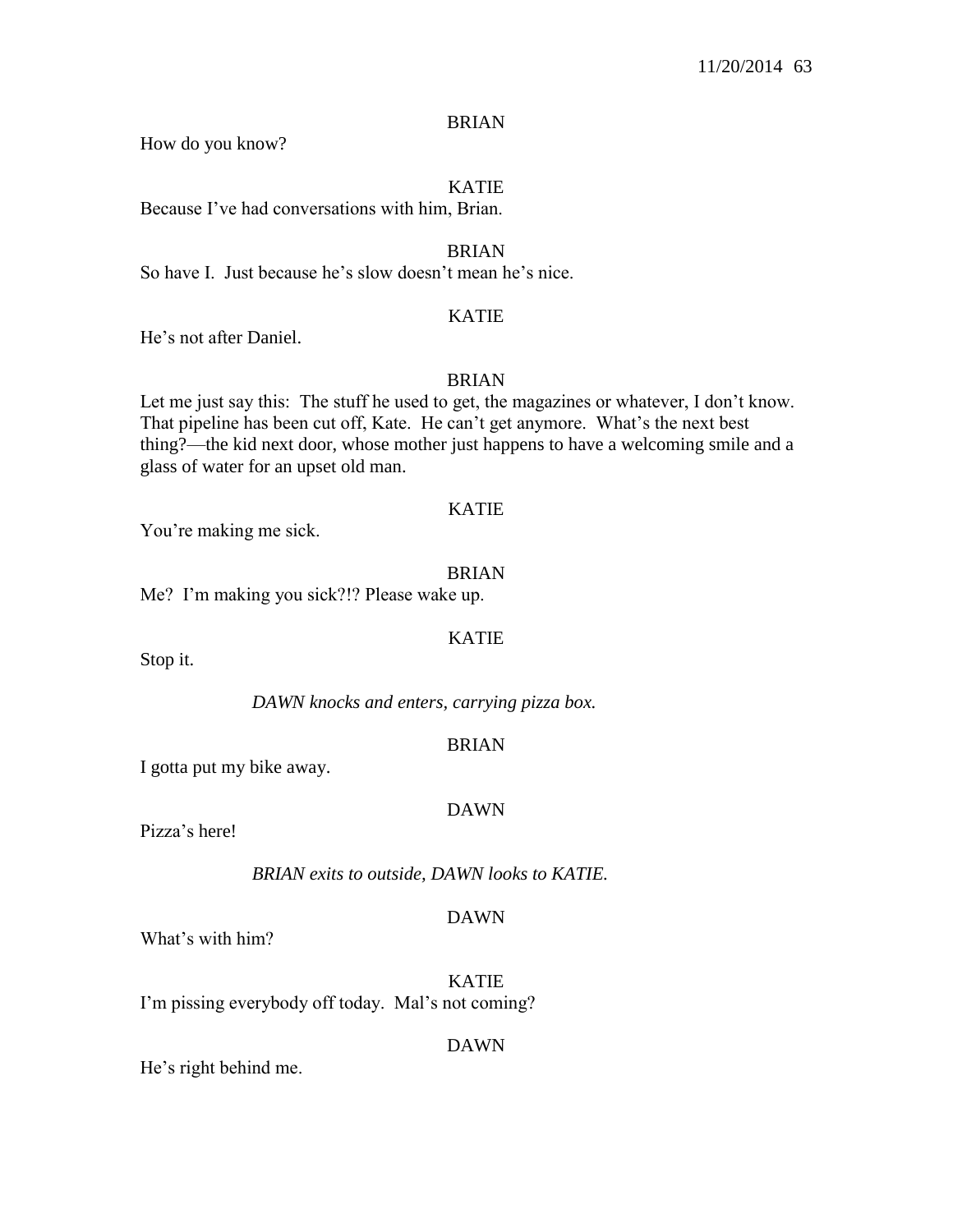BRIAN

How do you know?

KATIE

Because I've had conversations with him, Brian.

BRIAN

So have I. Just because he's slow doesn't mean he's nice.

KATIE

He's not after Daniel.

BRIAN

Let me just say this: The stuff he used to get, the magazines or whatever, I don't know. That pipeline has been cut off, Kate. He can't get anymore. What's the next best thing?—the kid next door, whose mother just happens to have a welcoming smile and a glass of water for an upset old man.

KATIE

You're making me sick.

BRIAN

Me? I'm making you sick?!? Please wake up.

KATIE

Stop it.

*DAWN knocks and enters, carrying pizza box.*

BRIAN

I gotta put my bike away.

DAWN

Pizza's here!

*BRIAN exits to outside, DAWN looks to KATIE.*

DAWN

What's with him?

KATIE

I'm pissing everybody off today. Mal's not coming?

DAWN

He's right behind me.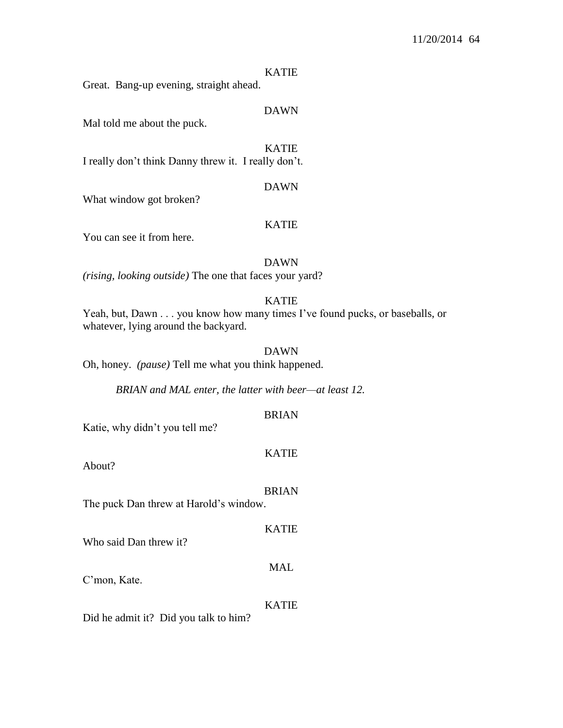KATIE

Great. Bang-up evening, straight ahead.

DAWN

Mal told me about the puck.

KATIE

I really don't think Danny threw it. I really don't.

DAWN

What window got broken?

KATIE

You can see it from here.

DAWN

*(rising, looking outside)* The one that faces your yard?

KATIE

Yeah, but, Dawn . . . you know how many times I've found pucks, or baseballs, or whatever, lying around the backyard.

DAWN

Oh, honey. *(pause)* Tell me what you think happened.

*BRIAN and MAL enter, the latter with beer—at least 12.*

BRIAN

Katie, why didn't you tell me?

KATIE

About?

BRIAN

The puck Dan threw at Harold's window.

KATIE

Who said Dan threw it?

MAL

C'mon, Kate.

KATIE

Did he admit it? Did you talk to him?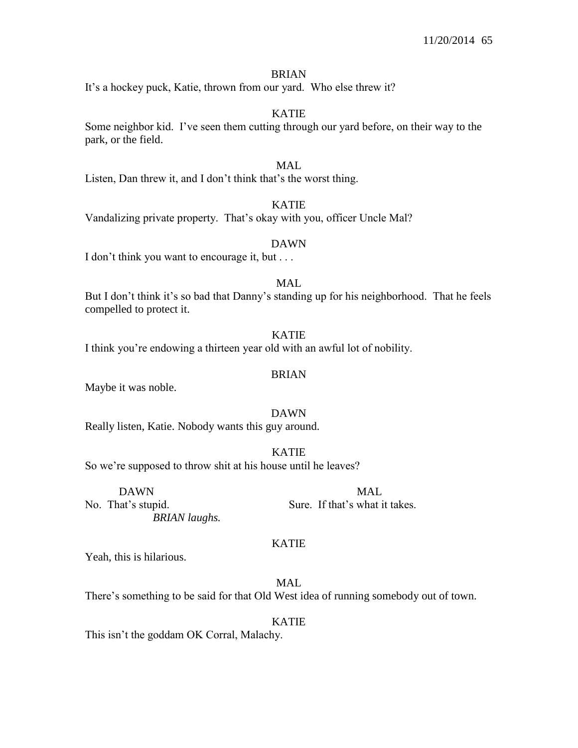BRIAN

It's a hockey puck, Katie, thrown from our yard. Who else threw it?

KATIE

Some neighbor kid. I've seen them cutting through our yard before, on their way to the park, or the field.

MAL

Listen, Dan threw it, and I don't think that's the worst thing.

KATIE

Vandalizing private property. That's okay with you, officer Uncle Mal?

DAWN

I don't think you want to encourage it, but . . .

MAL

But I don't think it's so bad that Danny's standing up for his neighborhood. That he feels compelled to protect it.

KATIE

I think you're endowing a thirteen year old with an awful lot of nobility.

BRIAN

Maybe it was noble.

DAWN

Really listen, Katie. Nobody wants this guy around.

KATIE

So we're supposed to throw shit at his house until he leaves?

| DAWN | MAL |
| --- | --- |
| No. That's stupid. | Sure. If that's what it takes. |

*BRIAN laughs.*

KATIE

Yeah, this is hilarious.

MAL

There's something to be said for that Old West idea of running somebody out of town.

KATIE

This isn't the goddam OK Corral, Malachy.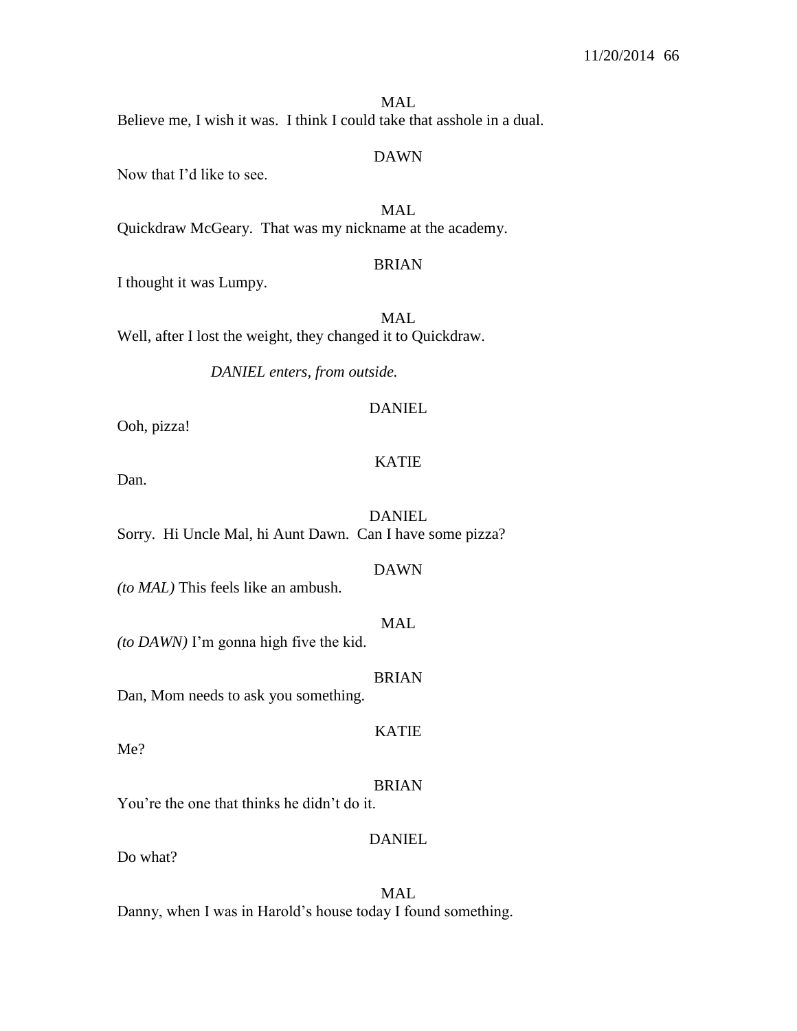MAL

Believe me, I wish it was.  I think I could take that asshole in a dual.

DAWN

Now that I'd like to see.

MAL

Quickdraw McGeary.  That was my nickname at the academy.

BRIAN

I thought it was Lumpy.

MAL

Well, after I lost the weight, they changed it to Quickdraw.

*DANIEL enters, from outside.*

DANIEL

Ooh, pizza!

KATIE

Dan.

DANIEL

Sorry.  Hi Uncle Mal, hi Aunt Dawn.  Can I have some pizza?

DAWN

*(to MAL)* This feels like an ambush.

MAL

*(to DAWN)* I'm gonna high five the kid.

BRIAN

Dan, Mom needs to ask you something.

KATIE

Me?

BRIAN

You're the one that thinks he didn't do it.

DANIEL

Do what?

MAL

Danny, when I was in Harold's house today I found something.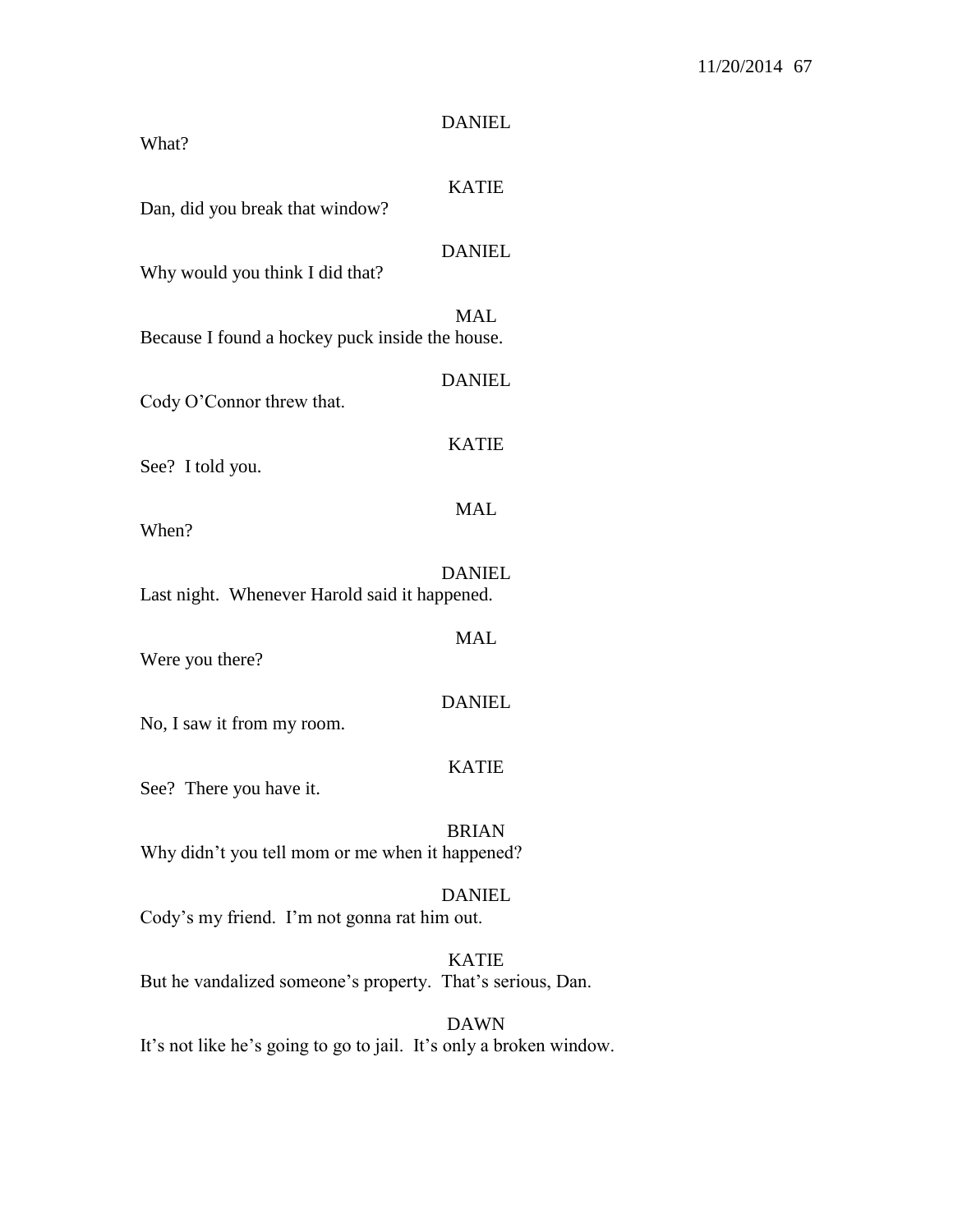DANIEL

What?

KATIE

Dan, did you break that window?

DANIEL

Why would you think I did that?

MAL

Because I found a hockey puck inside the house.

DANIEL

Cody O'Connor threw that.

KATIE

See? I told you.

MAL

When?

DANIEL

Last night. Whenever Harold said it happened.

MAL

Were you there?

DANIEL

No, I saw it from my room.

KATIE

See? There you have it.

BRIAN

Why didn't you tell mom or me when it happened?

DANIEL

Cody's my friend. I'm not gonna rat him out.

KATIE

But he vandalized someone's property. That's serious, Dan.

DAWN

It's not like he's going to go to jail. It's only a broken window.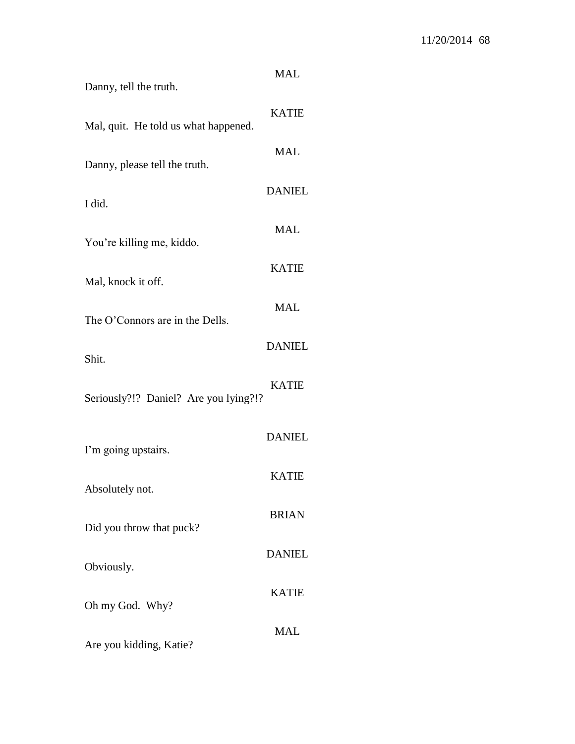MAL

Danny, tell the truth.

KATIE

Mal, quit. He told us what happened.

MAL

Danny, please tell the truth.

DANIEL

I did.

MAL

You're killing me, kiddo.

KATIE

Mal, knock it off.

MAL

The O'Connors are in the Dells.

DANIEL

Shit.

KATIE

Seriously?!? Daniel? Are you lying?!?

DANIEL

I'm going upstairs.

KATIE

Absolutely not.

BRIAN

Did you throw that puck?

DANIEL

Obviously.

KATIE

Oh my God. Why?

MAL

Are you kidding, Katie?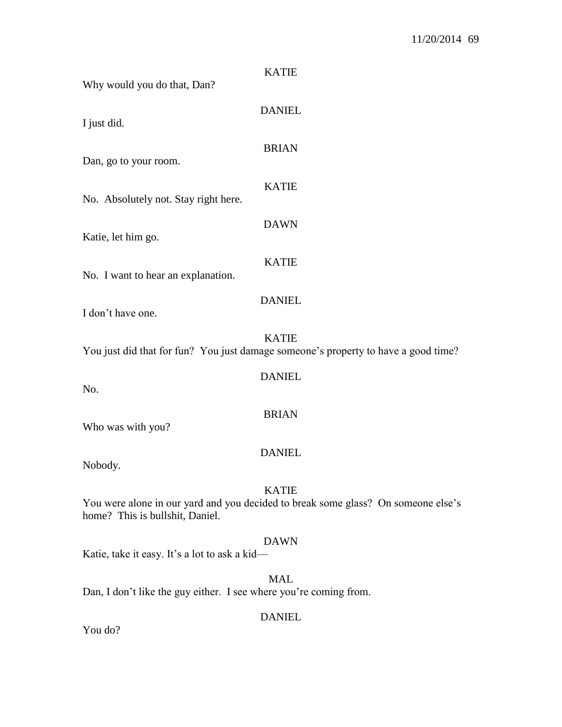KATIE

Why would you do that, Dan?

DANIEL

I just did.

BRIAN

Dan, go to your room.

KATIE

No. Absolutely not. Stay right here.

DAWN

Katie, let him go.

KATIE

No. I want to hear an explanation.

DANIEL

I don't have one.

KATIE

You just did that for fun? You just damage someone's property to have a good time?

DANIEL

No.

BRIAN

Who was with you?

DANIEL

Nobody.

KATIE

You were alone in our yard and you decided to break some glass? On someone else's home? This is bullshit, Daniel.

DAWN

Katie, take it easy. It's a lot to ask a kid—

MAL

Dan, I don't like the guy either. I see where you're coming from.

DANIEL

You do?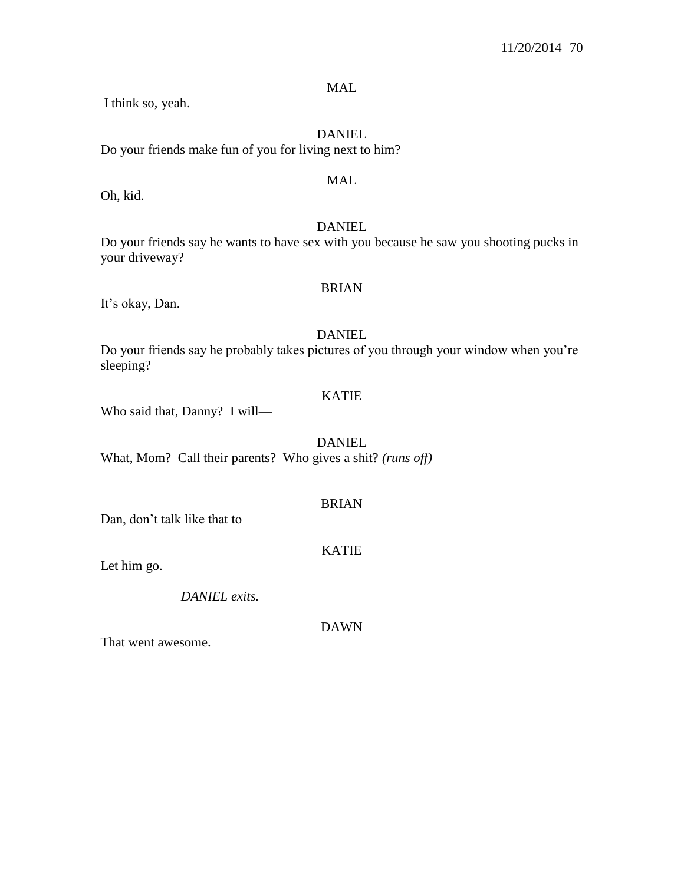MAL

I think so, yeah.

DANIEL

Do your friends make fun of you for living next to him?

MAL

Oh, kid.

DANIEL

Do your friends say he wants to have sex with you because he saw you shooting pucks in your driveway?

BRIAN

It's okay, Dan.

DANIEL

Do your friends say he probably takes pictures of you through your window when you're sleeping?

KATIE

Who said that, Danny? I will—

DANIEL

What, Mom? Call their parents? Who gives a shit? *(runs off)*

BRIAN

Dan, don't talk like that to—

KATIE

Let him go.

*DANIEL exits.*

DAWN

That went awesome.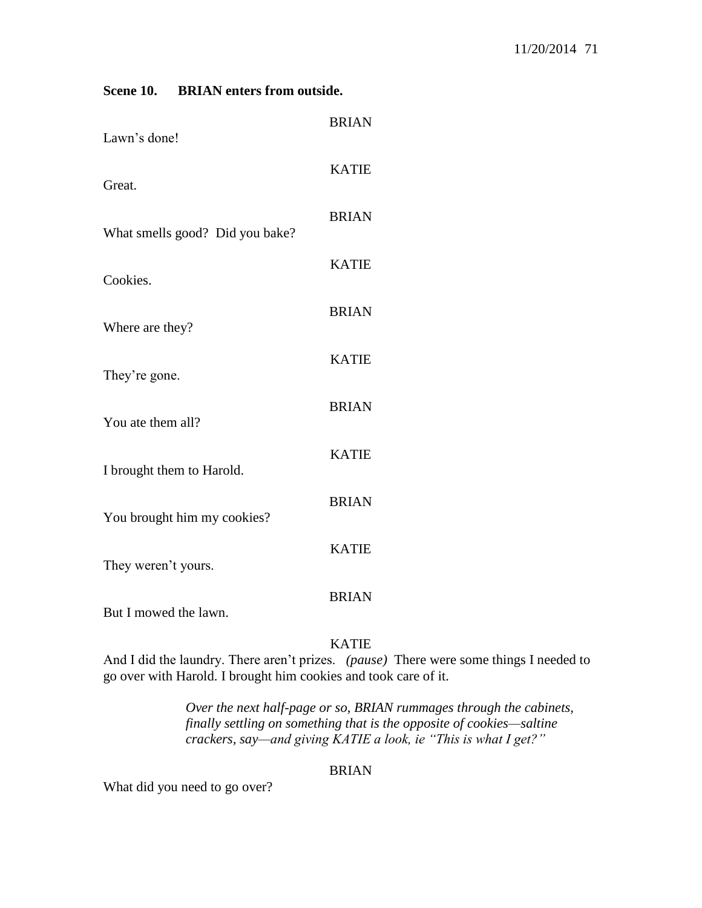**Scene 10. BRIAN enters from outside.**

BRIAN

Lawn's done!

KATIE

Great.

BRIAN

What smells good? Did you bake?

KATIE

Cookies.

BRIAN

Where are they?

KATIE

They're gone.

BRIAN

You ate them all?

KATIE

I brought them to Harold.

BRIAN

You brought him my cookies?

KATIE

They weren't yours.

BRIAN

But I mowed the lawn.

KATIE

And I did the laundry. There aren't prizes. *(pause)* There were some things I needed to go over with Harold. I brought him cookies and took care of it.

*Over the next half-page or so, BRIAN rummages through the cabinets, finally settling on something that is the opposite of cookies—saltine crackers, say—and giving KATIE a look, ie "This is what I get?"*

BRIAN

What did you need to go over?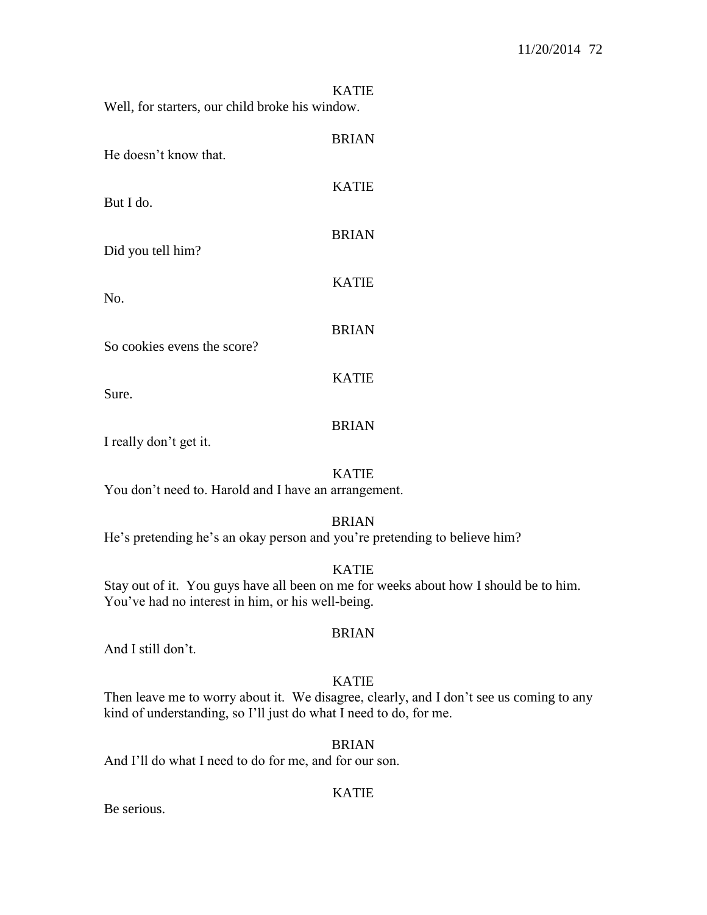KATIE

Well, for starters, our child broke his window.

BRIAN

He doesn't know that.

KATIE

But I do.

BRIAN

Did you tell him?

KATIE

No.

BRIAN

So cookies evens the score?

KATIE

Sure.

BRIAN

I really don't get it.

KATIE

You don't need to. Harold and I have an arrangement.

BRIAN

He's pretending he's an okay person and you're pretending to believe him?

KATIE

Stay out of it. You guys have all been on me for weeks about how I should be to him. You've had no interest in him, or his well-being.

BRIAN

And I still don't.

KATIE

Then leave me to worry about it. We disagree, clearly, and I don't see us coming to any kind of understanding, so I'll just do what I need to do, for me.

BRIAN

And I'll do what I need to do for me, and for our son.

KATIE

Be serious.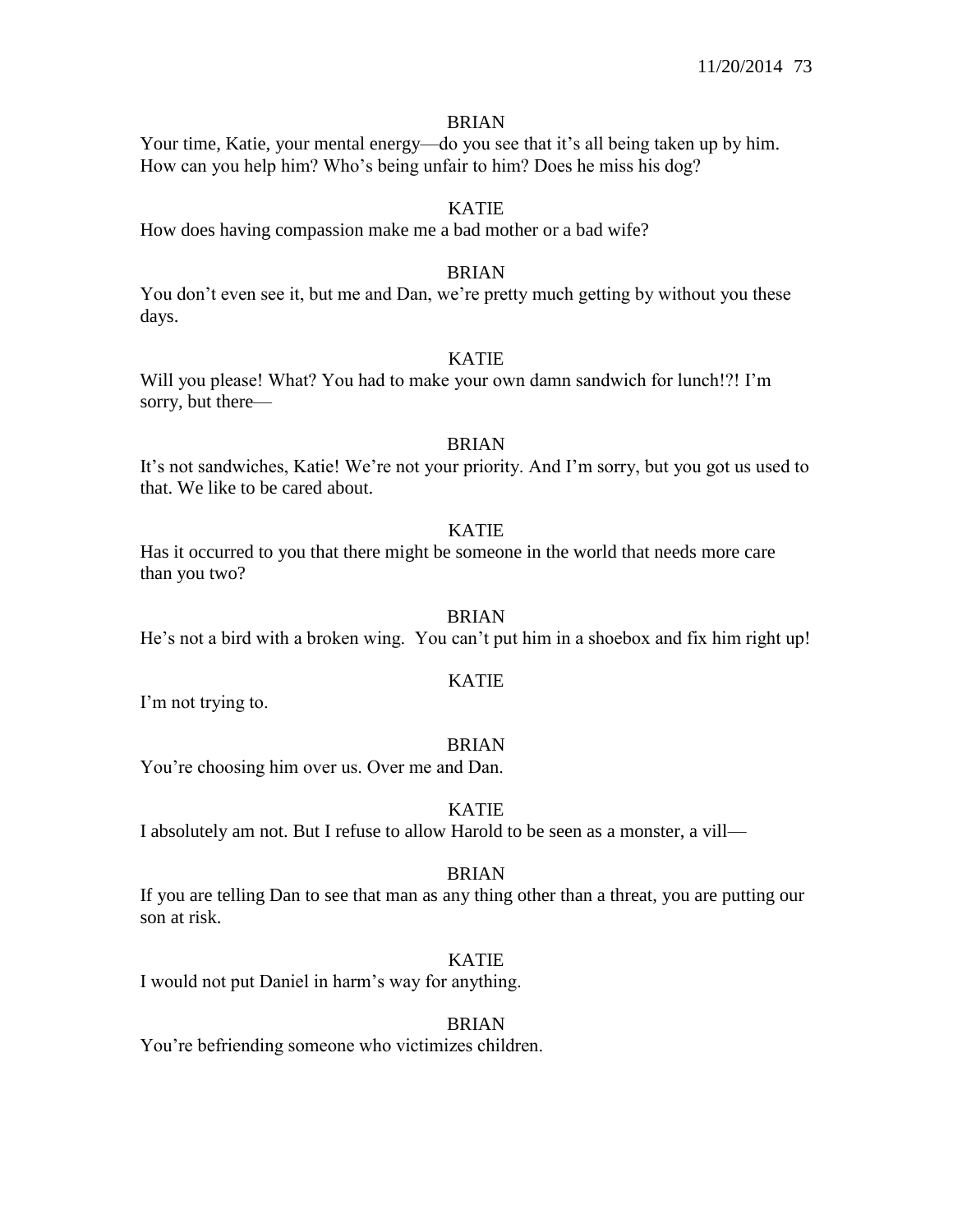BRIAN

Your time, Katie, your mental energy—do you see that it's all being taken up by him. How can you help him? Who's being unfair to him? Does he miss his dog?

KATIE

How does having compassion make me a bad mother or a bad wife?

BRIAN

You don't even see it, but me and Dan, we're pretty much getting by without you these days.

KATIE

Will you please! What? You had to make your own damn sandwich for lunch!?! I'm sorry, but there—

BRIAN

It's not sandwiches, Katie! We're not your priority. And I'm sorry, but you got us used to that. We like to be cared about.

KATIE

Has it occurred to you that there might be someone in the world that needs more care than you two?

BRIAN

He's not a bird with a broken wing. You can't put him in a shoebox and fix him right up!

KATIE

I'm not trying to.

BRIAN

You're choosing him over us. Over me and Dan.

KATIE

I absolutely am not. But I refuse to allow Harold to be seen as a monster, a vill—

BRIAN

If you are telling Dan to see that man as any thing other than a threat, you are putting our son at risk.

KATIE

I would not put Daniel in harm's way for anything.

BRIAN

You're befriending someone who victimizes children.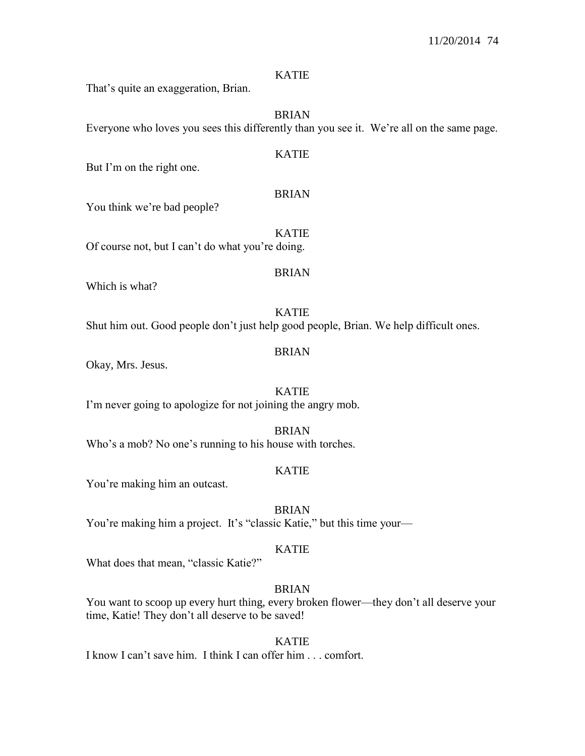KATIE

That's quite an exaggeration, Brian.

BRIAN

Everyone who loves you sees this differently than you see it. We're all on the same page.

KATIE

But I'm on the right one.

BRIAN

You think we're bad people?

KATIE

Of course not, but I can't do what you're doing.

BRIAN

Which is what?

KATIE

Shut him out. Good people don't just help good people, Brian. We help difficult ones.

BRIAN

Okay, Mrs. Jesus.

KATIE

I'm never going to apologize for not joining the angry mob.

BRIAN

Who's a mob? No one's running to his house with torches.

KATIE

You're making him an outcast.

BRIAN

You're making him a project. It's "classic Katie," but this time your—

KATIE

What does that mean, "classic Katie?"

BRIAN

You want to scoop up every hurt thing, every broken flower—they don't all deserve your time, Katie! They don't all deserve to be saved!

KATIE

I know I can't save him. I think I can offer him . . . comfort.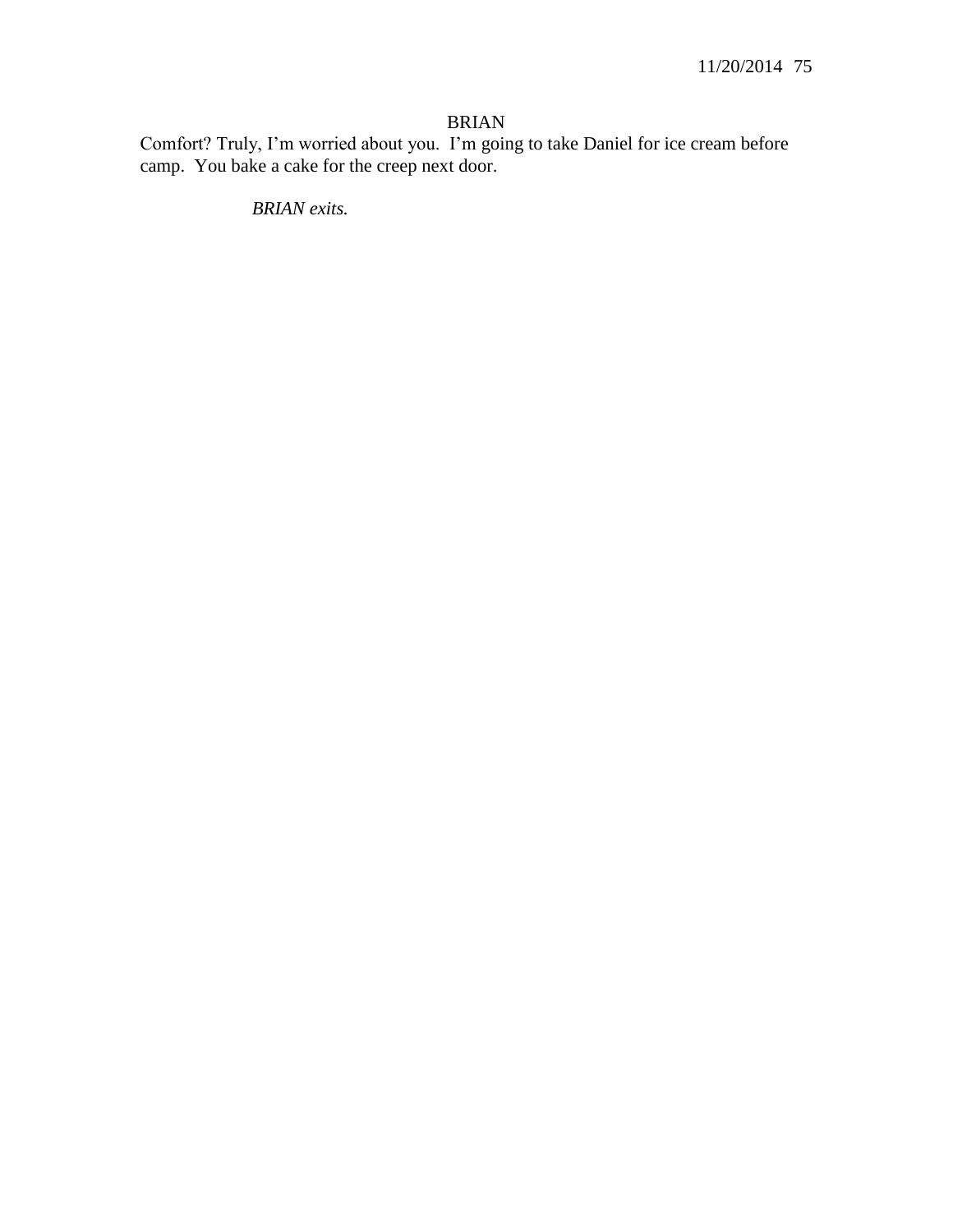BRIAN

Comfort? Truly, I'm worried about you. I'm going to take Daniel for ice cream before camp. You bake a cake for the creep next door.

*BRIAN exits.*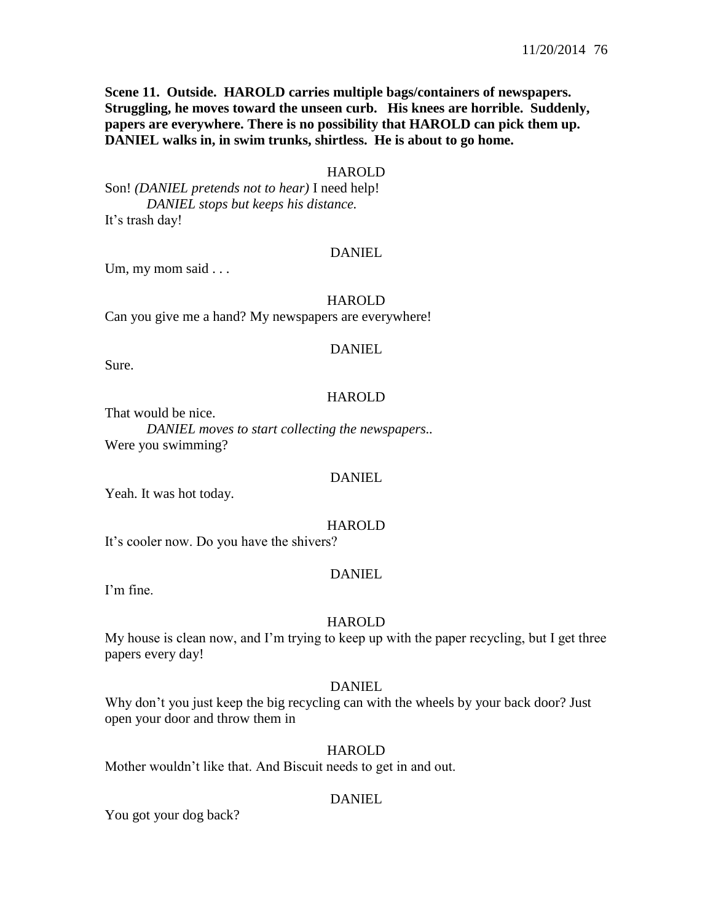**Scene 11. Outside. HAROLD carries multiple bags/containers of newspapers. Struggling, he moves toward the unseen curb. His knees are horrible. Suddenly, papers are everywhere. There is no possibility that HAROLD can pick them up. DANIEL walks in, in swim trunks, shirtless. He is about to go home.**

HAROLD

Son! *(DANIEL pretends not to hear)* I need help!

*DANIEL stops but keeps his distance.*

It's trash day!

DANIEL

Um, my mom said . . .

HAROLD

Can you give me a hand? My newspapers are everywhere!

DANIEL

Sure.

HAROLD

That would be nice.

*DANIEL moves to start collecting the newspapers..*

Were you swimming?

DANIEL

Yeah. It was hot today.

HAROLD

It's cooler now. Do you have the shivers?

DANIEL

I'm fine.

HAROLD

My house is clean now, and I'm trying to keep up with the paper recycling, but I get three papers every day!

DANIEL

Why don't you just keep the big recycling can with the wheels by your back door? Just open your door and throw them in

HAROLD

Mother wouldn't like that. And Biscuit needs to get in and out.

DANIEL

You got your dog back?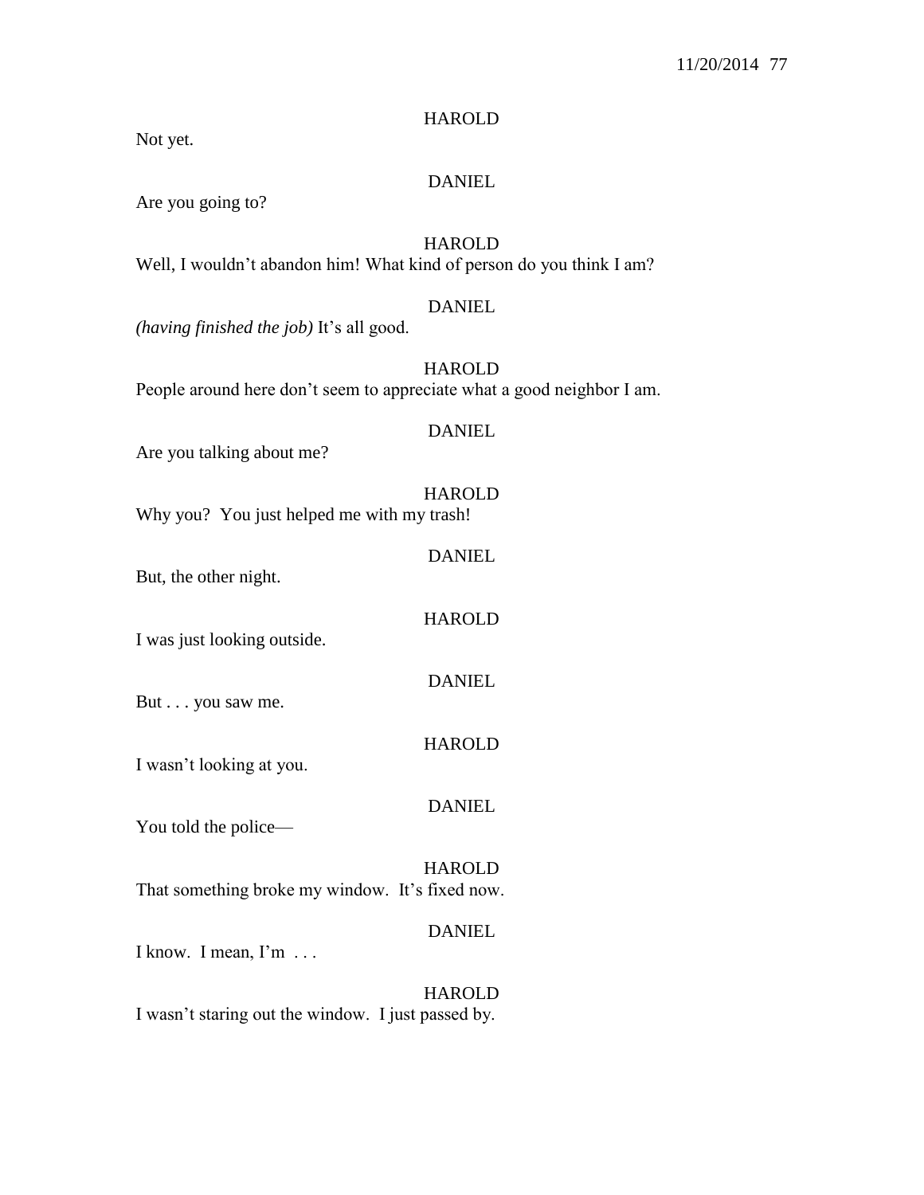HAROLD

Not yet.

DANIEL

Are you going to?

HAROLD

Well, I wouldn't abandon him! What kind of person do you think I am?

DANIEL

*(having finished the job)* It's all good.

HAROLD

People around here don't seem to appreciate what a good neighbor I am.

DANIEL

Are you talking about me?

HAROLD

Why you? You just helped me with my trash!

DANIEL

But, the other night.

HAROLD

I was just looking outside.

DANIEL

But . . . you saw me.

HAROLD

I wasn't looking at you.

DANIEL

You told the police—

HAROLD

That something broke my window. It's fixed now.

DANIEL

I know. I mean, I'm . . .

HAROLD

I wasn't staring out the window. I just passed by.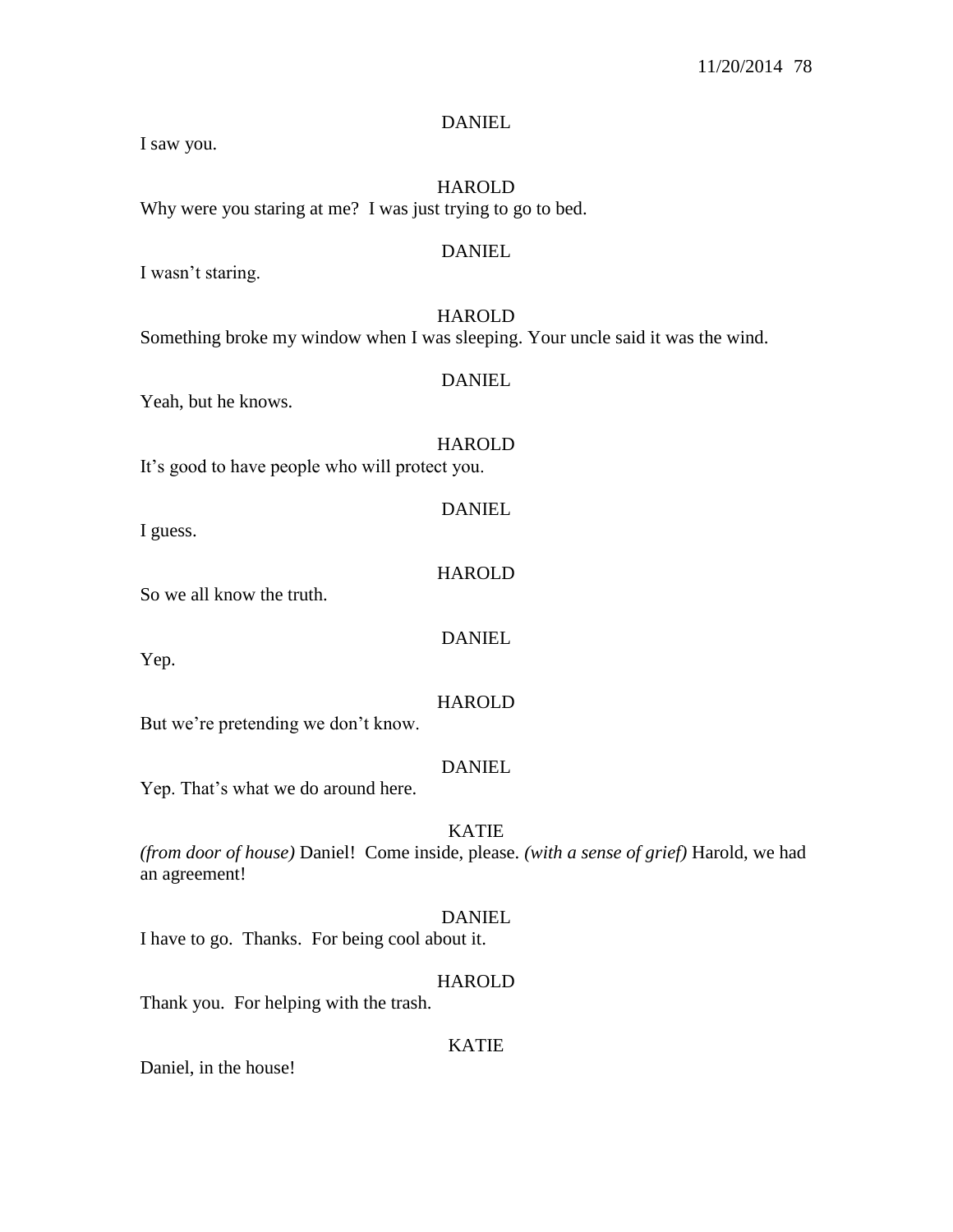DANIEL

I saw you.

HAROLD

Why were you staring at me? I was just trying to go to bed.

DANIEL

I wasn't staring.

HAROLD

Something broke my window when I was sleeping. Your uncle said it was the wind.

DANIEL

Yeah, but he knows.

HAROLD

It's good to have people who will protect you.

DANIEL

I guess.

HAROLD

So we all know the truth.

DANIEL

Yep.

HAROLD

But we're pretending we don't know.

DANIEL

Yep. That's what we do around here.

KATIE

*(from door of house)* Daniel! Come inside, please. *(with a sense of grief)* Harold, we had an agreement!

DANIEL

I have to go. Thanks. For being cool about it.

HAROLD

Thank you. For helping with the trash.

KATIE

Daniel, in the house!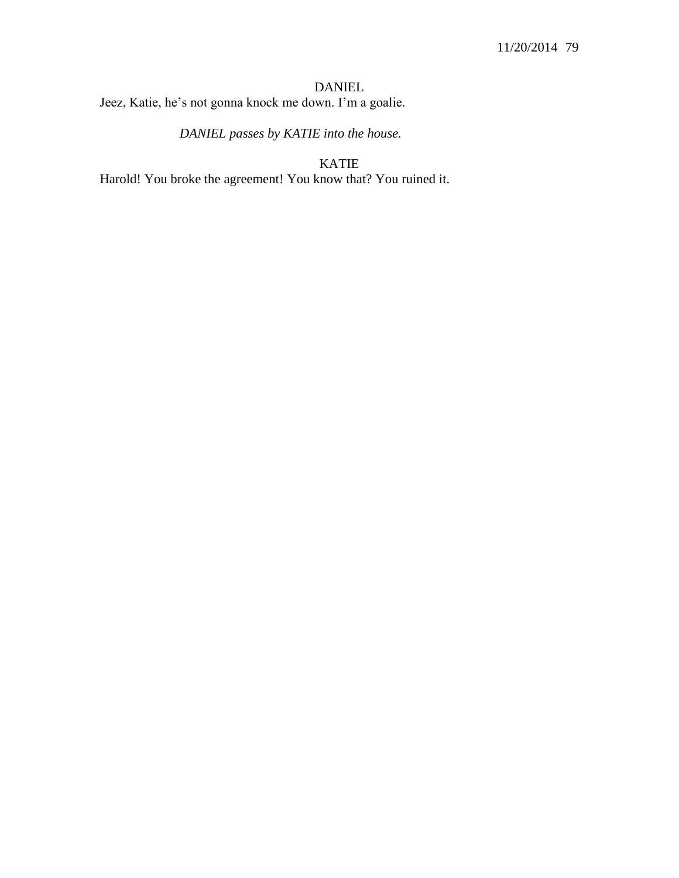DANIEL

Jeez, Katie, he's not gonna knock me down. I'm a goalie.

*DANIEL passes by KATIE into the house.*

KATIE

Harold! You broke the agreement! You know that? You ruined it.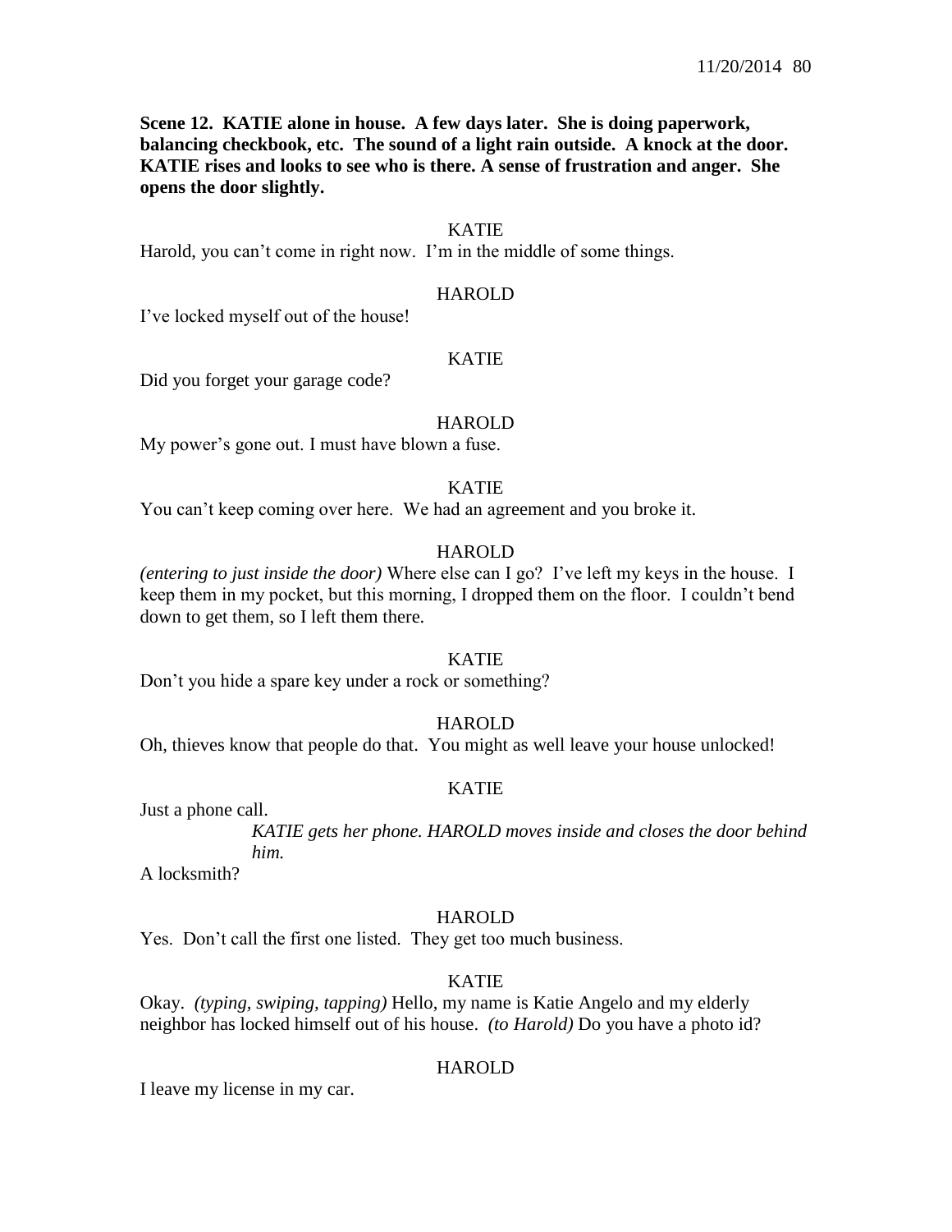**Scene 12. KATIE alone in house. A few days later. She is doing paperwork, balancing checkbook, etc. The sound of a light rain outside. A knock at the door. KATIE rises and looks to see who is there. A sense of frustration and anger. She opens the door slightly.**

KATIE

Harold, you can't come in right now. I'm in the middle of some things.

HAROLD

I've locked myself out of the house!

KATIE

Did you forget your garage code?

HAROLD

My power's gone out. I must have blown a fuse.

KATIE

You can't keep coming over here. We had an agreement and you broke it.

HAROLD

*(entering to just inside the door)* Where else can I go? I've left my keys in the house. I keep them in my pocket, but this morning, I dropped them on the floor. I couldn't bend down to get them, so I left them there.

KATIE

Don't you hide a spare key under a rock or something?

HAROLD

Oh, thieves know that people do that. You might as well leave your house unlocked!

KATIE

Just a phone call.

*KATIE gets her phone. HAROLD moves inside and closes the door behind him.*

A locksmith?

HAROLD

Yes. Don't call the first one listed. They get too much business.

KATIE

Okay. *(typing, swiping, tapping)* Hello, my name is Katie Angelo and my elderly neighbor has locked himself out of his house. *(to Harold)* Do you have a photo id?

HAROLD

I leave my license in my car.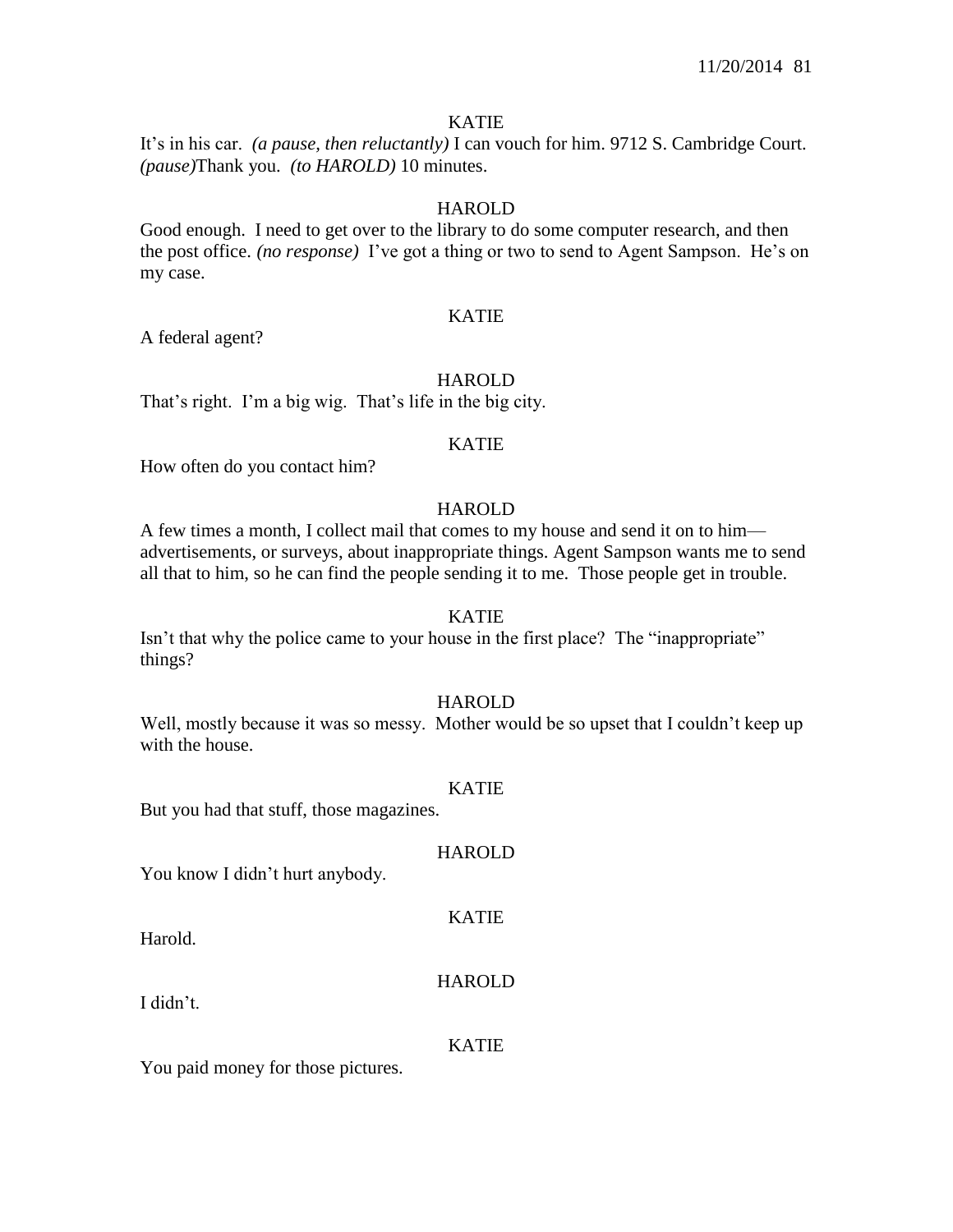KATIE

It's in his car. *(a pause, then reluctantly)* I can vouch for him. 9712 S. Cambridge Court. *(pause)*Thank you. *(to HAROLD)* 10 minutes.

HAROLD

Good enough. I need to get over to the library to do some computer research, and then the post office. *(no response)* I've got a thing or two to send to Agent Sampson. He's on my case.

KATIE

A federal agent?

HAROLD

That's right. I'm a big wig. That's life in the big city.

KATIE

How often do you contact him?

HAROLD

A few times a month, I collect mail that comes to my house and send it on to him—advertisements, or surveys, about inappropriate things. Agent Sampson wants me to send all that to him, so he can find the people sending it to me. Those people get in trouble.

KATIE

Isn't that why the police came to your house in the first place? The "inappropriate" things?

HAROLD

Well, mostly because it was so messy. Mother would be so upset that I couldn't keep up with the house.

KATIE

But you had that stuff, those magazines.

HAROLD

You know I didn't hurt anybody.

KATIE

Harold.

HAROLD

I didn't.

KATIE

You paid money for those pictures.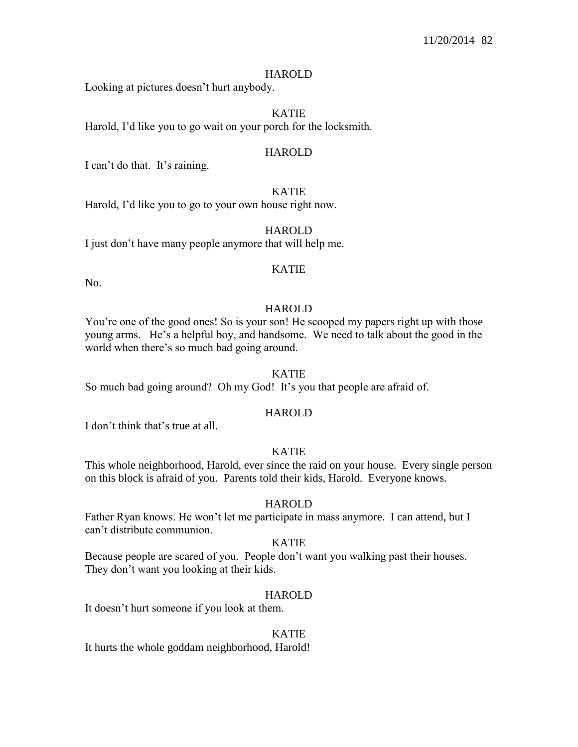HAROLD

Looking at pictures doesn't hurt anybody.

KATIE

Harold, I'd like you to go wait on your porch for the locksmith.

HAROLD

I can't do that.  It's raining.

KATIE

Harold, I'd like you to go to your own house right now.

HAROLD

I just don't have many people anymore that will help me.

KATIE

No.

HAROLD

You're one of the good ones! So is your son! He scooped my papers right up with those young arms.   He's a helpful boy, and handsome.  We need to talk about the good in the world when there's so much bad going around.

KATIE

So much bad going around?  Oh my God!  It's you that people are afraid of.

HAROLD

I don't think that's true at all.

KATIE

This whole neighborhood, Harold, ever since the raid on your house.  Every single person on this block is afraid of you.  Parents told their kids, Harold.  Everyone knows.

HAROLD

Father Ryan knows. He won't let me participate in mass anymore.  I can attend, but I can't distribute communion.

KATIE

Because people are scared of you.  People don't want you walking past their houses.  They don't want you looking at their kids.

HAROLD

It doesn't hurt someone if you look at them.

KATIE

It hurts the whole goddam neighborhood, Harold!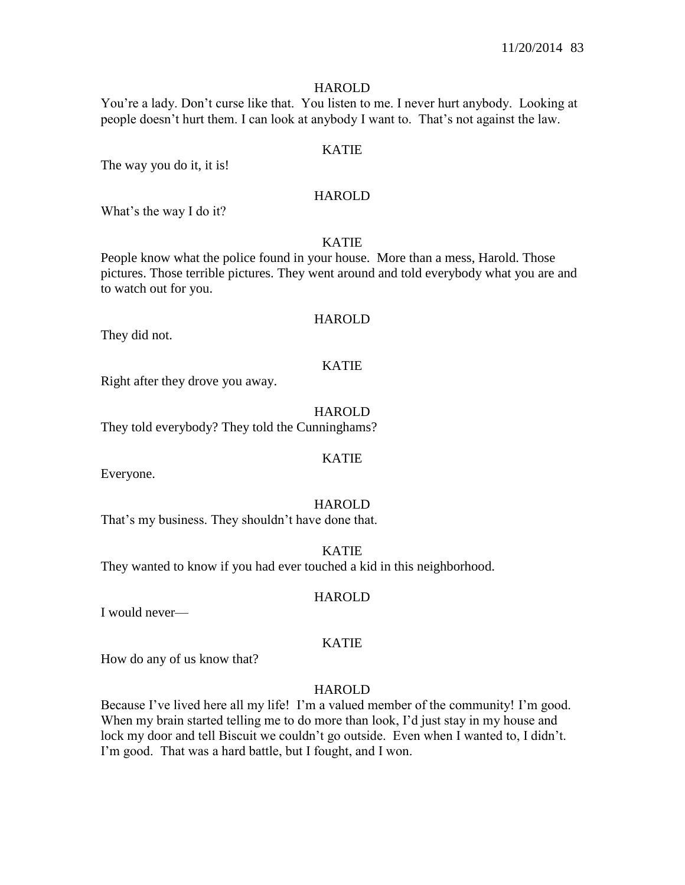HAROLD

You're a lady. Don't curse like that. You listen to me. I never hurt anybody. Looking at people doesn't hurt them. I can look at anybody I want to. That's not against the law.

KATIE

The way you do it, it is!

HAROLD

What's the way I do it?

KATIE

People know what the police found in your house. More than a mess, Harold. Those pictures. Those terrible pictures. They went around and told everybody what you are and to watch out for you.

HAROLD

They did not.

KATIE

Right after they drove you away.

HAROLD

They told everybody? They told the Cunninghams?

KATIE

Everyone.

HAROLD

That's my business. They shouldn't have done that.

KATIE

They wanted to know if you had ever touched a kid in this neighborhood.

HAROLD

I would never—

KATIE

How do any of us know that?

HAROLD

Because I've lived here all my life! I'm a valued member of the community! I'm good. When my brain started telling me to do more than look, I'd just stay in my house and lock my door and tell Biscuit we couldn't go outside. Even when I wanted to, I didn't. I'm good. That was a hard battle, but I fought, and I won.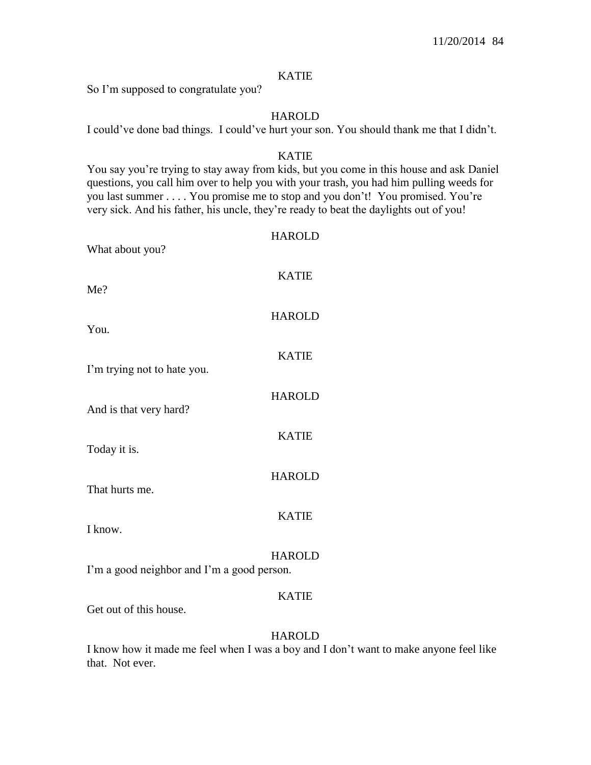KATIE

So I'm supposed to congratulate you?

HAROLD

I could've done bad things. I could've hurt your son. You should thank me that I didn't.

KATIE

You say you're trying to stay away from kids, but you come in this house and ask Daniel questions, you call him over to help you with your trash, you had him pulling weeds for you last summer . . . . You promise me to stop and you don't! You promised. You're very sick. And his father, his uncle, they're ready to beat the daylights out of you!

HAROLD

What about you?

KATIE

Me?

HAROLD

You.

KATIE

I'm trying not to hate you.

HAROLD

And is that very hard?

KATIE

Today it is.

HAROLD

That hurts me.

KATIE

I know.

HAROLD

I'm a good neighbor and I'm a good person.

KATIE

Get out of this house.

HAROLD

I know how it made me feel when I was a boy and I don't want to make anyone feel like that. Not ever.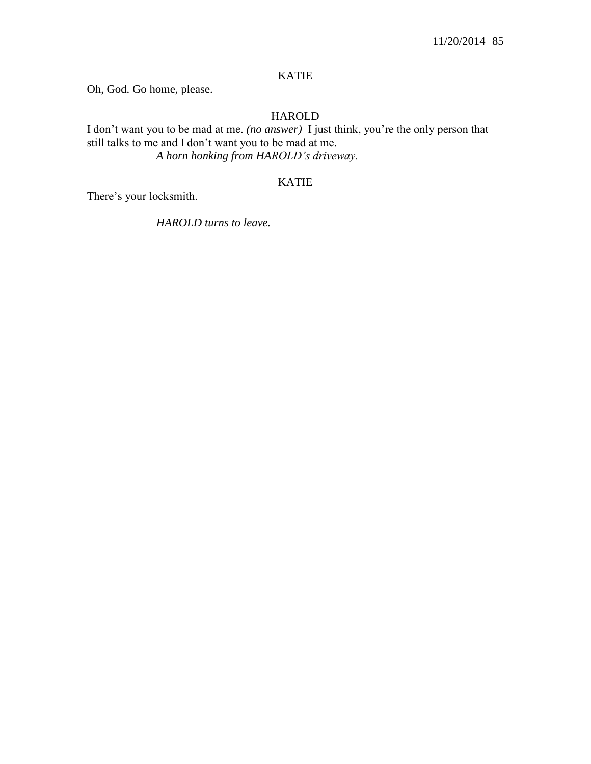KATIE

Oh, God. Go home, please.

HAROLD

I don't want you to be mad at me. *(no answer)* I just think, you're the only person that still talks to me and I don't want you to be mad at me.

*A horn honking from HAROLD's driveway.*

KATIE

There's your locksmith.

*HAROLD turns to leave.*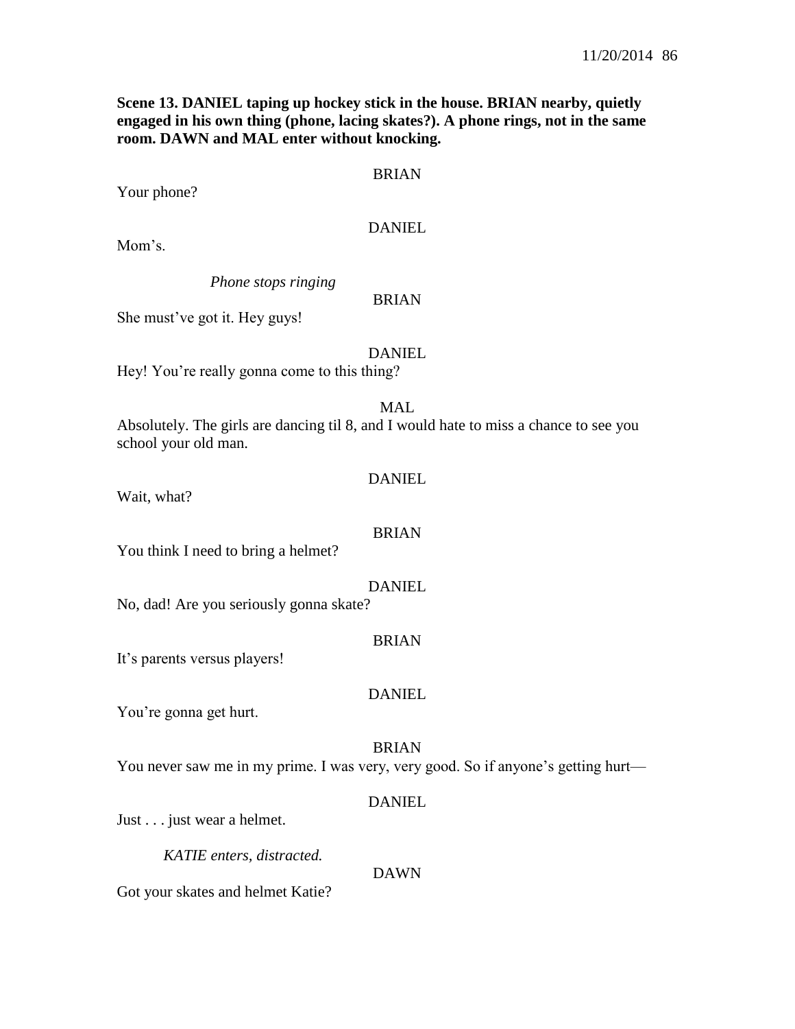**Scene 13. DANIEL taping up hockey stick in the house. BRIAN nearby, quietly engaged in his own thing (phone, lacing skates?). A phone rings, not in the same room. DAWN and MAL enter without knocking.**

BRIAN

Your phone?

DANIEL

Mom's.

*Phone stops ringing*

BRIAN

She must've got it. Hey guys!

DANIEL

Hey! You're really gonna come to this thing?

MAL

Absolutely. The girls are dancing til 8, and I would hate to miss a chance to see you school your old man.

DANIEL

Wait, what?

BRIAN

You think I need to bring a helmet?

DANIEL

No, dad! Are you seriously gonna skate?

BRIAN

It's parents versus players!

DANIEL

You're gonna get hurt.

BRIAN

You never saw me in my prime. I was very, very good. So if anyone's getting hurt—

DANIEL

Just . . . just wear a helmet.

*KATIE enters, distracted.*

DAWN

Got your skates and helmet Katie?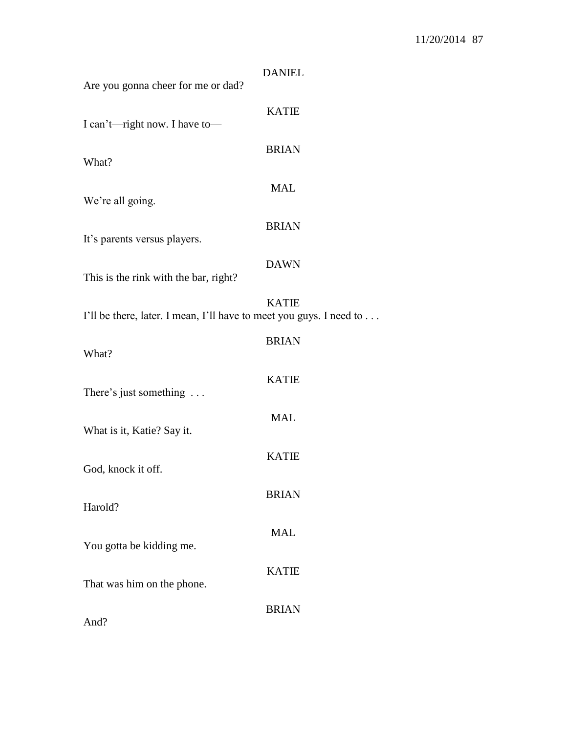DANIEL

Are you gonna cheer for me or dad?

KATIE

I can't—right now. I have to—

BRIAN

What?

MAL

We're all going.

BRIAN

It's parents versus players.

DAWN

This is the rink with the bar, right?

KATIE

I'll be there, later. I mean, I'll have to meet you guys. I need to . . .

BRIAN

What?

KATIE

There's just something . . .

MAL

What is it, Katie? Say it.

KATIE

God, knock it off.

BRIAN

Harold?

MAL

You gotta be kidding me.

KATIE

That was him on the phone.

BRIAN

And?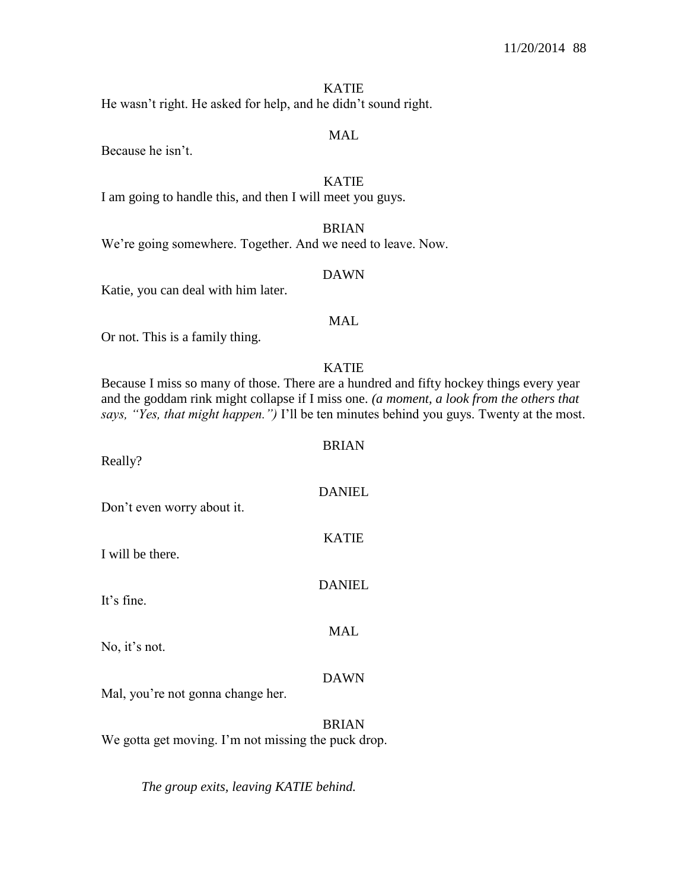KATIE

He wasn't right. He asked for help, and he didn't sound right.

MAL

Because he isn't.

KATIE

I am going to handle this, and then I will meet you guys.

BRIAN

We're going somewhere. Together. And we need to leave. Now.

DAWN

Katie, you can deal with him later.

MAL

Or not. This is a family thing.

KATIE

Because I miss so many of those. There are a hundred and fifty hockey things every year and the goddam rink might collapse if I miss one. *(a moment, a look from the others that says, "Yes, that might happen.")* I'll be ten minutes behind you guys. Twenty at the most.

BRIAN

Really?

DANIEL

Don't even worry about it.

KATIE

I will be there.

DANIEL

It's fine.

MAL

No, it's not.

DAWN

Mal, you're not gonna change her.

BRIAN

We gotta get moving. I'm not missing the puck drop.

*The group exits, leaving KATIE behind.*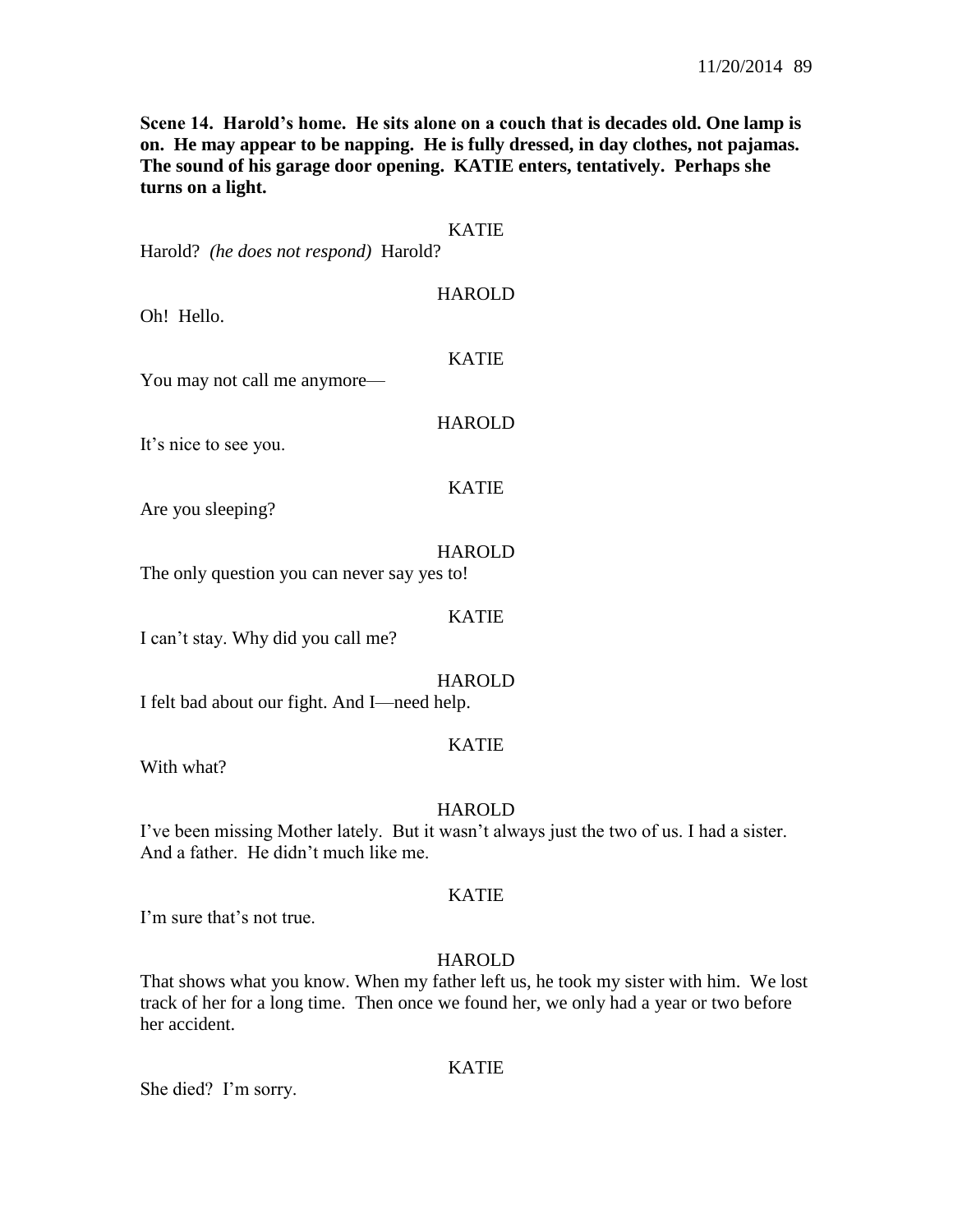**Scene 14. Harold's home. He sits alone on a couch that is decades old. One lamp is on. He may appear to be napping. He is fully dressed, in day clothes, not pajamas. The sound of his garage door opening. KATIE enters, tentatively. Perhaps she turns on a light.**

KATIE

Harold? *(he does not respond)* Harold?

HAROLD

Oh! Hello.

KATIE

You may not call me anymore—

HAROLD

It's nice to see you.

KATIE

Are you sleeping?

HAROLD

The only question you can never say yes to!

KATIE

I can't stay. Why did you call me?

HAROLD

I felt bad about our fight. And I—need help.

KATIE

With what?

HAROLD

I've been missing Mother lately. But it wasn't always just the two of us. I had a sister. And a father. He didn't much like me.

KATIE

I'm sure that's not true.

HAROLD

That shows what you know. When my father left us, he took my sister with him. We lost track of her for a long time. Then once we found her, we only had a year or two before her accident.

KATIE

She died? I'm sorry.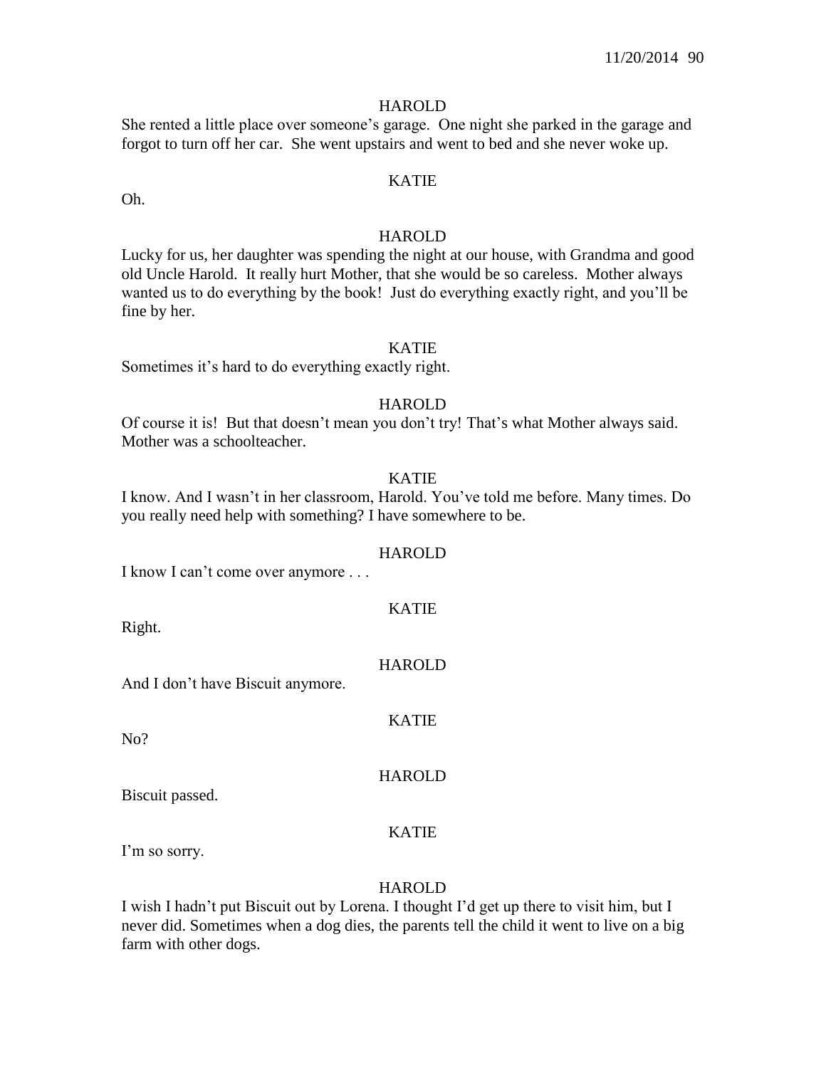HAROLD

She rented a little place over someone's garage. One night she parked in the garage and forgot to turn off her car. She went upstairs and went to bed and she never woke up.

KATIE

Oh.

HAROLD

Lucky for us, her daughter was spending the night at our house, with Grandma and good old Uncle Harold. It really hurt Mother, that she would be so careless. Mother always wanted us to do everything by the book! Just do everything exactly right, and you'll be fine by her.

KATIE

Sometimes it's hard to do everything exactly right.

HAROLD

Of course it is! But that doesn't mean you don't try! That's what Mother always said. Mother was a schoolteacher.

KATIE

I know. And I wasn't in her classroom, Harold. You've told me before. Many times. Do you really need help with something? I have somewhere to be.

HAROLD

I know I can't come over anymore . . .

KATIE

Right.

HAROLD

And I don't have Biscuit anymore.

KATIE

No?

HAROLD

Biscuit passed.

KATIE

I'm so sorry.

HAROLD

I wish I hadn't put Biscuit out by Lorena. I thought I'd get up there to visit him, but I never did. Sometimes when a dog dies, the parents tell the child it went to live on a big farm with other dogs.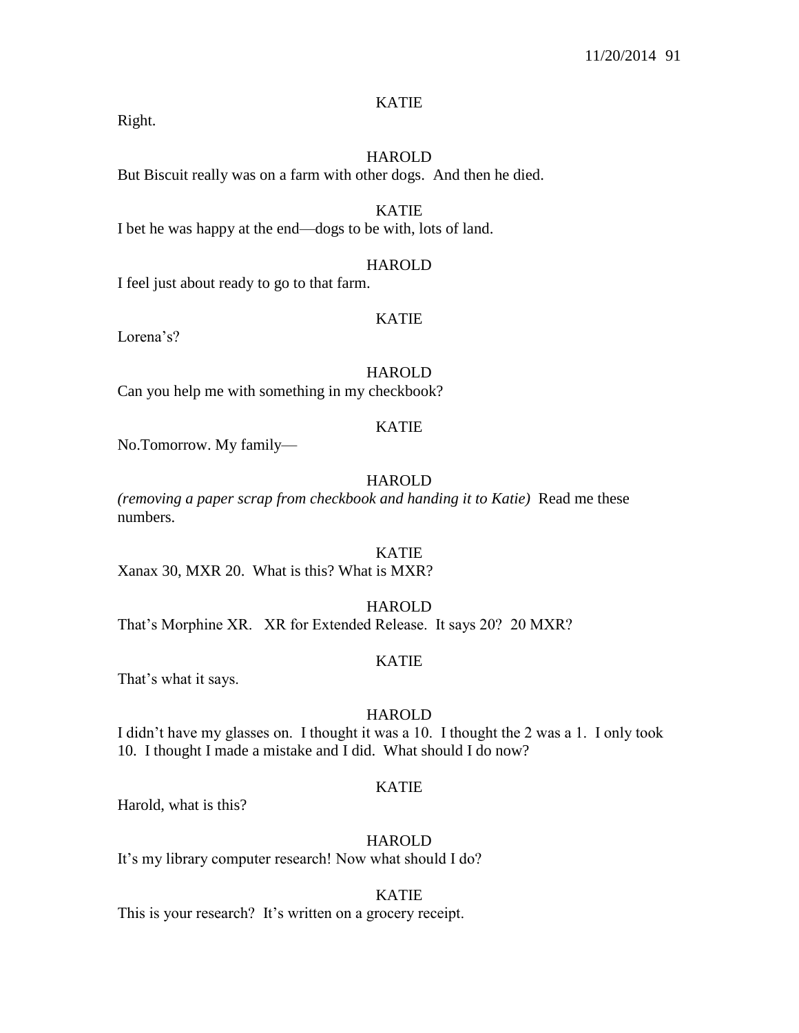KATIE

Right.

HAROLD

But Biscuit really was on a farm with other dogs. And then he died.

KATIE

I bet he was happy at the end—dogs to be with, lots of land.

HAROLD

I feel just about ready to go to that farm.

KATIE

Lorena's?

HAROLD

Can you help me with something in my checkbook?

KATIE

No.Tomorrow. My family—

HAROLD

*(removing a paper scrap from checkbook and handing it to Katie)* Read me these numbers.

KATIE

Xanax 30, MXR 20. What is this? What is MXR?

HAROLD

That's Morphine XR. XR for Extended Release. It says 20? 20 MXR?

KATIE

That's what it says.

HAROLD

I didn't have my glasses on. I thought it was a 10. I thought the 2 was a 1. I only took 10. I thought I made a mistake and I did. What should I do now?

KATIE

Harold, what is this?

HAROLD

It's my library computer research! Now what should I do?

KATIE

This is your research? It's written on a grocery receipt.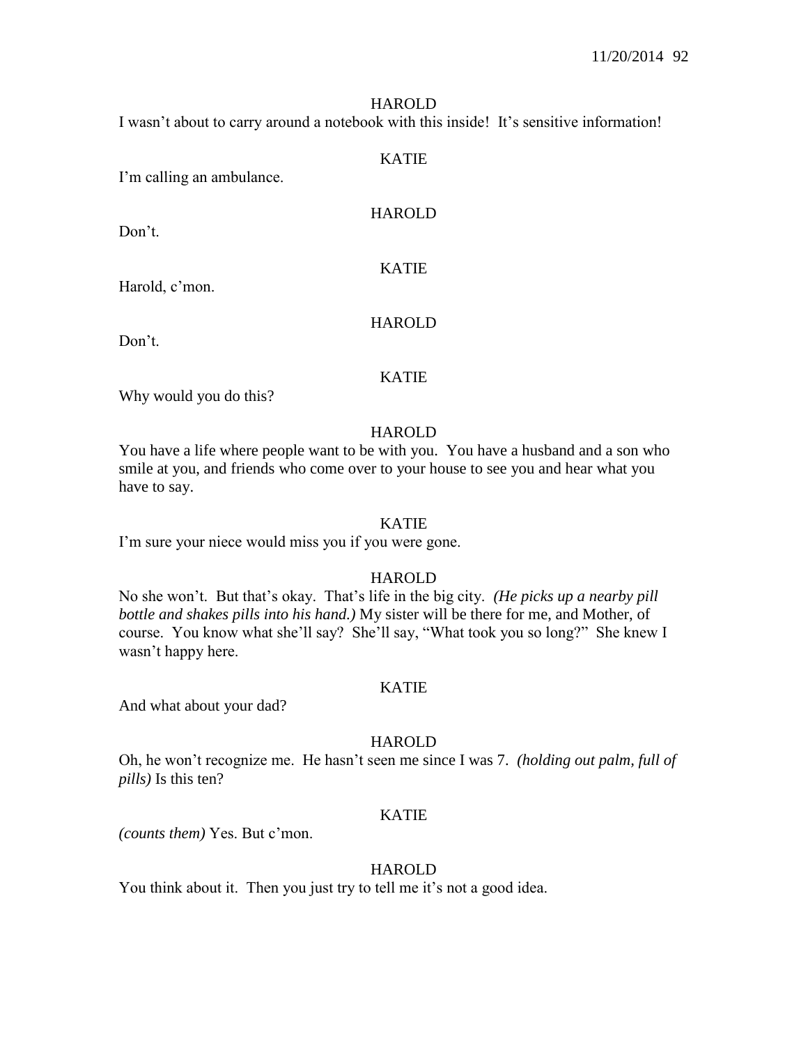HAROLD

I wasn't about to carry around a notebook with this inside! It's sensitive information!

KATIE

I'm calling an ambulance.

HAROLD

Don't.

KATIE

Harold, c'mon.

HAROLD

Don't.

KATIE

Why would you do this?

HAROLD

You have a life where people want to be with you. You have a husband and a son who smile at you, and friends who come over to your house to see you and hear what you have to say.

KATIE

I'm sure your niece would miss you if you were gone.

HAROLD

No she won't. But that's okay. That's life in the big city. *(He picks up a nearby pill bottle and shakes pills into his hand.)* My sister will be there for me, and Mother, of course. You know what she'll say? She'll say, "What took you so long?" She knew I wasn't happy here.

KATIE

And what about your dad?

HAROLD

Oh, he won't recognize me. He hasn't seen me since I was 7. *(holding out palm, full of pills)* Is this ten?

KATIE

*(counts them)* Yes. But c'mon.

HAROLD

You think about it. Then you just try to tell me it's not a good idea.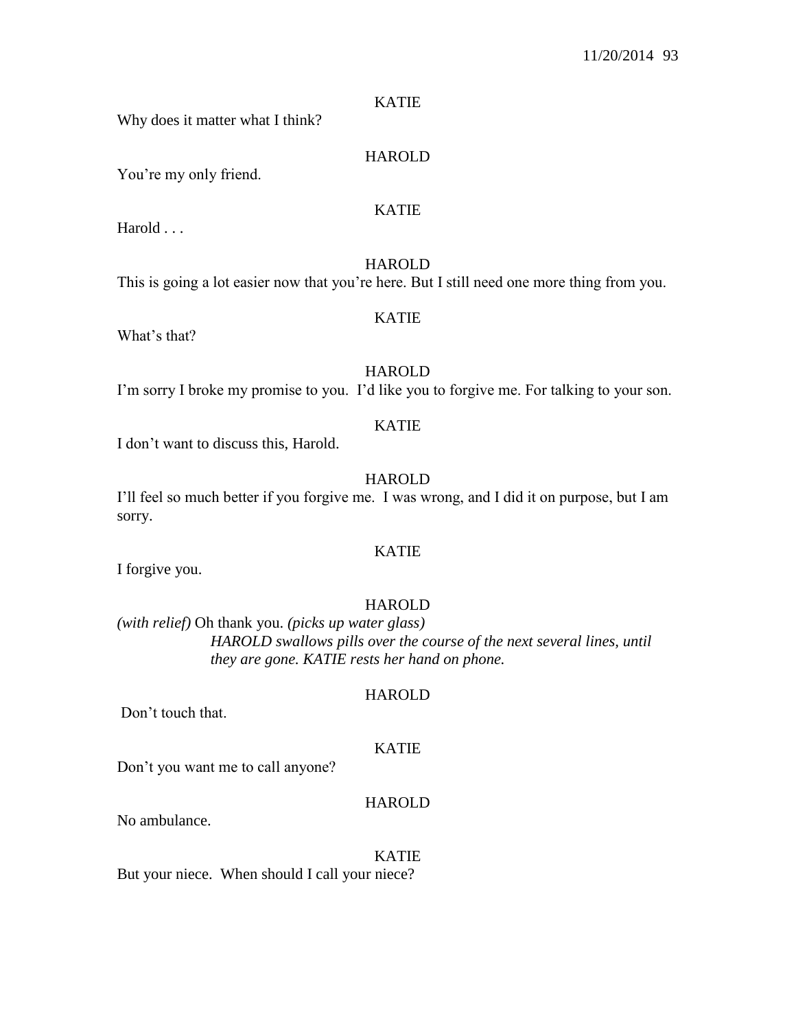KATIE

Why does it matter what I think?

HAROLD

You're my only friend.

KATIE

Harold . . .

HAROLD

This is going a lot easier now that you're here. But I still need one more thing from you.

KATIE

What's that?

HAROLD

I'm sorry I broke my promise to you. I'd like you to forgive me. For talking to your son.

KATIE

I don't want to discuss this, Harold.

HAROLD

I'll feel so much better if you forgive me. I was wrong, and I did it on purpose, but I am sorry.

KATIE

I forgive you.

HAROLD

*(with relief)* Oh thank you. *(picks up water glass)*

*HAROLD swallows pills over the course of the next several lines, until they are gone. KATIE rests her hand on phone.*

HAROLD

Don't touch that.

KATIE

Don't you want me to call anyone?

HAROLD

No ambulance.

KATIE

But your niece. When should I call your niece?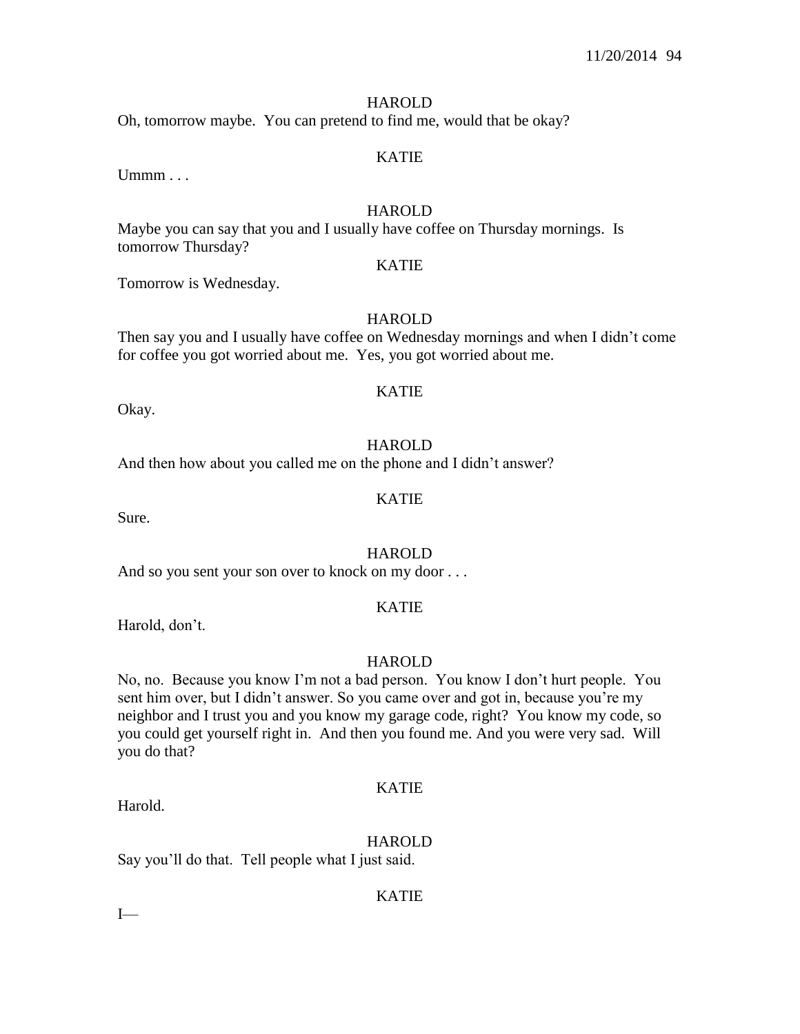HAROLD

Oh, tomorrow maybe. You can pretend to find me, would that be okay?

KATIE

Ummm . . .

HAROLD

Maybe you can say that you and I usually have coffee on Thursday mornings. Is tomorrow Thursday?

KATIE

Tomorrow is Wednesday.

HAROLD

Then say you and I usually have coffee on Wednesday mornings and when I didn't come for coffee you got worried about me. Yes, you got worried about me.

KATIE

Okay.

HAROLD

And then how about you called me on the phone and I didn't answer?

KATIE

Sure.

HAROLD

And so you sent your son over to knock on my door . . .

KATIE

Harold, don't.

HAROLD

No, no. Because you know I'm not a bad person. You know I don't hurt people. You sent him over, but I didn't answer. So you came over and got in, because you're my neighbor and I trust you and you know my garage code, right? You know my code, so you could get yourself right in. And then you found me. And you were very sad. Will you do that?

KATIE

Harold.

HAROLD

Say you'll do that. Tell people what I just said.

KATIE

I—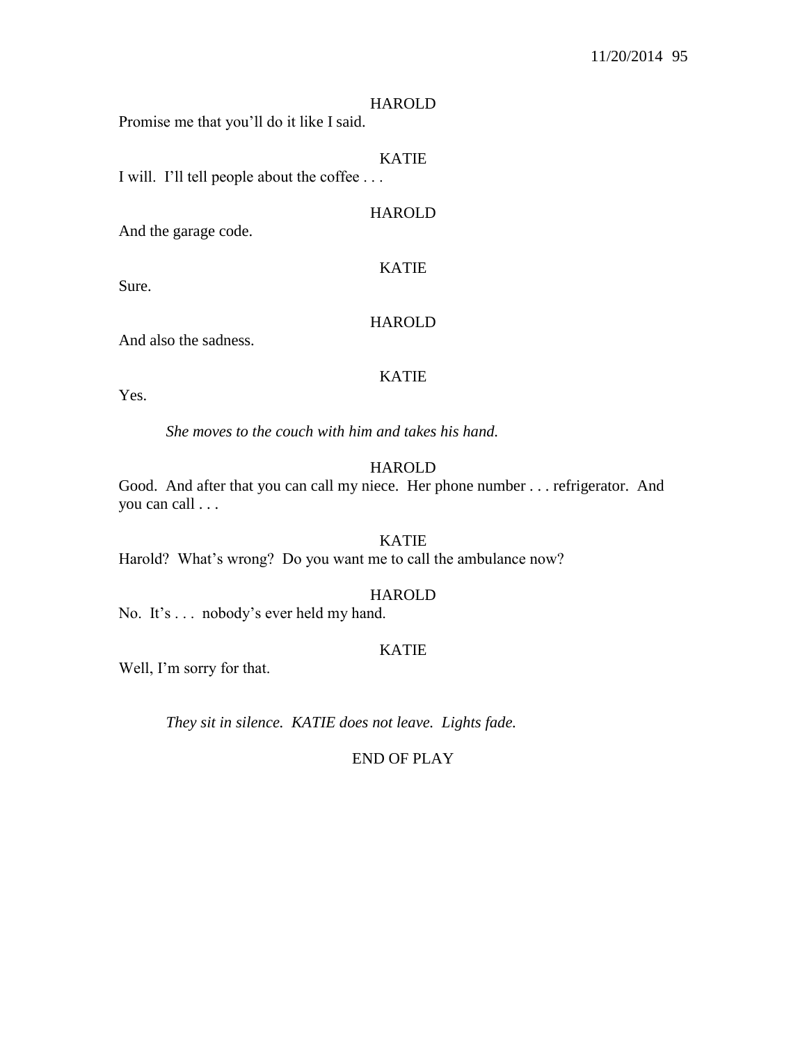HAROLD

Promise me that you'll do it like I said.

KATIE

I will. I'll tell people about the coffee . . .

HAROLD

And the garage code.

KATIE

Sure.

HAROLD

And also the sadness.

KATIE

Yes.

*She moves to the couch with him and takes his hand.*

HAROLD

Good. And after that you can call my niece. Her phone number . . . refrigerator. And you can call . . .

KATIE

Harold? What's wrong? Do you want me to call the ambulance now?

HAROLD

No. It's . . . nobody's ever held my hand.

KATIE

Well, I'm sorry for that.

*They sit in silence. KATIE does not leave. Lights fade.*

END OF PLAY